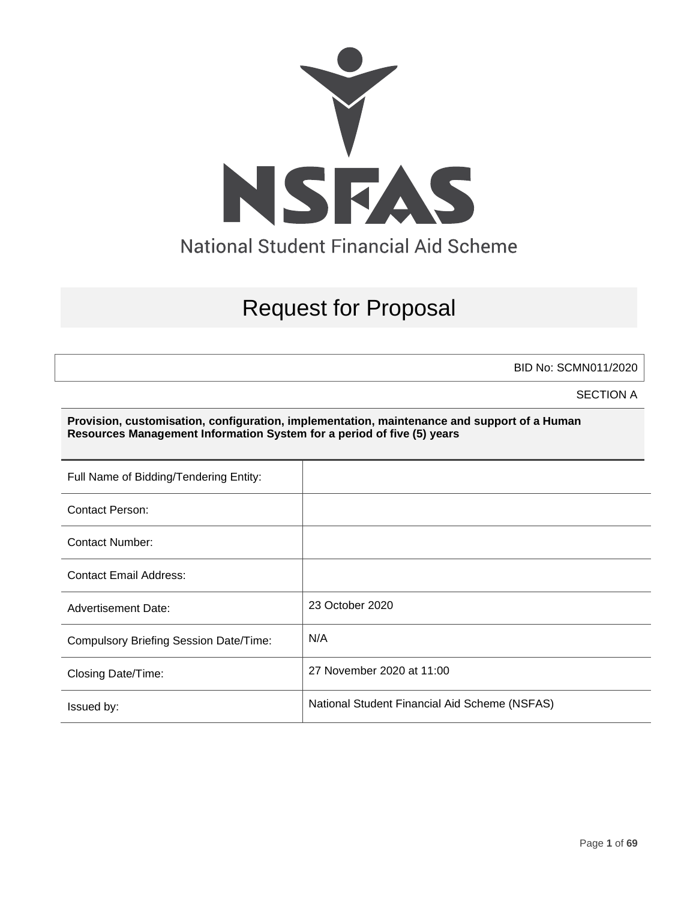NSFAS

National Student Financial Aid Scheme

# Request for Proposal

BID No: SCMN011/2020

SECTION A

**Provision, customisation, configuration, implementation, maintenance and support of a Human Resources Management Information System for a period of five (5) years**

| | |
|---|---|
| Full Name of Bidding/Tendering Entity: | |
| Contact Person: | |
| Contact Number: | |
| Contact Email Address: | |
| Advertisement Date: | 23 October 2020 |
| Compulsory Briefing Session Date/Time: | N/A |
| Closing Date/Time: | 27 November 2020 at 11:00 |
| Issued by: | National Student Financial Aid Scheme (NSFAS) |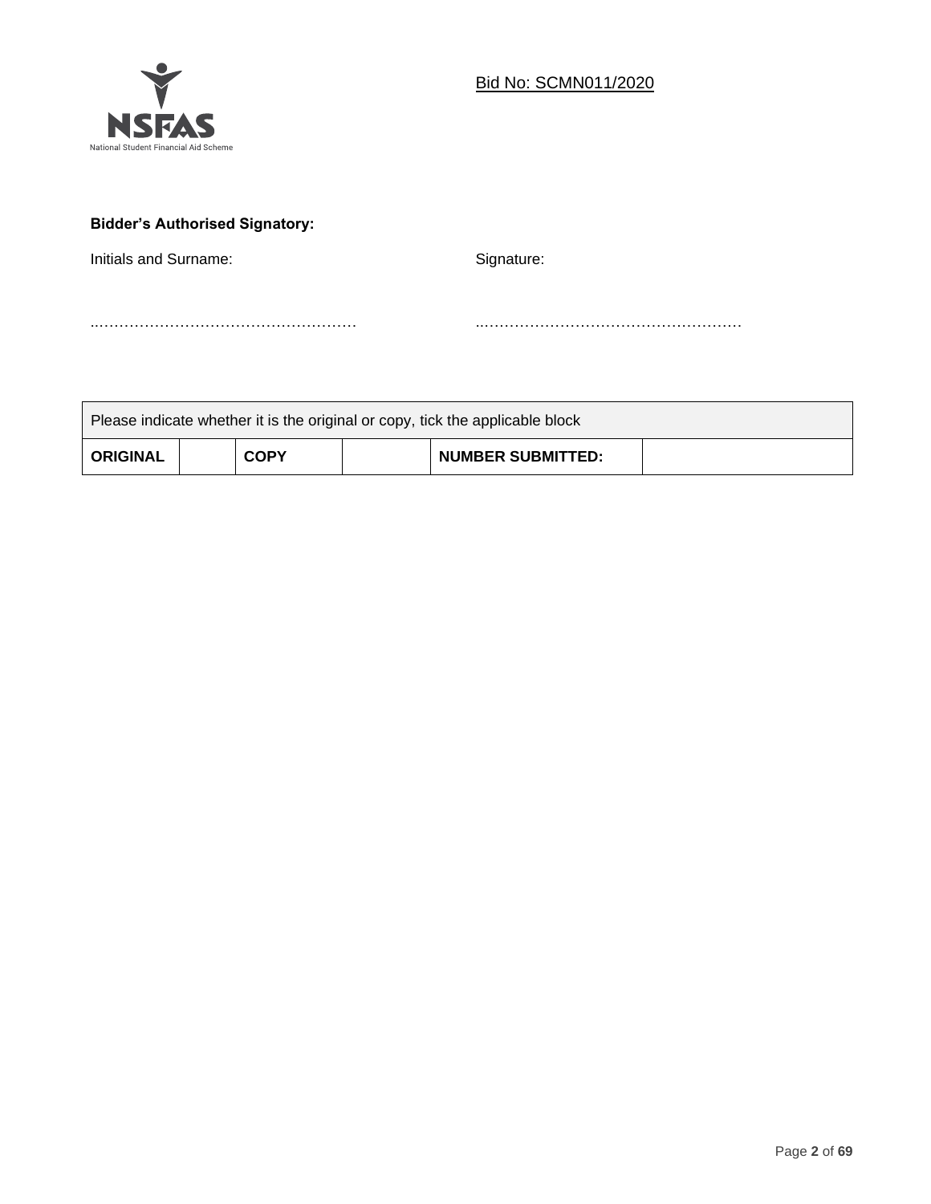Bid No: SCMN011/2020

**Bidder's Authorised Signatory:**

Initials and Surname:

……………………………………………

Signature:

……………………………………………

| Please indicate whether it is the original or copy, tick the applicable block | | | | | |
|---|---|---|---|---|---|
| **ORIGINAL** | | **COPY** | | **NUMBER SUBMITTED:** | |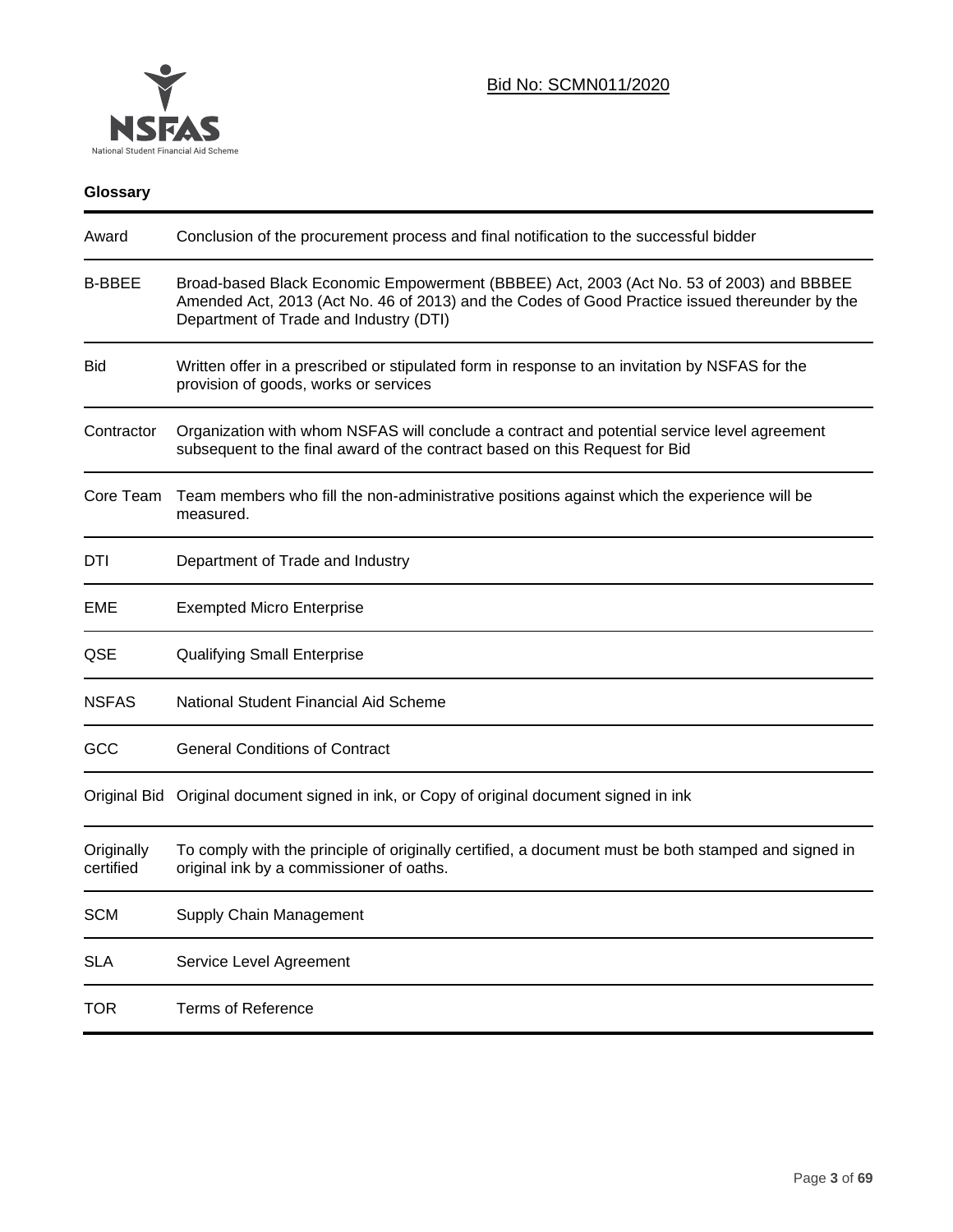Bid No: SCMN011/2020

## Glossary

| Term | Definition |
|---|---|
| Award | Conclusion of the procurement process and final notification to the successful bidder |
| B-BBEE | Broad-based Black Economic Empowerment (BBBEE) Act, 2003 (Act No. 53 of 2003) and BBBEE Amended Act, 2013 (Act No. 46 of 2013) and the Codes of Good Practice issued thereunder by the Department of Trade and Industry (DTI) |
| Bid | Written offer in a prescribed or stipulated form in response to an invitation by NSFAS for the provision of goods, works or services |
| Contractor | Organization with whom NSFAS will conclude a contract and potential service level agreement subsequent to the final award of the contract based on this Request for Bid |
| Core Team | Team members who fill the non-administrative positions against which the experience will be measured. |
| DTI | Department of Trade and Industry |
| EME | Exempted Micro Enterprise |
| QSE | Qualifying Small Enterprise |
| NSFAS | National Student Financial Aid Scheme |
| GCC | General Conditions of Contract |
| Original Bid | Original document signed in ink, or Copy of original document signed in ink |
| Originally certified | To comply with the principle of originally certified, a document must be both stamped and signed in original ink by a commissioner of oaths. |
| SCM | Supply Chain Management |
| SLA | Service Level Agreement |
| TOR | Terms of Reference |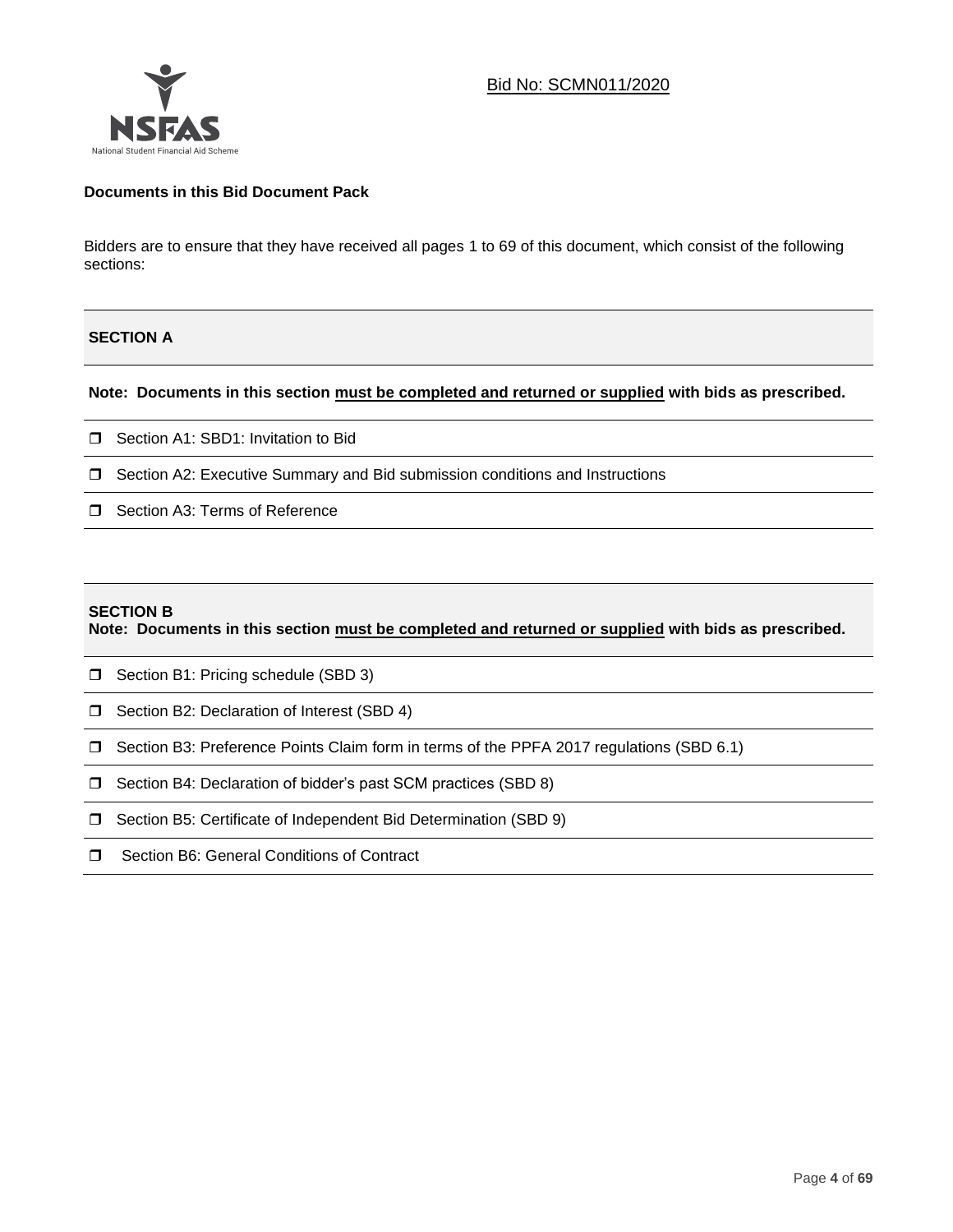Bid No: SCMN011/2020

**Documents in this Bid Document Pack**

Bidders are to ensure that they have received all pages 1 to 69 of this document, which consist of the following sections:

## SECTION A

**Note: Documents in this section must be completed and returned or supplied with bids as prescribed.**

- ☐ Section A1: SBD1: Invitation to Bid
- ☐ Section A2: Executive Summary and Bid submission conditions and Instructions
- ☐ Section A3: Terms of Reference

## SECTION B

**Note: Documents in this section must be completed and returned or supplied with bids as prescribed.**

- ☐ Section B1: Pricing schedule (SBD 3)
- ☐ Section B2: Declaration of Interest (SBD 4)
- ☐ Section B3: Preference Points Claim form in terms of the PPFA 2017 regulations (SBD 6.1)
- ☐ Section B4: Declaration of bidder's past SCM practices (SBD 8)
- ☐ Section B5: Certificate of Independent Bid Determination (SBD 9)
- ☐ Section B6: General Conditions of Contract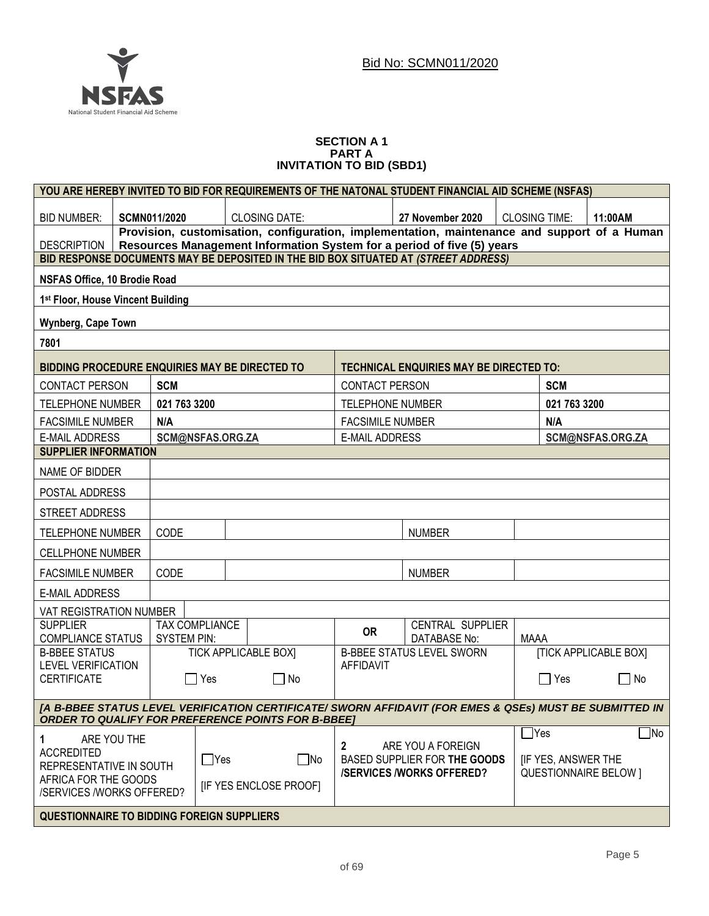Bid No: SCMN011/2020

### SECTION A 1
### PART A
### INVITATION TO BID (SBD1)

| **YOU ARE HEREBY INVITED TO BID FOR REQUIREMENTS OF THE NATONAL STUDENT FINANCIAL AID SCHEME (NSFAS)** | | | | | |
|---|---|---|---|---|---|
| BID NUMBER: | **SCMN011/2020** | CLOSING DATE: | **27 November 2020** | CLOSING TIME: | **11:00AM** |
| DESCRIPTION | **Provision, customisation, configuration, implementation, maintenance and support of a Human Resources Management Information System for a period of five (5) years** | | | | |
| **BID RESPONSE DOCUMENTS MAY BE DEPOSITED IN THE BID BOX SITUATED AT *(STREET ADDRESS)*** | | | | | |
| **NSFAS Office, 10 Brodie Road** | | | | | |
| **1st Floor, House Vincent Building** | | | | | |
| **Wynberg, Cape Town** | | | | | |
| **7801** | | | | | |

| **BIDDING PROCEDURE ENQUIRIES MAY BE DIRECTED TO** | | **TECHNICAL ENQUIRIES MAY BE DIRECTED TO:** | |
|---|---|---|---|
| CONTACT PERSON | **SCM** | CONTACT PERSON | **SCM** |
| TELEPHONE NUMBER | **021 763 3200** | TELEPHONE NUMBER | **021 763 3200** |
| FACSIMILE NUMBER | **N/A** | FACSIMILE NUMBER | **N/A** |
| E-MAIL ADDRESS | **SCM@NSFAS.ORG.ZA** | E-MAIL ADDRESS | **SCM@NSFAS.ORG.ZA** |

| **SUPPLIER INFORMATION** | | | | | |
|---|---|---|---|---|---|
| NAME OF BIDDER | | | | | |
| POSTAL ADDRESS | | | | | |
| STREET ADDRESS | | | | | |
| TELEPHONE NUMBER | CODE | | NUMBER | | |
| CELLPHONE NUMBER | | | | | |
| FACSIMILE NUMBER | CODE | | NUMBER | | |
| E-MAIL ADDRESS | | | | | |
| VAT REGISTRATION NUMBER | | | | | |
| SUPPLIER COMPLIANCE STATUS | TAX COMPLIANCE SYSTEM PIN: | | **OR** | CENTRAL SUPPLIER DATABASE No: | MAAA |
| B-BBEE STATUS LEVEL VERIFICATION CERTIFICATE | TICK APPLICABLE BOX] ☐ Yes ☐ No | | B-BBEE STATUS LEVEL SWORN AFFIDAVIT | | [TICK APPLICABLE BOX] ☐ Yes ☐ No |
| ***[A B-BBEE STATUS LEVEL VERIFICATION CERTIFICATE/ SWORN AFFIDAVIT (FOR EMES & QSEs) MUST BE SUBMITTED IN ORDER TO QUALIFY FOR PREFERENCE POINTS FOR B-BBEE]*** | | | | | |
| **1** ARE YOU THE ACCREDITED REPRESENTATIVE IN SOUTH AFRICA FOR THE GOODS /SERVICES /WORKS OFFERED? | ☐Yes ☐No [IF YES ENCLOSE PROOF] | | **2** ARE YOU A FOREIGN BASED SUPPLIER FOR **THE GOODS /SERVICES /WORKS OFFERED?** | | ☐Yes ☐No [IF YES, ANSWER THE QUESTIONNAIRE BELOW ] |
| **QUESTIONNAIRE TO BIDDING FOREIGN SUPPLIERS** | | | | | |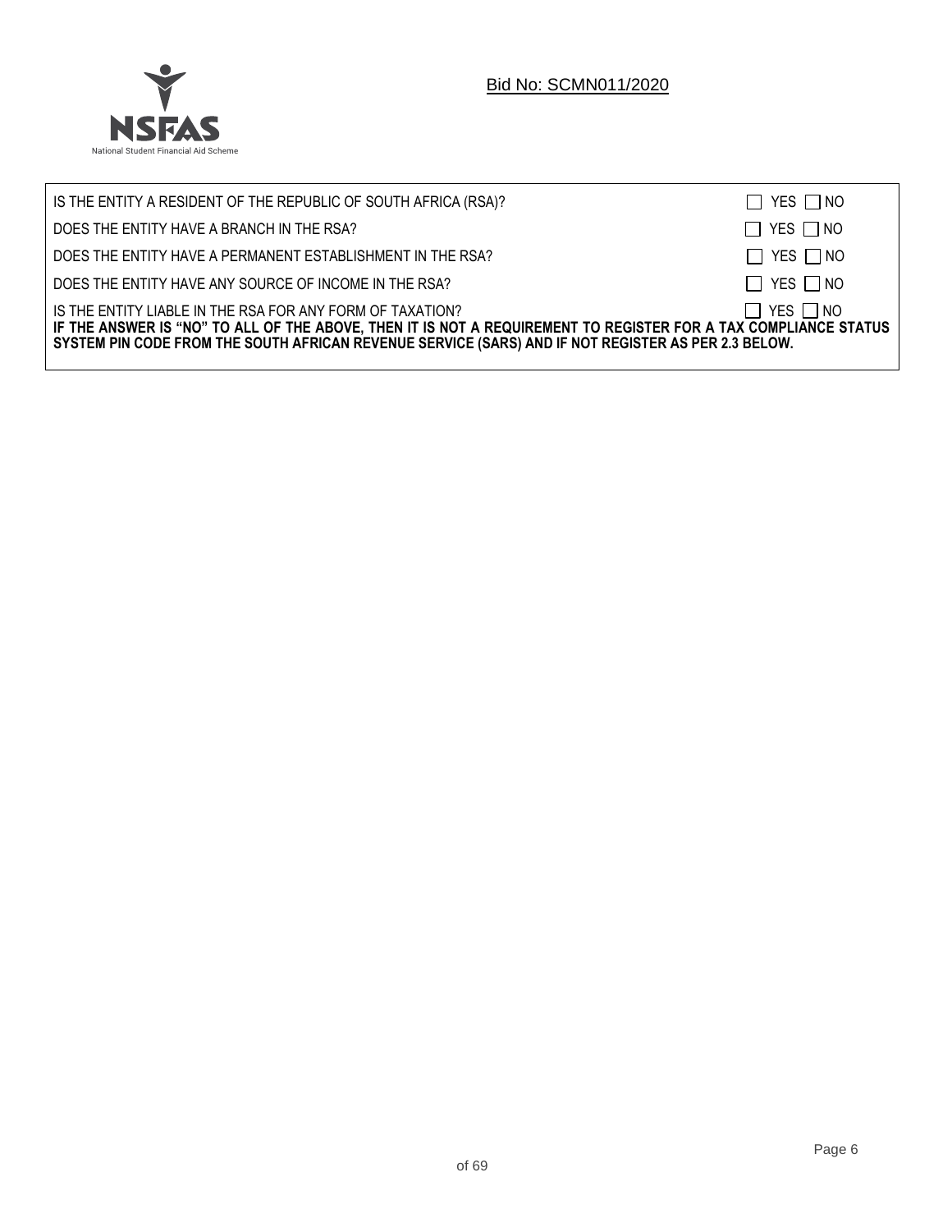| | |
|---|---|
| IS THE ENTITY A RESIDENT OF THE REPUBLIC OF SOUTH AFRICA (RSA)? | ☐ YES ☐ NO |
| DOES THE ENTITY HAVE A BRANCH IN THE RSA? | ☐ YES ☐ NO |
| DOES THE ENTITY HAVE A PERMANENT ESTABLISHMENT IN THE RSA? | ☐ YES ☐ NO |
| DOES THE ENTITY HAVE ANY SOURCE OF INCOME IN THE RSA? | ☐ YES ☐ NO |
| IS THE ENTITY LIABLE IN THE RSA FOR ANY FORM OF TAXATION? | ☐ YES ☐ NO |

**IF THE ANSWER IS "NO" TO ALL OF THE ABOVE, THEN IT IS NOT A REQUIREMENT TO REGISTER FOR A TAX COMPLIANCE STATUS SYSTEM PIN CODE FROM THE SOUTH AFRICAN REVENUE SERVICE (SARS) AND IF NOT REGISTER AS PER 2.3 BELOW.**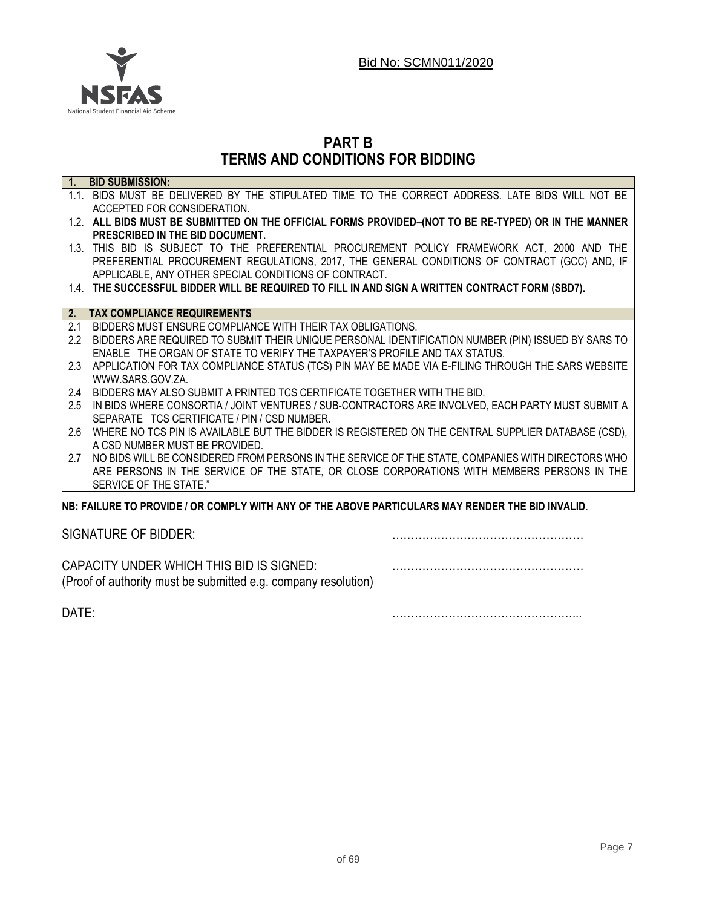Bid No: SCMN011/2020

# PART B
# TERMS AND CONDITIONS FOR BIDDING

**1. BID SUBMISSION:**

1.1. BIDS MUST BE DELIVERED BY THE STIPULATED TIME TO THE CORRECT ADDRESS. LATE BIDS WILL NOT BE ACCEPTED FOR CONSIDERATION.

1.2. **ALL BIDS MUST BE SUBMITTED ON THE OFFICIAL FORMS PROVIDED–(NOT TO BE RE-TYPED) OR IN THE MANNER PRESCRIBED IN THE BID DOCUMENT.**

1.3. THIS BID IS SUBJECT TO THE PREFERENTIAL PROCUREMENT POLICY FRAMEWORK ACT, 2000 AND THE PREFERENTIAL PROCUREMENT REGULATIONS, 2017, THE GENERAL CONDITIONS OF CONTRACT (GCC) AND, IF APPLICABLE, ANY OTHER SPECIAL CONDITIONS OF CONTRACT.

1.4. **THE SUCCESSFUL BIDDER WILL BE REQUIRED TO FILL IN AND SIGN A WRITTEN CONTRACT FORM (SBD7).**

**2. TAX COMPLIANCE REQUIREMENTS**

2.1 BIDDERS MUST ENSURE COMPLIANCE WITH THEIR TAX OBLIGATIONS.

2.2 BIDDERS ARE REQUIRED TO SUBMIT THEIR UNIQUE PERSONAL IDENTIFICATION NUMBER (PIN) ISSUED BY SARS TO ENABLE THE ORGAN OF STATE TO VERIFY THE TAXPAYER'S PROFILE AND TAX STATUS.

2.3 APPLICATION FOR TAX COMPLIANCE STATUS (TCS) PIN MAY BE MADE VIA E-FILING THROUGH THE SARS WEBSITE WWW.SARS.GOV.ZA.

2.4 BIDDERS MAY ALSO SUBMIT A PRINTED TCS CERTIFICATE TOGETHER WITH THE BID.

2.5 IN BIDS WHERE CONSORTIA / JOINT VENTURES / SUB-CONTRACTORS ARE INVOLVED, EACH PARTY MUST SUBMIT A SEPARATE TCS CERTIFICATE / PIN / CSD NUMBER.

2.6 WHERE NO TCS PIN IS AVAILABLE BUT THE BIDDER IS REGISTERED ON THE CENTRAL SUPPLIER DATABASE (CSD), A CSD NUMBER MUST BE PROVIDED.

2.7 NO BIDS WILL BE CONSIDERED FROM PERSONS IN THE SERVICE OF THE STATE, COMPANIES WITH DIRECTORS WHO ARE PERSONS IN THE SERVICE OF THE STATE, OR CLOSE CORPORATIONS WITH MEMBERS PERSONS IN THE SERVICE OF THE STATE."

**NB: FAILURE TO PROVIDE / OR COMPLY WITH ANY OF THE ABOVE PARTICULARS MAY RENDER THE BID INVALID**.

SIGNATURE OF BIDDER: ……………………………………………

CAPACITY UNDER WHICH THIS BID IS SIGNED: ……………………………………………
(Proof of authority must be submitted e.g. company resolution)

DATE: …………………………………………...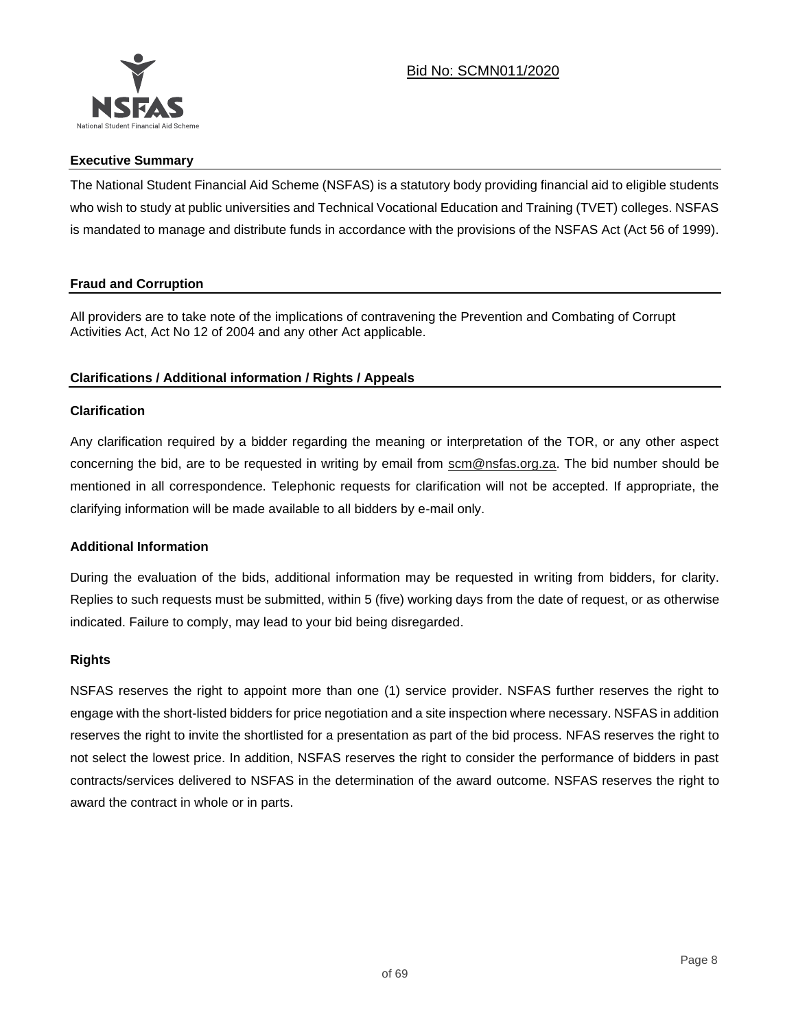## Executive Summary

The National Student Financial Aid Scheme (NSFAS) is a statutory body providing financial aid to eligible students who wish to study at public universities and Technical Vocational Education and Training (TVET) colleges. NSFAS is mandated to manage and distribute funds in accordance with the provisions of the NSFAS Act (Act 56 of 1999).

## Fraud and Corruption

All providers are to take note of the implications of contravening the Prevention and Combating of Corrupt Activities Act, Act No 12 of 2004 and any other Act applicable.

## Clarifications / Additional information / Rights / Appeals

### Clarification

Any clarification required by a bidder regarding the meaning or interpretation of the TOR, or any other aspect concerning the bid, are to be requested in writing by email from scm@nsfas.org.za. The bid number should be mentioned in all correspondence. Telephonic requests for clarification will not be accepted. If appropriate, the clarifying information will be made available to all bidders by e-mail only.

### Additional Information

During the evaluation of the bids, additional information may be requested in writing from bidders, for clarity. Replies to such requests must be submitted, within 5 (five) working days from the date of request, or as otherwise indicated. Failure to comply, may lead to your bid being disregarded.

### Rights

NSFAS reserves the right to appoint more than one (1) service provider. NSFAS further reserves the right to engage with the short-listed bidders for price negotiation and a site inspection where necessary. NSFAS in addition reserves the right to invite the shortlisted for a presentation as part of the bid process. NFAS reserves the right to not select the lowest price. In addition, NSFAS reserves the right to consider the performance of bidders in past contracts/services delivered to NSFAS in the determination of the award outcome. NSFAS reserves the right to award the contract in whole or in parts.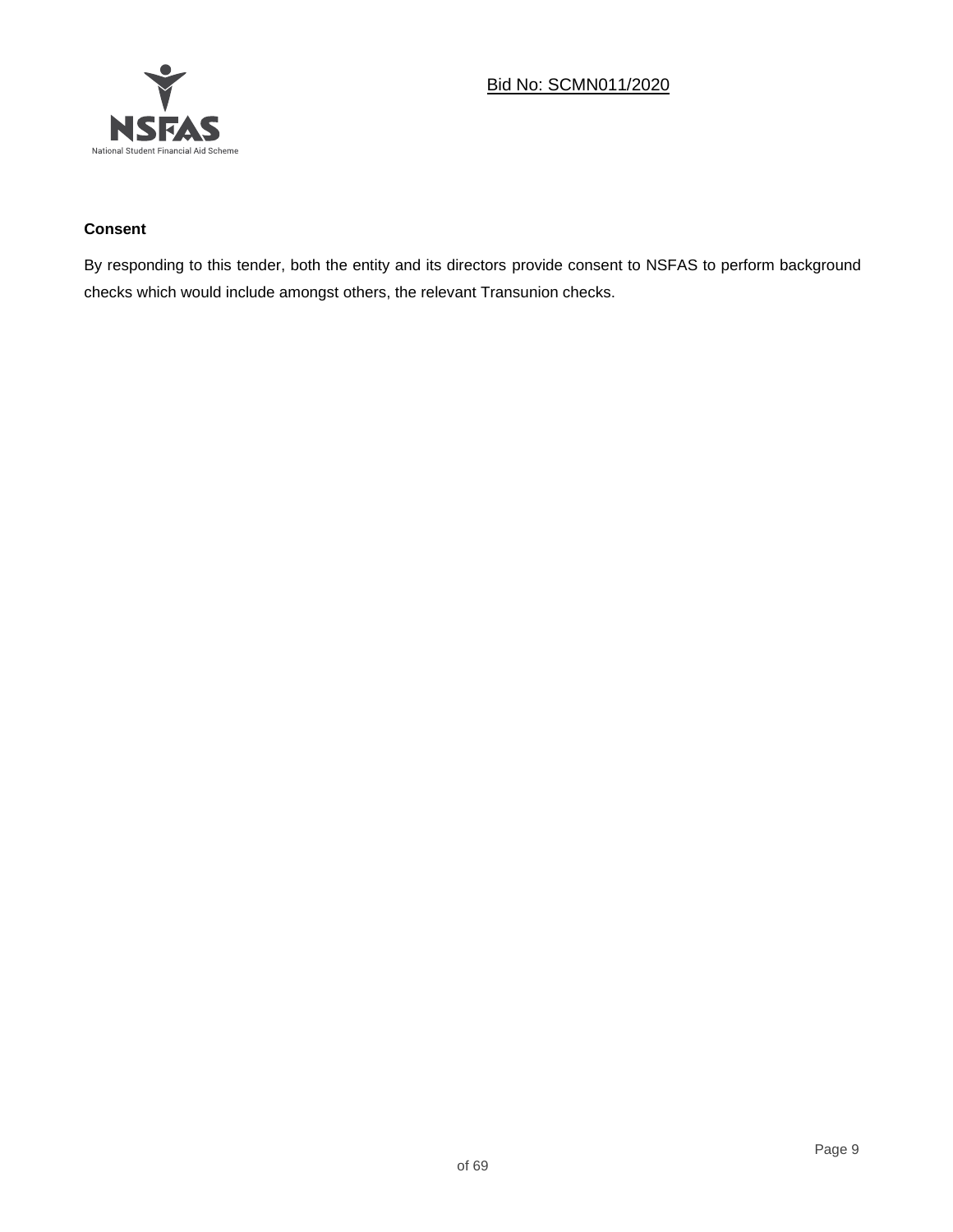**Consent**

By responding to this tender, both the entity and its directors provide consent to NSFAS to perform background checks which would include amongst others, the relevant Transunion checks.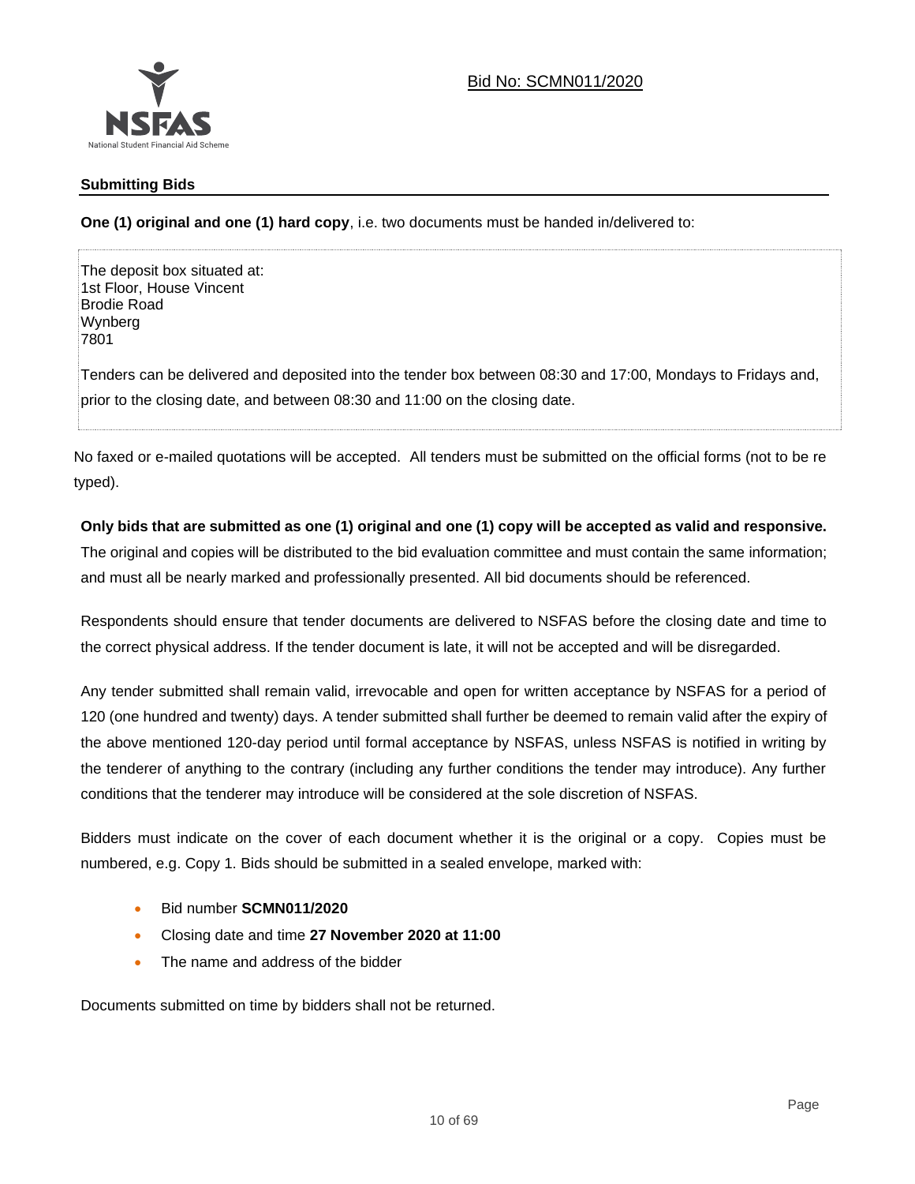Bid No: SCMN011/2020

## Submitting Bids

**One (1) original and one (1) hard copy**, i.e. two documents must be handed in/delivered to:

The deposit box situated at:
1st Floor, House Vincent
Brodie Road
Wynberg
7801

Tenders can be delivered and deposited into the tender box between 08:30 and 17:00, Mondays to Fridays and, prior to the closing date, and between 08:30 and 11:00 on the closing date.

No faxed or e-mailed quotations will be accepted. All tenders must be submitted on the official forms (not to be re typed).

**Only bids that are submitted as one (1) original and one (1) copy will be accepted as valid and responsive.** The original and copies will be distributed to the bid evaluation committee and must contain the same information; and must all be nearly marked and professionally presented. All bid documents should be referenced.

Respondents should ensure that tender documents are delivered to NSFAS before the closing date and time to the correct physical address. If the tender document is late, it will not be accepted and will be disregarded.

Any tender submitted shall remain valid, irrevocable and open for written acceptance by NSFAS for a period of 120 (one hundred and twenty) days. A tender submitted shall further be deemed to remain valid after the expiry of the above mentioned 120-day period until formal acceptance by NSFAS, unless NSFAS is notified in writing by the tenderer of anything to the contrary (including any further conditions the tender may introduce). Any further conditions that the tenderer may introduce will be considered at the sole discretion of NSFAS.

Bidders must indicate on the cover of each document whether it is the original or a copy. Copies must be numbered, e.g. Copy 1. Bids should be submitted in a sealed envelope, marked with:

- Bid number **SCMN011/2020**
- Closing date and time **27 November 2020 at 11:00**
- The name and address of the bidder

Documents submitted on time by bidders shall not be returned.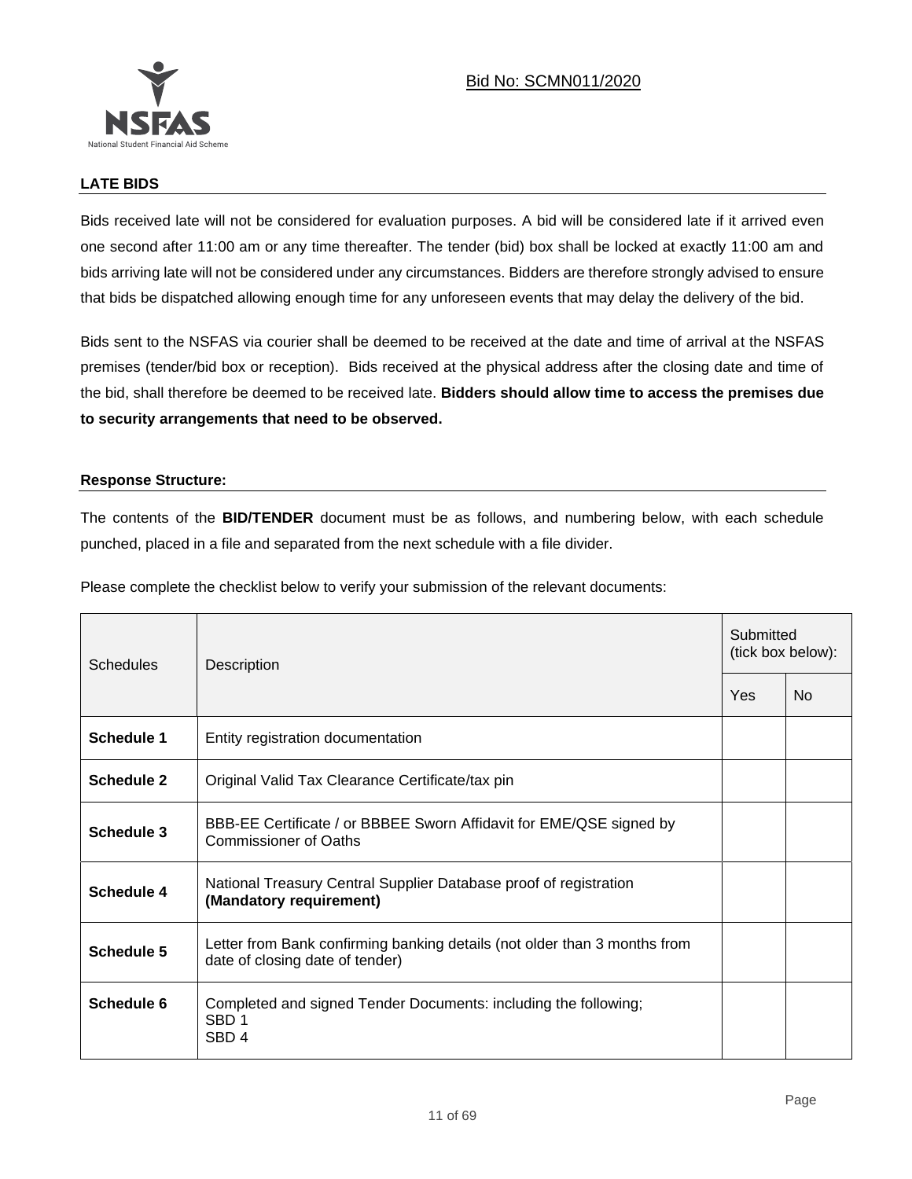Bid No: SCMN011/2020

## LATE BIDS

Bids received late will not be considered for evaluation purposes. A bid will be considered late if it arrived even one second after 11:00 am or any time thereafter. The tender (bid) box shall be locked at exactly 11:00 am and bids arriving late will not be considered under any circumstances. Bidders are therefore strongly advised to ensure that bids be dispatched allowing enough time for any unforeseen events that may delay the delivery of the bid.

Bids sent to the NSFAS via courier shall be deemed to be received at the date and time of arrival at the NSFAS premises (tender/bid box or reception). Bids received at the physical address after the closing date and time of the bid, shall therefore be deemed to be received late. **Bidders should allow time to access the premises due to security arrangements that need to be observed.**

## Response Structure:

The contents of the **BID/TENDER** document must be as follows, and numbering below, with each schedule punched, placed in a file and separated from the next schedule with a file divider.

Please complete the checklist below to verify your submission of the relevant documents:

| Schedules | Description | Submitted (tick box below): | |
|---|---|---|---|
| | | Yes | No |
| **Schedule 1** | Entity registration documentation | | |
| **Schedule 2** | Original Valid Tax Clearance Certificate/tax pin | | |
| **Schedule 3** | BBB-EE Certificate / or BBBEE Sworn Affidavit for EME/QSE signed by Commissioner of Oaths | | |
| **Schedule 4** | National Treasury Central Supplier Database proof of registration **(Mandatory requirement)** | | |
| **Schedule 5** | Letter from Bank confirming banking details (not older than 3 months from date of closing date of tender) | | |
| **Schedule 6** | Completed and signed Tender Documents: including the following; SBD 1 SBD 4 | | |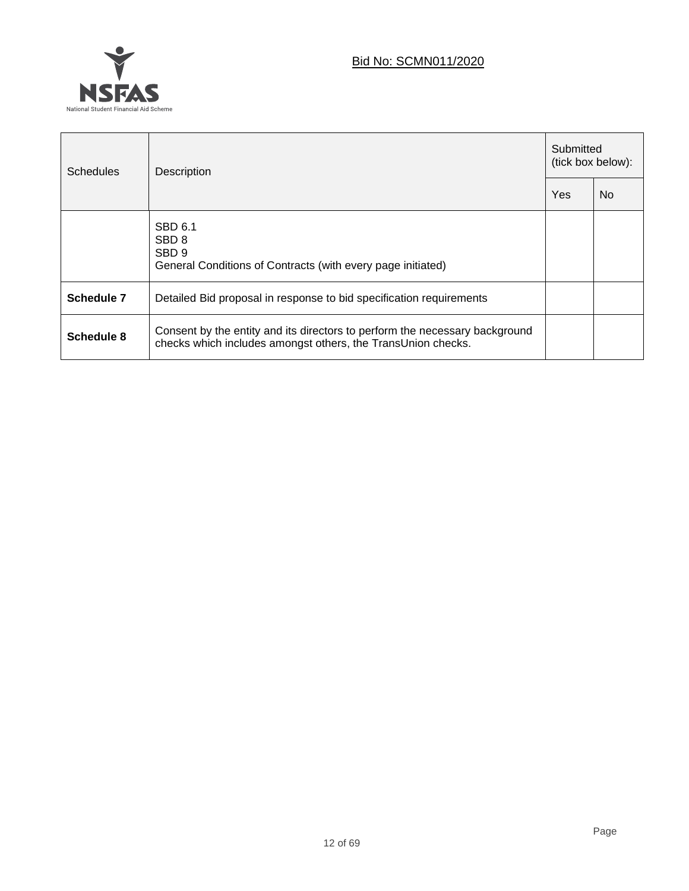| Schedules | Description | Submitted (tick box below): | |
|---|---|---|---|
| | | Yes | No |
| | SBD 6.1<br>SBD 8<br>SBD 9<br>General Conditions of Contracts (with every page initiated) | | |
| **Schedule 7** | Detailed Bid proposal in response to bid specification requirements | | |
| **Schedule 8** | Consent by the entity and its directors to perform the necessary background checks which includes amongst others, the TransUnion checks. | | |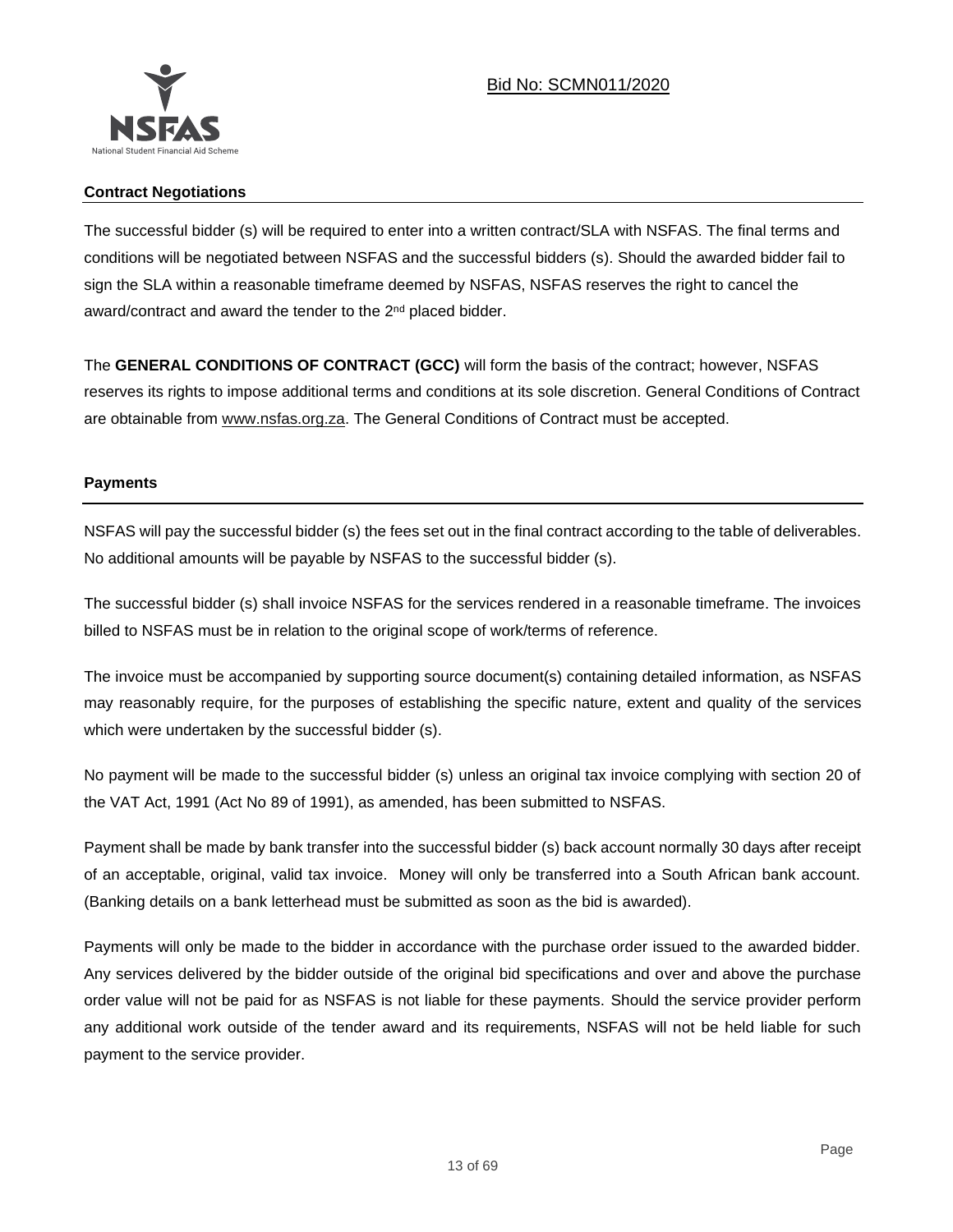## Contract Negotiations

The successful bidder (s) will be required to enter into a written contract/SLA with NSFAS. The final terms and conditions will be negotiated between NSFAS and the successful bidders (s). Should the awarded bidder fail to sign the SLA within a reasonable timeframe deemed by NSFAS, NSFAS reserves the right to cancel the award/contract and award the tender to the 2nd placed bidder.

The **GENERAL CONDITIONS OF CONTRACT (GCC)** will form the basis of the contract; however, NSFAS reserves its rights to impose additional terms and conditions at its sole discretion. General Conditions of Contract are obtainable from www.nsfas.org.za. The General Conditions of Contract must be accepted.

## Payments

NSFAS will pay the successful bidder (s) the fees set out in the final contract according to the table of deliverables. No additional amounts will be payable by NSFAS to the successful bidder (s).

The successful bidder (s) shall invoice NSFAS for the services rendered in a reasonable timeframe. The invoices billed to NSFAS must be in relation to the original scope of work/terms of reference.

The invoice must be accompanied by supporting source document(s) containing detailed information, as NSFAS may reasonably require, for the purposes of establishing the specific nature, extent and quality of the services which were undertaken by the successful bidder (s).

No payment will be made to the successful bidder (s) unless an original tax invoice complying with section 20 of the VAT Act, 1991 (Act No 89 of 1991), as amended, has been submitted to NSFAS.

Payment shall be made by bank transfer into the successful bidder (s) back account normally 30 days after receipt of an acceptable, original, valid tax invoice. Money will only be transferred into a South African bank account. (Banking details on a bank letterhead must be submitted as soon as the bid is awarded).

Payments will only be made to the bidder in accordance with the purchase order issued to the awarded bidder. Any services delivered by the bidder outside of the original bid specifications and over and above the purchase order value will not be paid for as NSFAS is not liable for these payments. Should the service provider perform any additional work outside of the tender award and its requirements, NSFAS will not be held liable for such payment to the service provider.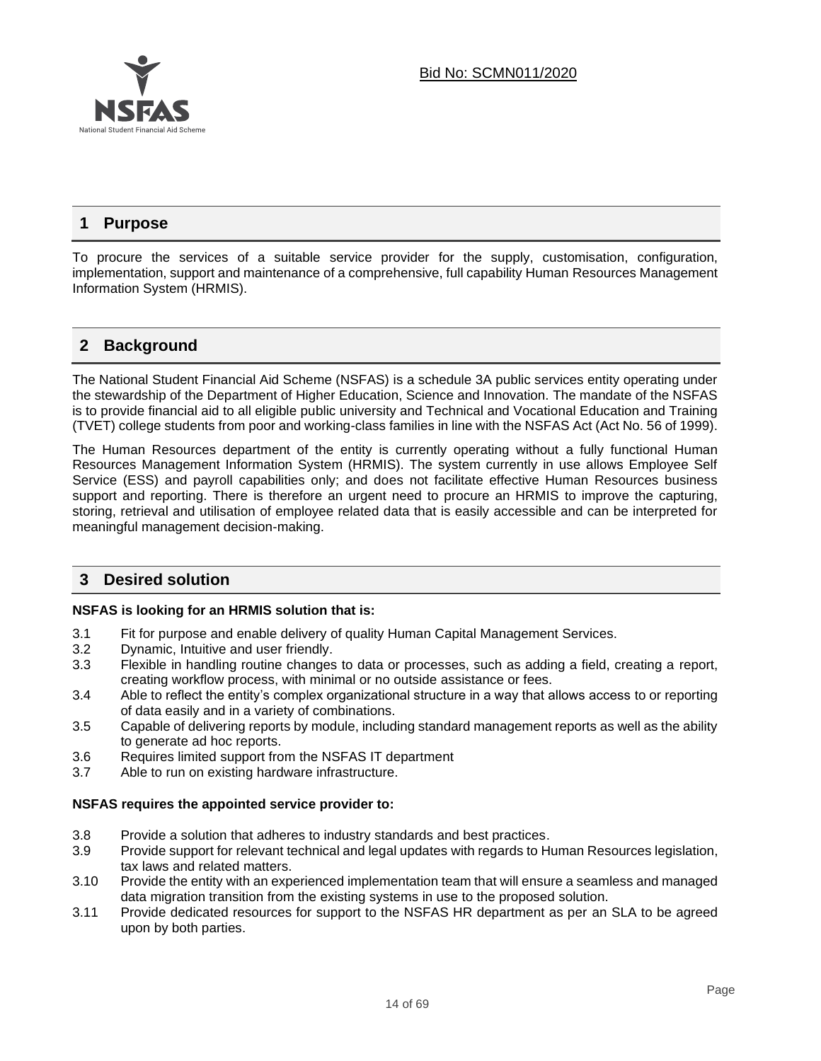Bid No: SCMN011/2020

## 1 Purpose

To procure the services of a suitable service provider for the supply, customisation, configuration, implementation, support and maintenance of a comprehensive, full capability Human Resources Management Information System (HRMIS).

## 2 Background

The National Student Financial Aid Scheme (NSFAS) is a schedule 3A public services entity operating under the stewardship of the Department of Higher Education, Science and Innovation. The mandate of the NSFAS is to provide financial aid to all eligible public university and Technical and Vocational Education and Training (TVET) college students from poor and working-class families in line with the NSFAS Act (Act No. 56 of 1999).

The Human Resources department of the entity is currently operating without a fully functional Human Resources Management Information System (HRMIS). The system currently in use allows Employee Self Service (ESS) and payroll capabilities only; and does not facilitate effective Human Resources business support and reporting. There is therefore an urgent need to procure an HRMIS to improve the capturing, storing, retrieval and utilisation of employee related data that is easily accessible and can be interpreted for meaningful management decision-making.

## 3 Desired solution

**NSFAS is looking for an HRMIS solution that is:**

3.1 Fit for purpose and enable delivery of quality Human Capital Management Services.

3.2 Dynamic, Intuitive and user friendly.

3.3 Flexible in handling routine changes to data or processes, such as adding a field, creating a report, creating workflow process, with minimal or no outside assistance or fees.

3.4 Able to reflect the entity's complex organizational structure in a way that allows access to or reporting of data easily and in a variety of combinations.

3.5 Capable of delivering reports by module, including standard management reports as well as the ability to generate ad hoc reports.

3.6 Requires limited support from the NSFAS IT department

3.7 Able to run on existing hardware infrastructure.

**NSFAS requires the appointed service provider to:**

3.8 Provide a solution that adheres to industry standards and best practices.

3.9 Provide support for relevant technical and legal updates with regards to Human Resources legislation, tax laws and related matters.

3.10 Provide the entity with an experienced implementation team that will ensure a seamless and managed data migration transition from the existing systems in use to the proposed solution.

3.11 Provide dedicated resources for support to the NSFAS HR department as per an SLA to be agreed upon by both parties.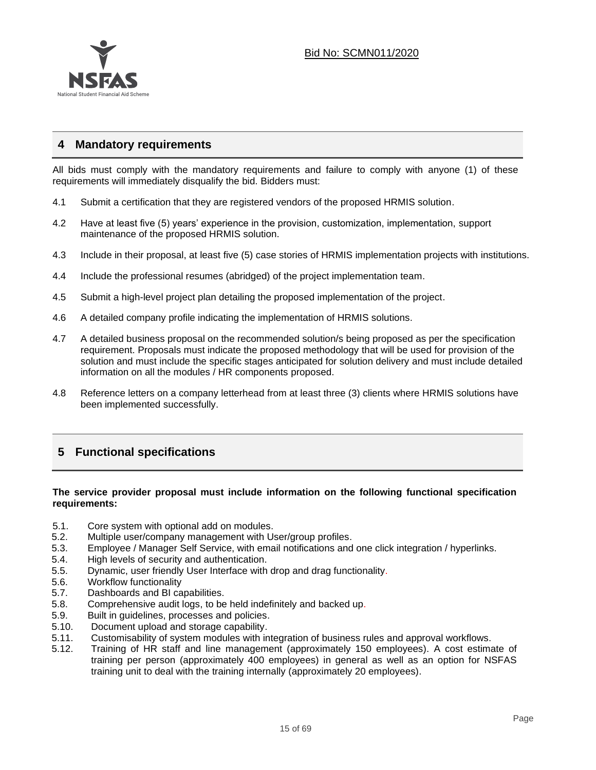## 4 Mandatory requirements

All bids must comply with the mandatory requirements and failure to comply with anyone (1) of these requirements will immediately disqualify the bid. Bidders must:

4.1 Submit a certification that they are registered vendors of the proposed HRMIS solution.

4.2 Have at least five (5) years' experience in the provision, customization, implementation, support maintenance of the proposed HRMIS solution.

4.3 Include in their proposal, at least five (5) case stories of HRMIS implementation projects with institutions.

4.4 Include the professional resumes (abridged) of the project implementation team.

4.5 Submit a high-level project plan detailing the proposed implementation of the project.

4.6 A detailed company profile indicating the implementation of HRMIS solutions.

4.7 A detailed business proposal on the recommended solution/s being proposed as per the specification requirement. Proposals must indicate the proposed methodology that will be used for provision of the solution and must include the specific stages anticipated for solution delivery and must include detailed information on all the modules / HR components proposed.

4.8 Reference letters on a company letterhead from at least three (3) clients where HRMIS solutions have been implemented successfully.

## 5 Functional specifications

**The service provider proposal must include information on the following functional specification requirements:**

5.1. Core system with optional add on modules.
5.2. Multiple user/company management with User/group profiles.
5.3. Employee / Manager Self Service, with email notifications and one click integration / hyperlinks.
5.4. High levels of security and authentication.
5.5. Dynamic, user friendly User Interface with drop and drag functionality.
5.6. Workflow functionality
5.7. Dashboards and BI capabilities.
5.8. Comprehensive audit logs, to be held indefinitely and backed up.
5.9. Built in guidelines, processes and policies.
5.10. Document upload and storage capability.
5.11. Customisability of system modules with integration of business rules and approval workflows.
5.12. Training of HR staff and line management (approximately 150 employees). A cost estimate of training per person (approximately 400 employees) in general as well as an option for NSFAS training unit to deal with the training internally (approximately 20 employees).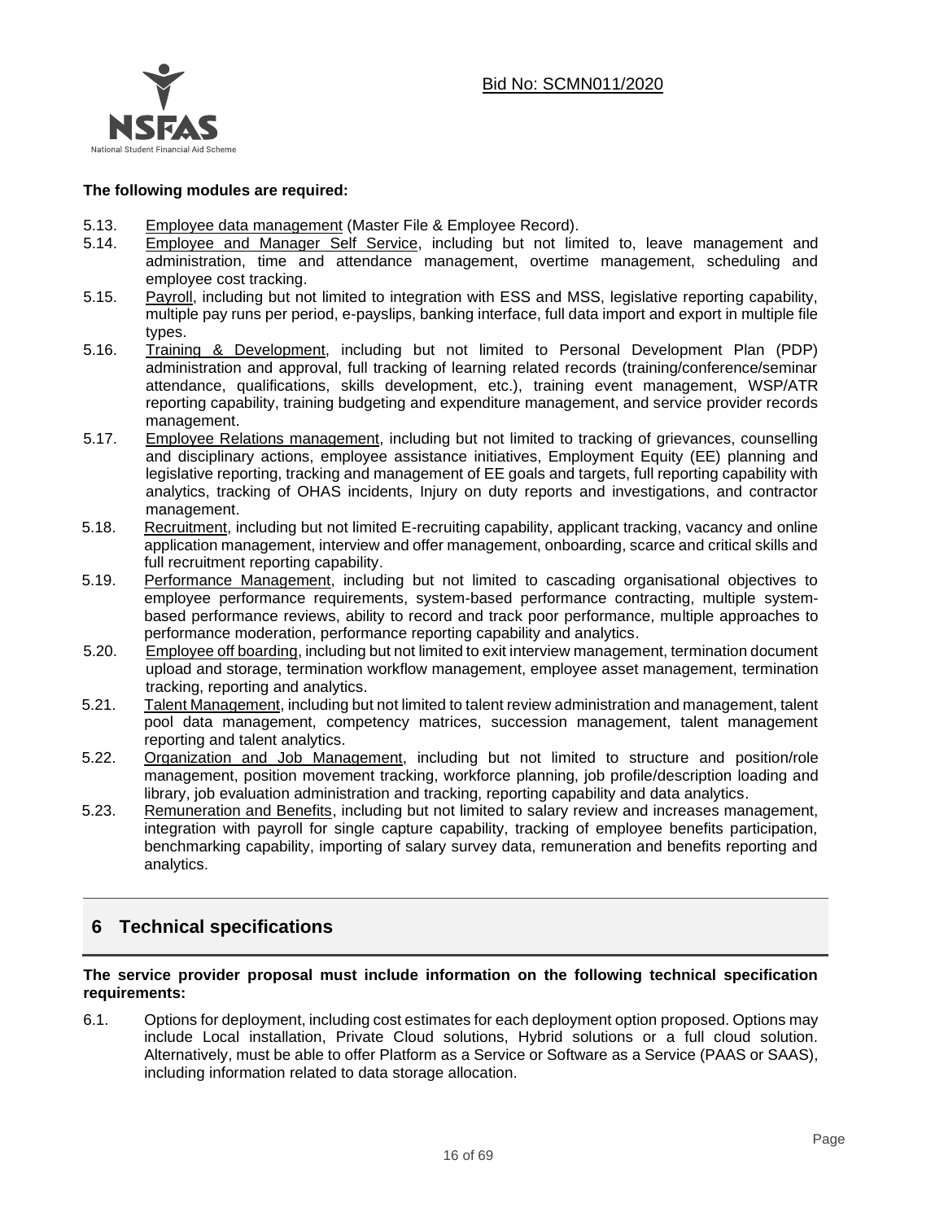**The following modules are required:**

5.13. Employee data management (Master File & Employee Record).

5.14. Employee and Manager Self Service, including but not limited to, leave management and administration, time and attendance management, overtime management, scheduling and employee cost tracking.

5.15. Payroll, including but not limited to integration with ESS and MSS, legislative reporting capability, multiple pay runs per period, e-payslips, banking interface, full data import and export in multiple file types.

5.16. Training & Development, including but not limited to Personal Development Plan (PDP) administration and approval, full tracking of learning related records (training/conference/seminar attendance, qualifications, skills development, etc.), training event management, WSP/ATR reporting capability, training budgeting and expenditure management, and service provider records management.

5.17. Employee Relations management, including but not limited to tracking of grievances, counselling and disciplinary actions, employee assistance initiatives, Employment Equity (EE) planning and legislative reporting, tracking and management of EE goals and targets, full reporting capability with analytics, tracking of OHAS incidents, Injury on duty reports and investigations, and contractor management.

5.18. Recruitment, including but not limited E-recruiting capability, applicant tracking, vacancy and online application management, interview and offer management, onboarding, scarce and critical skills and full recruitment reporting capability.

5.19. Performance Management, including but not limited to cascading organisational objectives to employee performance requirements, system-based performance contracting, multiple system-based performance reviews, ability to record and track poor performance, multiple approaches to performance moderation, performance reporting capability and analytics.

5.20. Employee off boarding, including but not limited to exit interview management, termination document upload and storage, termination workflow management, employee asset management, termination tracking, reporting and analytics.

5.21. Talent Management, including but not limited to talent review administration and management, talent pool data management, competency matrices, succession management, talent management reporting and talent analytics.

5.22. Organization and Job Management, including but not limited to structure and position/role management, position movement tracking, workforce planning, job profile/description loading and library, job evaluation administration and tracking, reporting capability and data analytics.

5.23. Remuneration and Benefits, including but not limited to salary review and increases management, integration with payroll for single capture capability, tracking of employee benefits participation, benchmarking capability, importing of salary survey data, remuneration and benefits reporting and analytics.

## 6 Technical specifications

**The service provider proposal must include information on the following technical specification requirements:**

6.1. Options for deployment, including cost estimates for each deployment option proposed. Options may include Local installation, Private Cloud solutions, Hybrid solutions or a full cloud solution. Alternatively, must be able to offer Platform as a Service or Software as a Service (PAAS or SAAS), including information related to data storage allocation.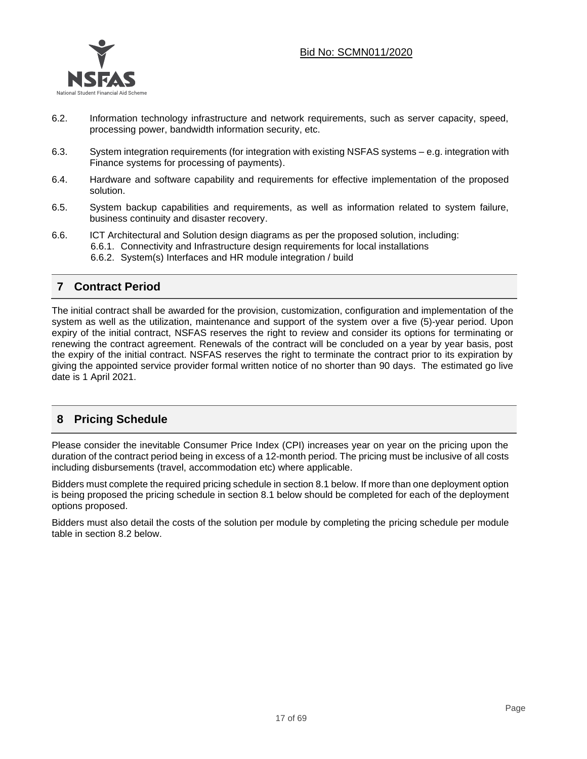6.2. Information technology infrastructure and network requirements, such as server capacity, speed, processing power, bandwidth information security, etc.

6.3. System integration requirements (for integration with existing NSFAS systems – e.g. integration with Finance systems for processing of payments).

6.4. Hardware and software capability and requirements for effective implementation of the proposed solution.

6.5. System backup capabilities and requirements, as well as information related to system failure, business continuity and disaster recovery.

6.6. ICT Architectural and Solution design diagrams as per the proposed solution, including:
   6.6.1. Connectivity and Infrastructure design requirements for local installations
   6.6.2. System(s) Interfaces and HR module integration / build

## 7 Contract Period

The initial contract shall be awarded for the provision, customization, configuration and implementation of the system as well as the utilization, maintenance and support of the system over a five (5)-year period. Upon expiry of the initial contract, NSFAS reserves the right to review and consider its options for terminating or renewing the contract agreement. Renewals of the contract will be concluded on a year by year basis, post the expiry of the initial contract. NSFAS reserves the right to terminate the contract prior to its expiration by giving the appointed service provider formal written notice of no shorter than 90 days. The estimated go live date is 1 April 2021.

## 8 Pricing Schedule

Please consider the inevitable Consumer Price Index (CPI) increases year on year on the pricing upon the duration of the contract period being in excess of a 12-month period. The pricing must be inclusive of all costs including disbursements (travel, accommodation etc) where applicable.

Bidders must complete the required pricing schedule in section 8.1 below. If more than one deployment option is being proposed the pricing schedule in section 8.1 below should be completed for each of the deployment options proposed.

Bidders must also detail the costs of the solution per module by completing the pricing schedule per module table in section 8.2 below.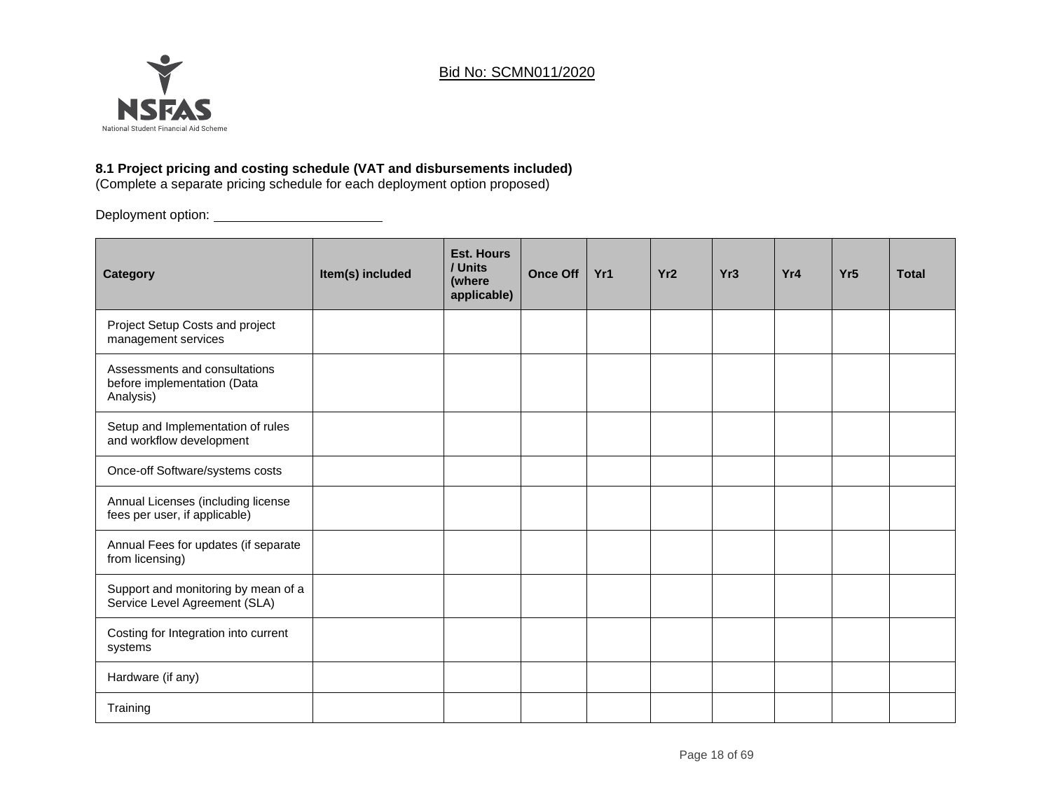Bid No: SCMN011/2020

**8.1 Project pricing and costing schedule (VAT and disbursements included)**
(Complete a separate pricing schedule for each deployment option proposed)

Deployment option: ______________________

| Category | Item(s) included | Est. Hours / Units (where applicable) | Once Off | Yr1 | Yr2 | Yr3 | Yr4 | Yr5 | Total |
|---|---|---|---|---|---|---|---|---|---|
| Project Setup Costs and project management services | | | | | | | | | |
| Assessments and consultations before implementation (Data Analysis) | | | | | | | | | |
| Setup and Implementation of rules and workflow development | | | | | | | | | |
| Once-off Software/systems costs | | | | | | | | | |
| Annual Licenses (including license fees per user, if applicable) | | | | | | | | | |
| Annual Fees for updates (if separate from licensing) | | | | | | | | | |
| Support and monitoring by mean of a Service Level Agreement (SLA) | | | | | | | | | |
| Costing for Integration into current systems | | | | | | | | | |
| Hardware (if any) | | | | | | | | | |
| Training | | | | | | | | | |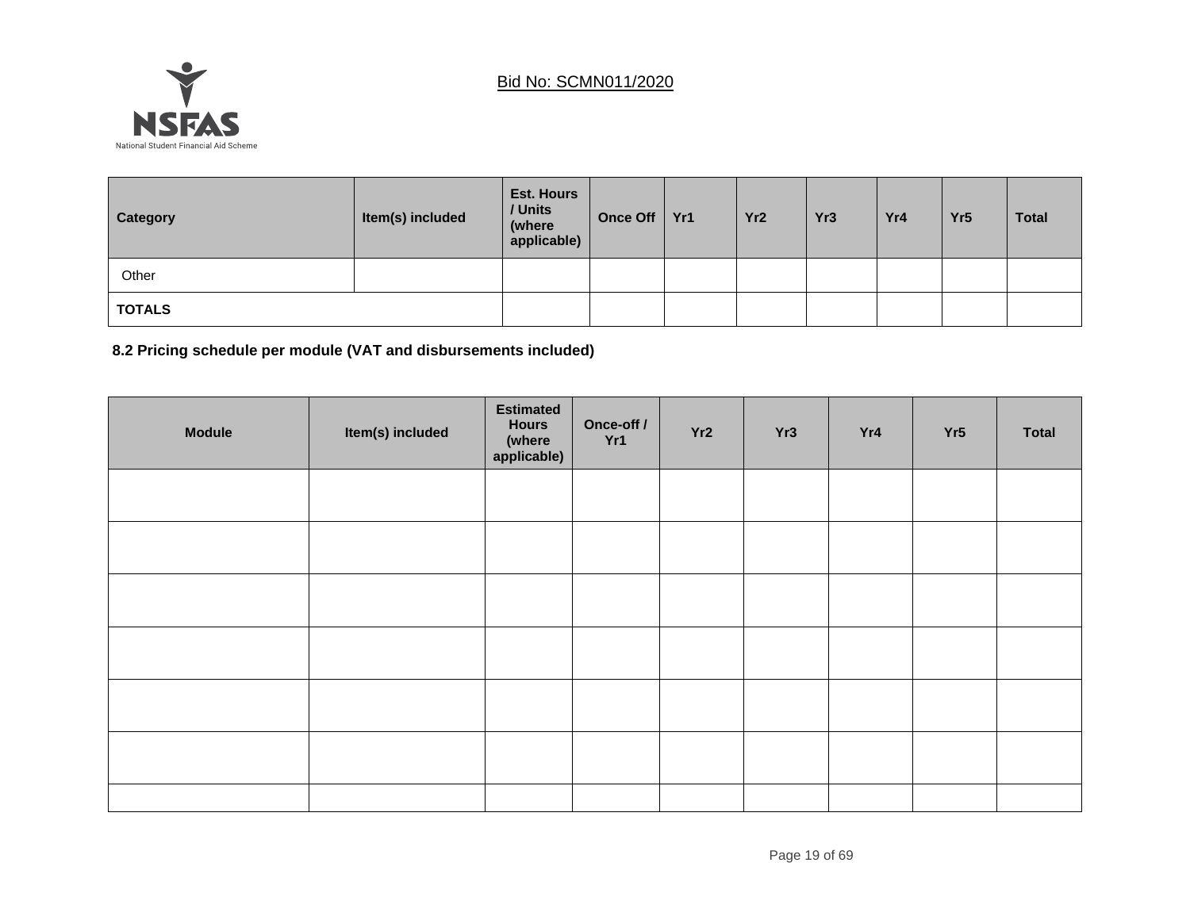Bid No: SCMN011/2020

| Category | Item(s) included | Est. Hours / Units (where applicable) | Once Off | Yr1 | Yr2 | Yr3 | Yr4 | Yr5 | Total |
|---|---|---|---|---|---|---|---|---|---|
| Other | | | | | | | | | |
| **TOTALS** | | | | | | | | | |

**8.2 Pricing schedule per module (VAT and disbursements included)**

| Module | Item(s) included | Estimated Hours (where applicable) | Once-off / Yr1 | Yr2 | Yr3 | Yr4 | Yr5 | Total |
|---|---|---|---|---|---|---|---|---|
| | | | | | | | | |
| | | | | | | | | |
| | | | | | | | | |
| | | | | | | | | |
| | | | | | | | | |
| | | | | | | | | |
| | | | | | | | | |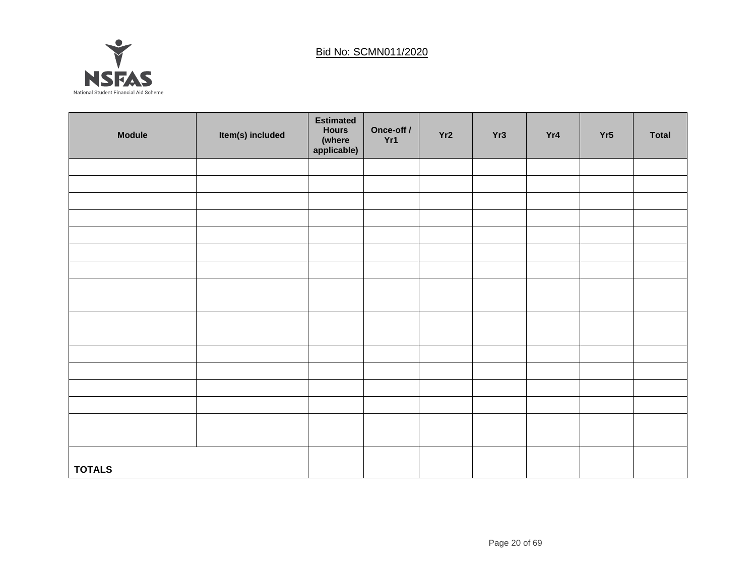Bid No: SCMN011/2020

| Module | Item(s) included | Estimated Hours (where applicable) | Once-off / Yr1 | Yr2 | Yr3 | Yr4 | Yr5 | Total |
|---|---|---|---|---|---|---|---|---|
| | | | | | | | | |
| | | | | | | | | |
| | | | | | | | | |
| | | | | | | | | |
| | | | | | | | | |
| | | | | | | | | |
| | | | | | | | | |
| | | | | | | | | |
| | | | | | | | | |
| | | | | | | | | |
| | | | | | | | | |
| | | | | | | | | |
| | | | | | | | | |
| | | | | | | | | |
| **TOTALS** | | | | | | | | |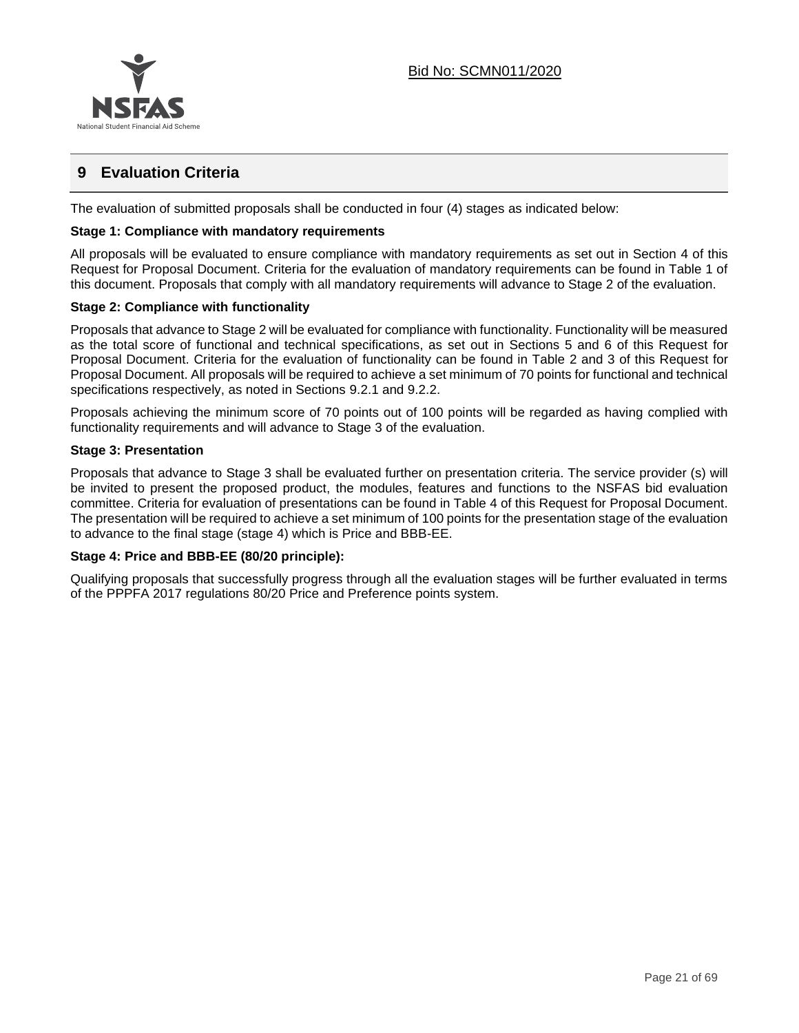# 9 Evaluation Criteria

The evaluation of submitted proposals shall be conducted in four (4) stages as indicated below:

**Stage 1: Compliance with mandatory requirements**

All proposals will be evaluated to ensure compliance with mandatory requirements as set out in Section 4 of this Request for Proposal Document. Criteria for the evaluation of mandatory requirements can be found in Table 1 of this document. Proposals that comply with all mandatory requirements will advance to Stage 2 of the evaluation.

**Stage 2: Compliance with functionality**

Proposals that advance to Stage 2 will be evaluated for compliance with functionality. Functionality will be measured as the total score of functional and technical specifications, as set out in Sections 5 and 6 of this Request for Proposal Document. Criteria for the evaluation of functionality can be found in Table 2 and 3 of this Request for Proposal Document. All proposals will be required to achieve a set minimum of 70 points for functional and technical specifications respectively, as noted in Sections 9.2.1 and 9.2.2.

Proposals achieving the minimum score of 70 points out of 100 points will be regarded as having complied with functionality requirements and will advance to Stage 3 of the evaluation.

**Stage 3: Presentation**

Proposals that advance to Stage 3 shall be evaluated further on presentation criteria. The service provider (s) will be invited to present the proposed product, the modules, features and functions to the NSFAS bid evaluation committee. Criteria for evaluation of presentations can be found in Table 4 of this Request for Proposal Document. The presentation will be required to achieve a set minimum of 100 points for the presentation stage of the evaluation to advance to the final stage (stage 4) which is Price and BBB-EE.

**Stage 4: Price and BBB-EE (80/20 principle):**

Qualifying proposals that successfully progress through all the evaluation stages will be further evaluated in terms of the PPPFA 2017 regulations 80/20 Price and Preference points system.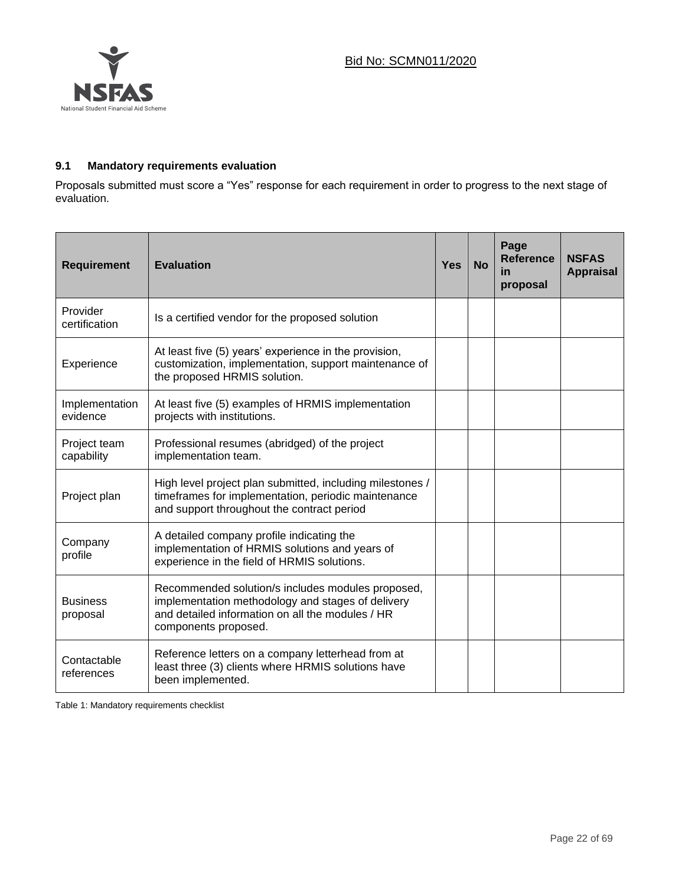### 9.1 Mandatory requirements evaluation

Proposals submitted must score a "Yes" response for each requirement in order to progress to the next stage of evaluation.

| Requirement | Evaluation | Yes | No | Page Reference in proposal | NSFAS Appraisal |
|---|---|---|---|---|---|
| Provider certification | Is a certified vendor for the proposed solution | | | | |
| Experience | At least five (5) years' experience in the provision, customization, implementation, support maintenance of the proposed HRMIS solution. | | | | |
| Implementation evidence | At least five (5) examples of HRMIS implementation projects with institutions. | | | | |
| Project team capability | Professional resumes (abridged) of the project implementation team. | | | | |
| Project plan | High level project plan submitted, including milestones / timeframes for implementation, periodic maintenance and support throughout the contract period | | | | |
| Company profile | A detailed company profile indicating the implementation of HRMIS solutions and years of experience in the field of HRMIS solutions. | | | | |
| Business proposal | Recommended solution/s includes modules proposed, implementation methodology and stages of delivery and detailed information on all the modules / HR components proposed. | | | | |
| Contactable references | Reference letters on a company letterhead from at least three (3) clients where HRMIS solutions have been implemented. | | | | |

Table 1: Mandatory requirements checklist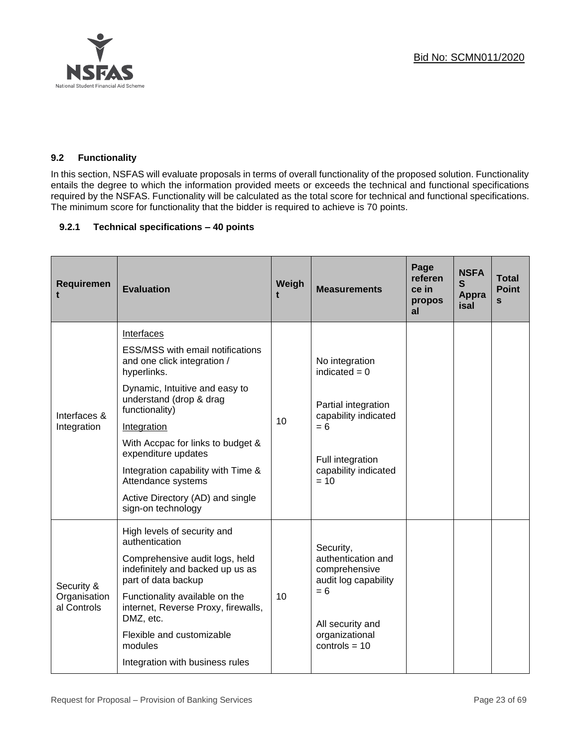### 9.2 Functionality

In this section, NSFAS will evaluate proposals in terms of overall functionality of the proposed solution. Functionality entails the degree to which the information provided meets or exceeds the technical and functional specifications required by the NSFAS. Functionality will be calculated as the total score for technical and functional specifications. The minimum score for functionality that the bidder is required to achieve is 70 points.

#### 9.2.1 Technical specifications – 40 points

| Requirement | Evaluation | Weight | Measurements | Page reference in proposal | NSFAS Appraisal | Total Points |
|---|---|---|---|---|---|---|
| Interfaces & Integration | <u>Interfaces</u><br>ESS/MSS with email notifications and one click integration / hyperlinks.<br>Dynamic, Intuitive and easy to understand (drop & drag functionality)<br><u>Integration</u><br>With Accpac for links to budget & expenditure updates<br>Integration capability with Time & Attendance systems<br>Active Directory (AD) and single sign-on technology | 10 | No integration indicated = 0<br><br>Partial integration capability indicated = 6<br><br>Full integration capability indicated = 10 | | | |
| Security & Organisational Controls | High levels of security and authentication<br>Comprehensive audit logs, held indefinitely and backed up us as part of data backup<br>Functionality available on the internet, Reverse Proxy, firewalls, DMZ, etc.<br>Flexible and customizable modules<br>Integration with business rules | 10 | Security, authentication and comprehensive audit log capability = 6<br><br>All security and organizational controls = 10 | | | |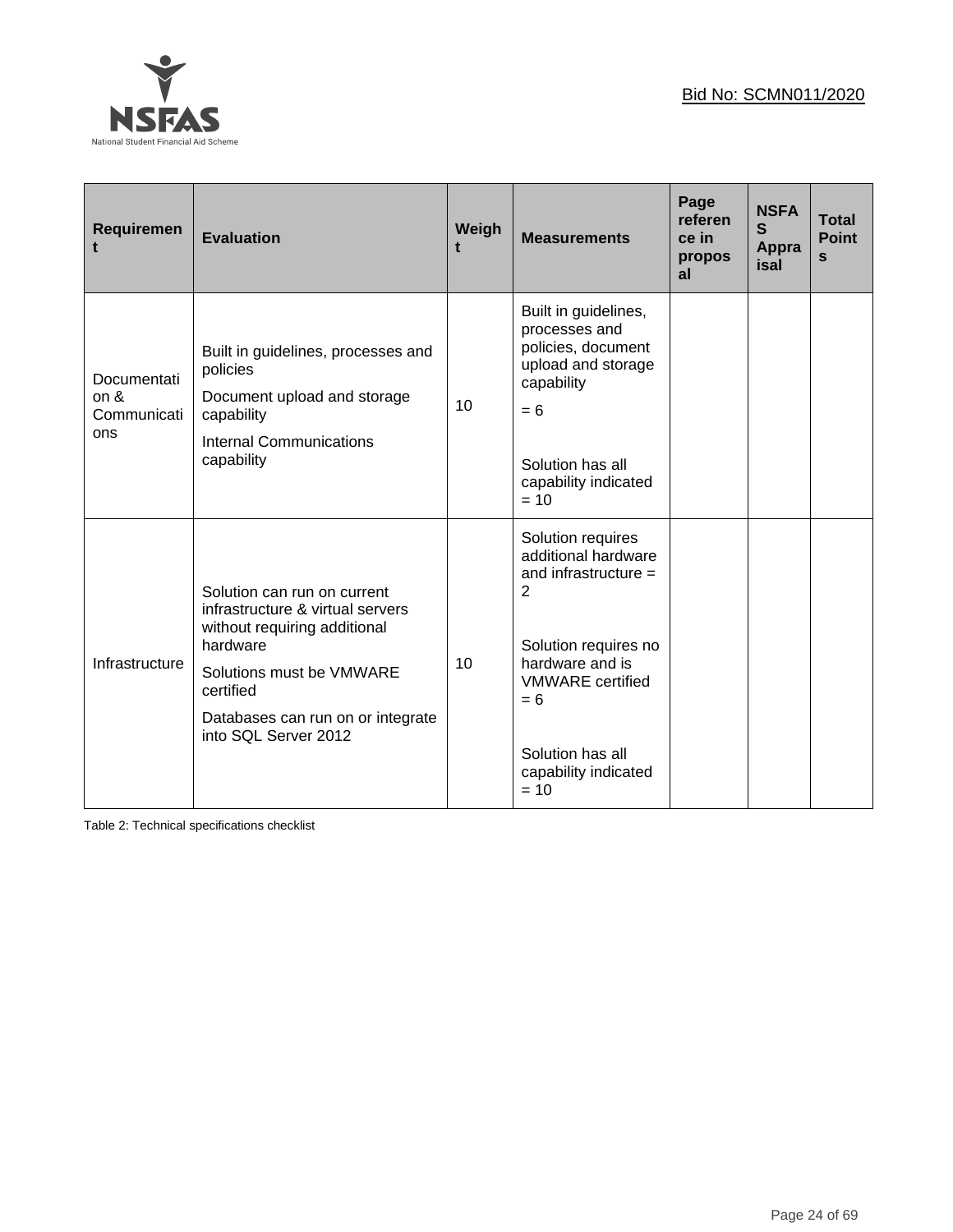| Requirement | Evaluation | Weight | Measurements | Page reference in proposal | NSFAS Appraisal | Total Points |
|---|---|---|---|---|---|---|
| Documentation & Communications | Built in guidelines, processes and policies<br>Document upload and storage capability<br>Internal Communications capability | 10 | Built in guidelines, processes and policies, document upload and storage capability<br>= 6<br><br>Solution has all capability indicated = 10 | | | |
| Infrastructure | Solution can run on current infrastructure & virtual servers without requiring additional hardware<br>Solutions must be VMWARE certified<br>Databases can run on or integrate into SQL Server 2012 | 10 | Solution requires additional hardware and infrastructure = 2<br><br>Solution requires no hardware and is VMWARE certified = 6<br><br>Solution has all capability indicated = 10 | | | |

Table 2: Technical specifications checklist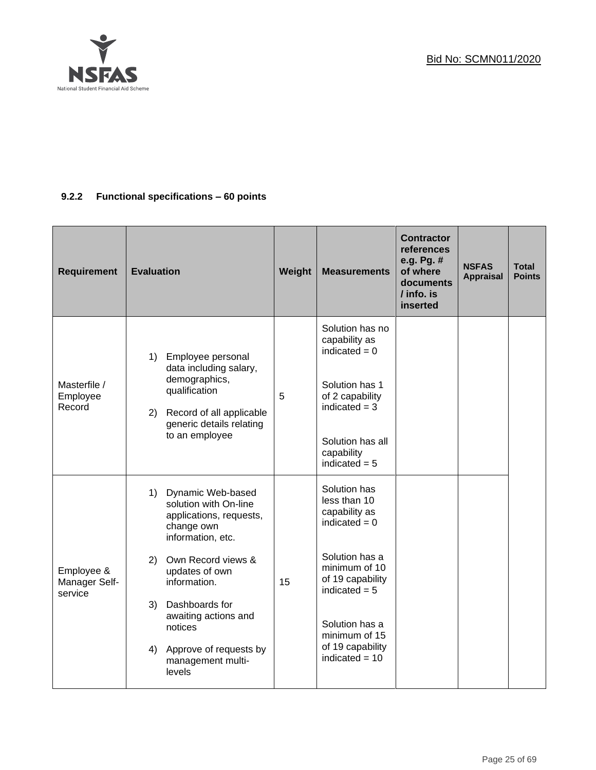### 9.2.2 Functional specifications – 60 points

| Requirement | Evaluation | Weight | Measurements | Contractor references e.g. Pg. # of where documents / info. is inserted | NSFAS Appraisal | Total Points |
|---|---|---|---|---|---|---|
| Masterfile / Employee Record | 1) Employee personal data including salary, demographics, qualification<br><br>2) Record of all applicable generic details relating to an employee | 5 | Solution has no capability as indicated = 0<br><br>Solution has 1 of 2 capability indicated = 3<br><br>Solution has all capability indicated = 5 | | | |
| Employee & Manager Self-service | 1) Dynamic Web-based solution with On-line applications, requests, change own information, etc.<br><br>2) Own Record views & updates of own information.<br><br>3) Dashboards for awaiting actions and notices<br><br>4) Approve of requests by management multi-levels | 15 | Solution has less than 10 capability as indicated = 0<br><br>Solution has a minimum of 10 of 19 capability indicated = 5<br><br>Solution has a minimum of 15 of 19 capability indicated = 10 | | | |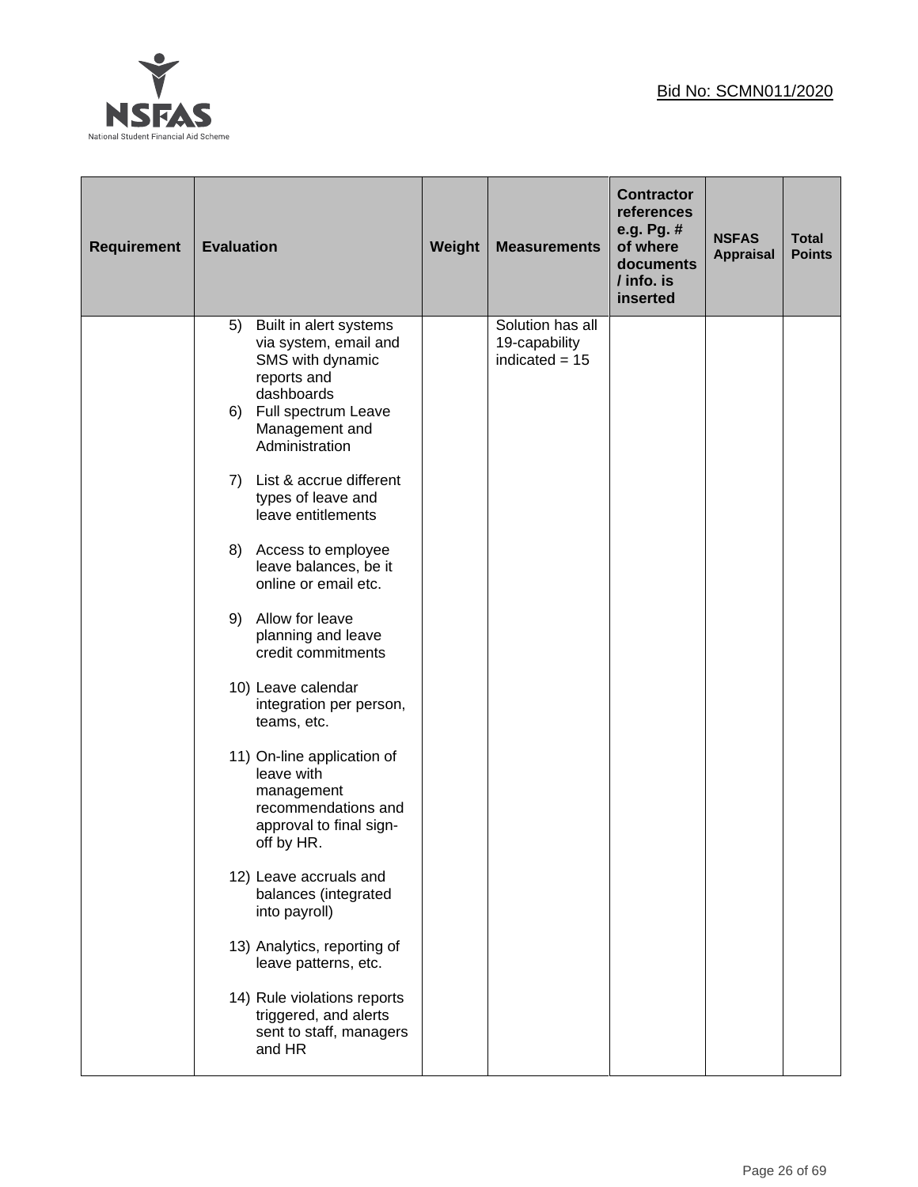Bid No: SCMN011/2020

| Requirement | Evaluation | Weight | Measurements | Contractor references e.g. Pg. # of where documents / info. is inserted | NSFAS Appraisal | Total Points |
|---|---|---|---|---|---|---|
| | 5) Built in alert systems via system, email and SMS with dynamic reports and dashboards<br>6) Full spectrum Leave Management and Administration<br>7) List & accrue different types of leave and leave entitlements<br>8) Access to employee leave balances, be it online or email etc.<br>9) Allow for leave planning and leave credit commitments<br>10) Leave calendar integration per person, teams, etc.<br>11) On-line application of leave with management recommendations and approval to final sign-off by HR.<br>12) Leave accruals and balances (integrated into payroll)<br>13) Analytics, reporting of leave patterns, etc.<br>14) Rule violations reports triggered, and alerts sent to staff, managers and HR | | Solution has all 19-capability indicated = 15 | | | |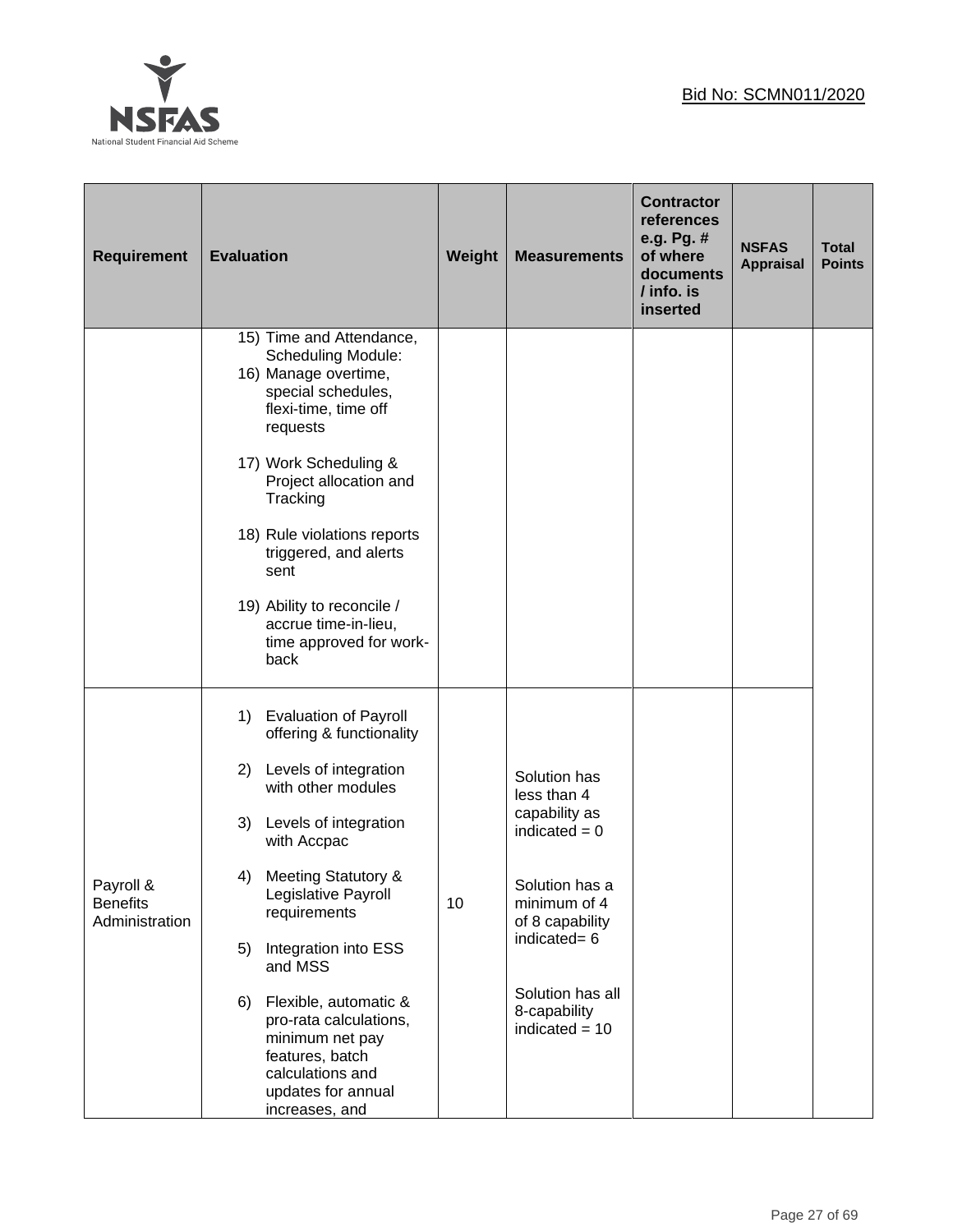Bid No: SCMN011/2020

| Requirement | Evaluation | Weight | Measurements | Contractor references e.g. Pg. # of where documents / info. is inserted | NSFAS Appraisal | Total Points |
|---|---|---|---|---|---|---|
| | 15) Time and Attendance, Scheduling Module:<br>16) Manage overtime, special schedules, flexi-time, time off requests<br><br>17) Work Scheduling & Project allocation and Tracking<br><br>18) Rule violations reports triggered, and alerts sent<br><br>19) Ability to reconcile / accrue time-in-lieu, time approved for work-back | | | | | |
| Payroll & Benefits Administration | 1) Evaluation of Payroll offering & functionality<br><br>2) Levels of integration with other modules<br><br>3) Levels of integration with Accpac<br><br>4) Meeting Statutory & Legislative Payroll requirements<br><br>5) Integration into ESS and MSS<br><br>6) Flexible, automatic & pro-rata calculations, minimum net pay features, batch calculations and updates for annual increases, and | 10 | Solution has less than 4 capability as indicated = 0<br><br>Solution has a minimum of 4 of 8 capability indicated= 6<br><br>Solution has all 8-capability indicated = 10 | | | |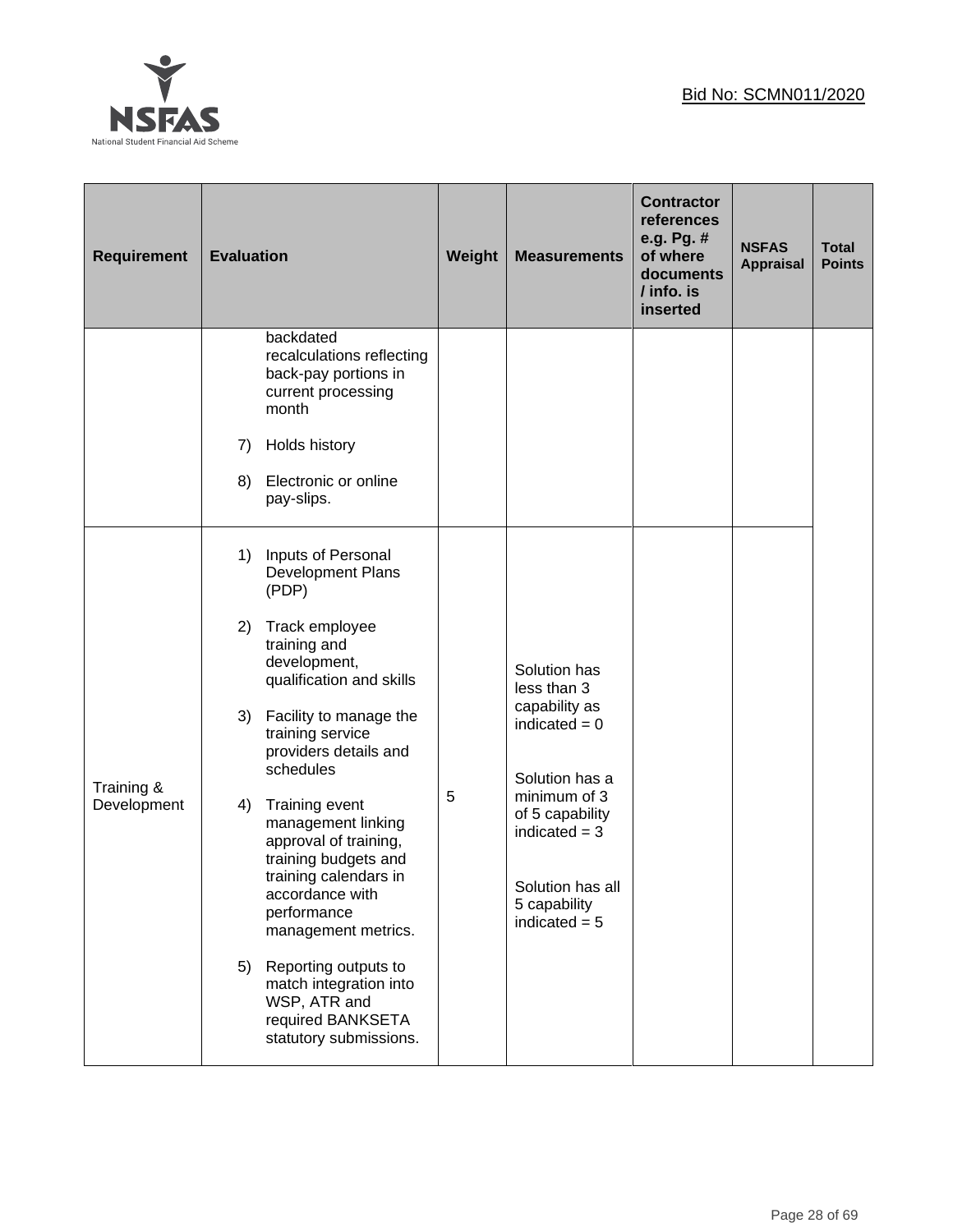| Requirement | Evaluation | Weight | Measurements | Contractor references e.g. Pg. # of where documents / info. is inserted | NSFAS Appraisal | Total Points |
|---|---|---|---|---|---|---|
| | backdated recalculations reflecting back-pay portions in current processing month<br><br>7) Holds history<br><br>8) Electronic or online pay-slips. | | | | | |
| Training & Development | 1) Inputs of Personal Development Plans (PDP)<br><br>2) Track employee training and development, qualification and skills<br><br>3) Facility to manage the training service providers details and schedules<br><br>4) Training event management linking approval of training, training budgets and training calendars in accordance with performance management metrics.<br><br>5) Reporting outputs to match integration into WSP, ATR and required BANKSETA statutory submissions. | 5 | Solution has less than 3 capability as indicated = 0<br><br>Solution has a minimum of 3 of 5 capability indicated = 3<br><br>Solution has all 5 capability indicated = 5 | | | |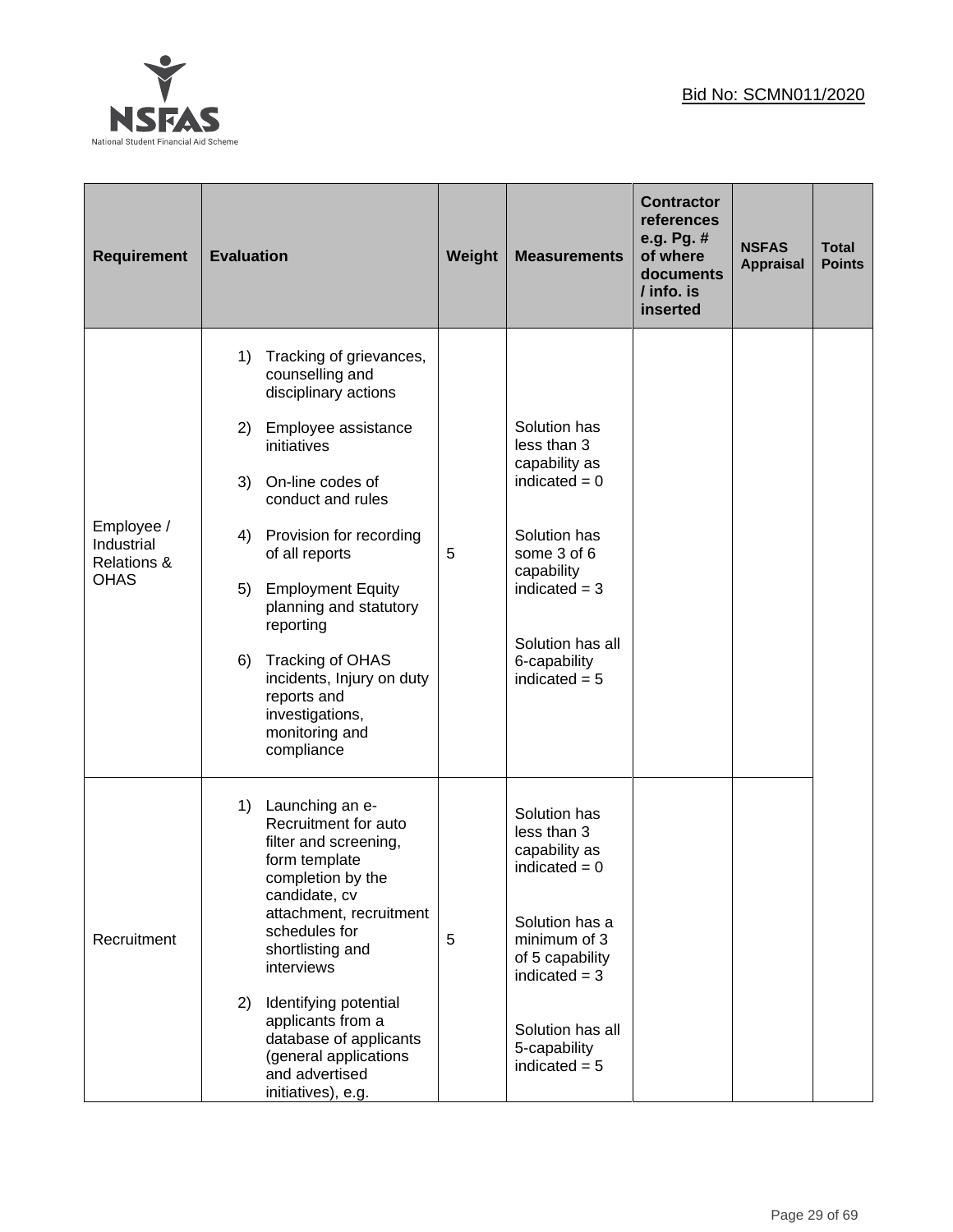| Requirement | Evaluation | Weight | Measurements | Contractor references e.g. Pg. # of where documents / info. is inserted | NSFAS Appraisal | Total Points |
|---|---|---|---|---|---|---|
| Employee / Industrial Relations & OHAS | 1) Tracking of grievances, counselling and disciplinary actions<br>2) Employee assistance initiatives<br>3) On-line codes of conduct and rules<br>4) Provision for recording of all reports<br>5) Employment Equity planning and statutory reporting<br>6) Tracking of OHAS incidents, Injury on duty reports and investigations, monitoring and compliance | 5 | Solution has less than 3 capability as indicated = 0<br><br>Solution has some 3 of 6 capability indicated = 3<br><br>Solution has all 6-capability indicated = 5 | | | |
| Recruitment | 1) Launching an e-Recruitment for auto filter and screening, form template completion by the candidate, cv attachment, recruitment schedules for shortlisting and interviews<br>2) Identifying potential applicants from a database of applicants (general applications and advertised initiatives), e.g. | 5 | Solution has less than 3 capability as indicated = 0<br><br>Solution has a minimum of 3 of 5 capability indicated = 3<br><br>Solution has all 5-capability indicated = 5 | | | |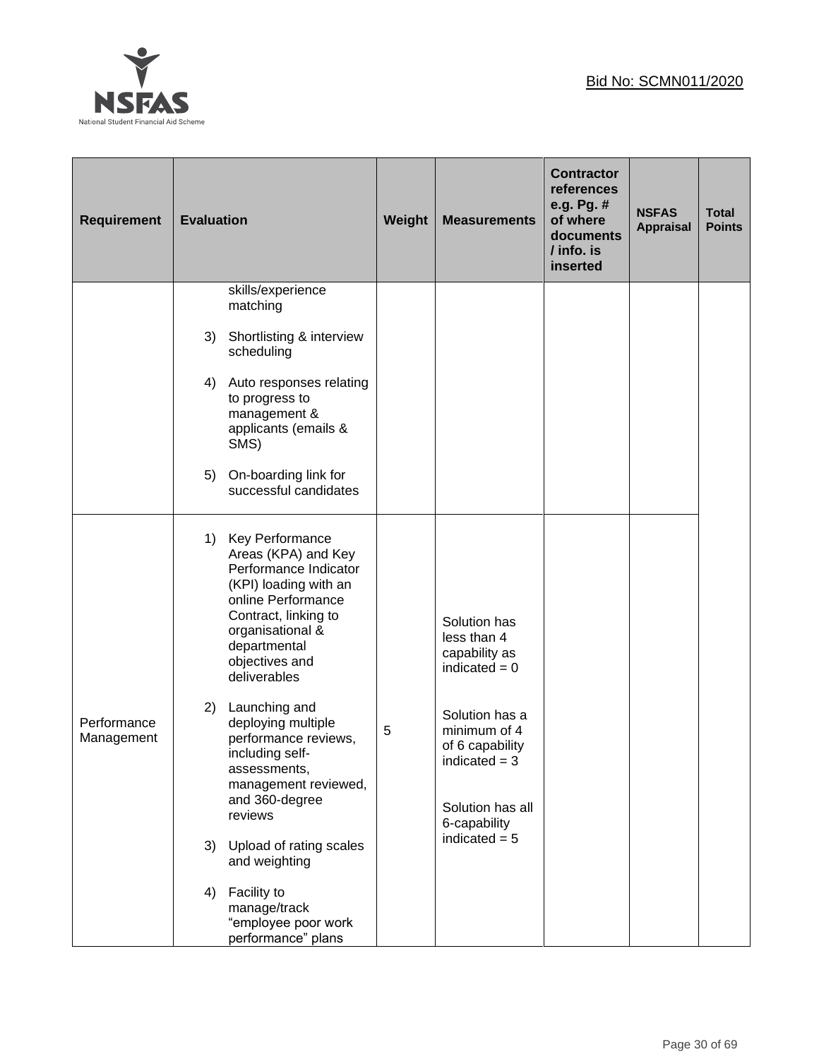Bid No: SCMN011/2020

| Requirement | Evaluation | Weight | Measurements | Contractor references e.g. Pg. # of where documents / info. is inserted | NSFAS Appraisal | Total Points |
|---|---|---|---|---|---|---|
| | skills/experience matching<br><br>3) Shortlisting & interview scheduling<br><br>4) Auto responses relating to progress to management & applicants (emails & SMS)<br><br>5) On-boarding link for successful candidates | | | | | |
| Performance Management | 1) Key Performance Areas (KPA) and Key Performance Indicator (KPI) loading with an online Performance Contract, linking to organisational & departmental objectives and deliverables<br><br>2) Launching and deploying multiple performance reviews, including self-assessments, management reviewed, and 360-degree reviews<br><br>3) Upload of rating scales and weighting<br><br>4) Facility to manage/track “employee poor work performance” plans | 5 | Solution has less than 4 capability as indicated = 0<br><br>Solution has a minimum of 4 of 6 capability indicated = 3<br><br>Solution has all 6-capability indicated = 5 | | | |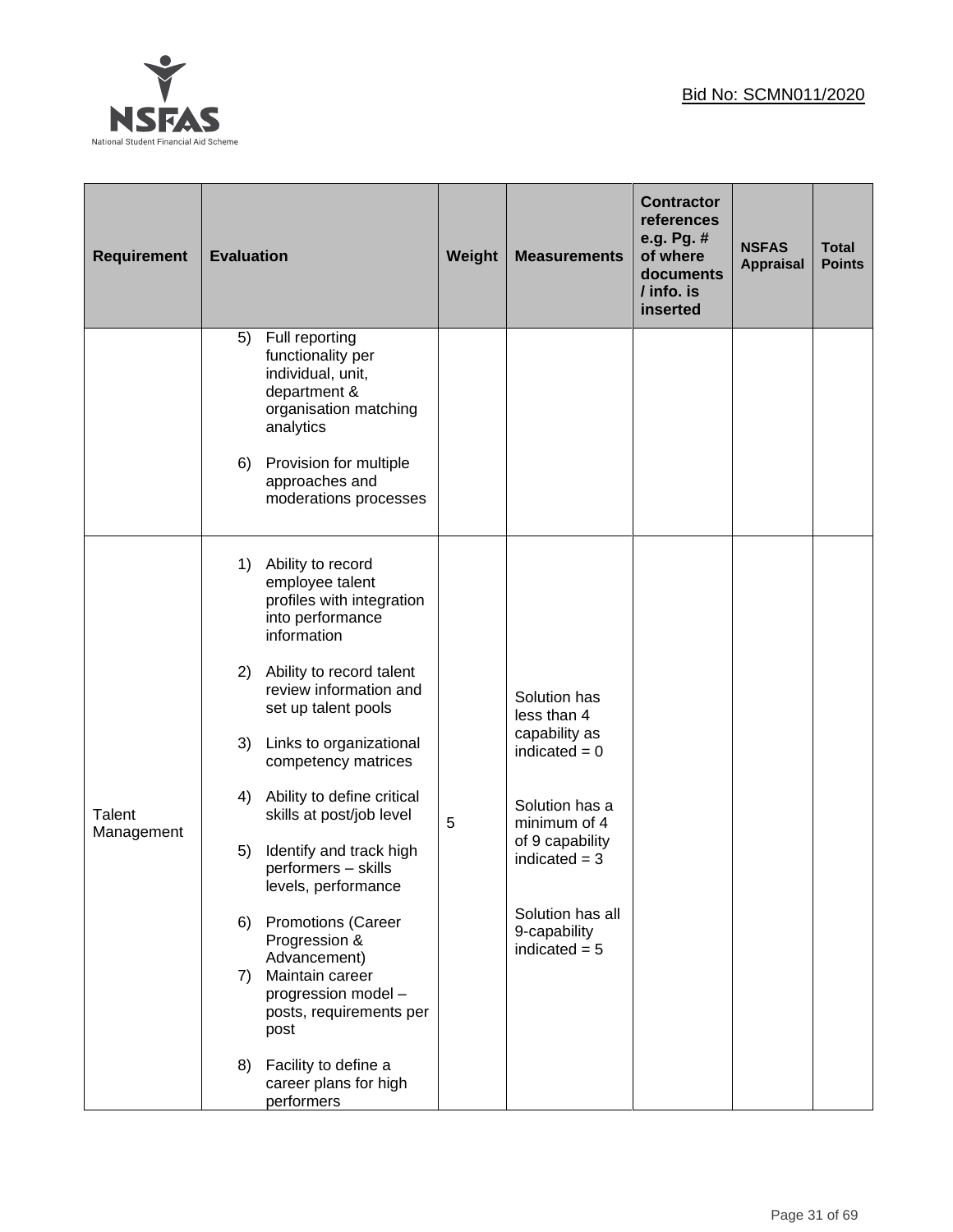Bid No: SCMN011/2020

| Requirement | Evaluation | Weight | Measurements | Contractor references e.g. Pg. # of where documents / info. is inserted | NSFAS Appraisal | Total Points |
|---|---|---|---|---|---|---|
| | 5) Full reporting functionality per individual, unit, department & organisation matching analytics<br><br>6) Provision for multiple approaches and moderations processes | | | | | |
| Talent Management | 1) Ability to record employee talent profiles with integration into performance information<br><br>2) Ability to record talent review information and set up talent pools<br><br>3) Links to organizational competency matrices<br><br>4) Ability to define critical skills at post/job level<br><br>5) Identify and track high performers – skills levels, performance<br><br>6) Promotions (Career Progression & Advancement)<br>7) Maintain career progression model – posts, requirements per post<br><br>8) Facility to define a career plans for high performers | 5 | Solution has less than 4 capability as indicated = 0<br><br>Solution has a minimum of 4 of 9 capability indicated = 3<br><br>Solution has all 9-capability indicated = 5 | | | |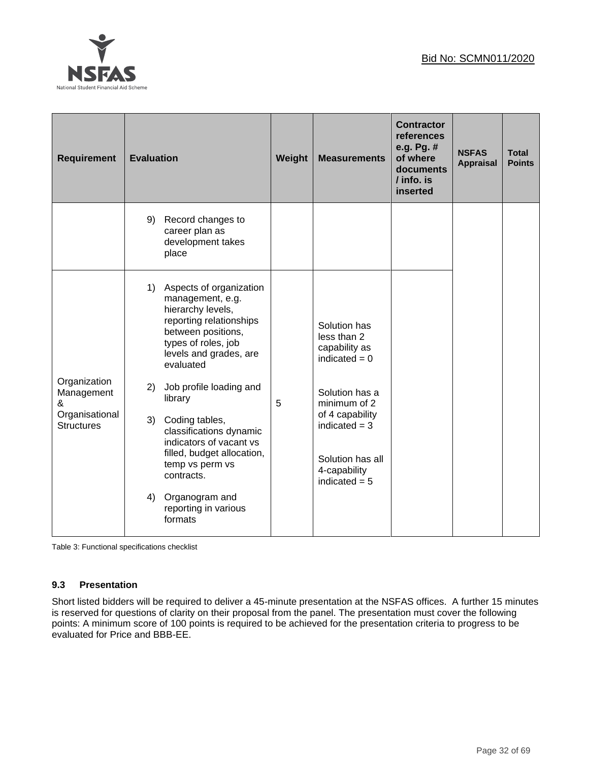| Requirement | Evaluation | Weight | Measurements | Contractor references e.g. Pg. # of where documents / info. is inserted | NSFAS Appraisal | Total Points |
|---|---|---|---|---|---|---|
| | 9) Record changes to career plan as development takes place | | | | | |
| Organization Management & Organisational Structures | 1) Aspects of organization management, e.g. hierarchy levels, reporting relationships between positions, types of roles, job levels and grades, are evaluated<br><br>2) Job profile loading and library<br><br>3) Coding tables, classifications dynamic indicators of vacant vs filled, budget allocation, temp vs perm vs contracts.<br><br>4) Organogram and reporting in various formats | 5 | Solution has less than 2 capability as indicated = 0<br><br>Solution has a minimum of 2 of 4 capability indicated = 3<br><br>Solution has all 4-capability indicated = 5 | | | |

Table 3: Functional specifications checklist

### 9.3 Presentation

Short listed bidders will be required to deliver a 45-minute presentation at the NSFAS offices. A further 15 minutes is reserved for questions of clarity on their proposal from the panel. The presentation must cover the following points: A minimum score of 100 points is required to be achieved for the presentation criteria to progress to be evaluated for Price and BBB-EE.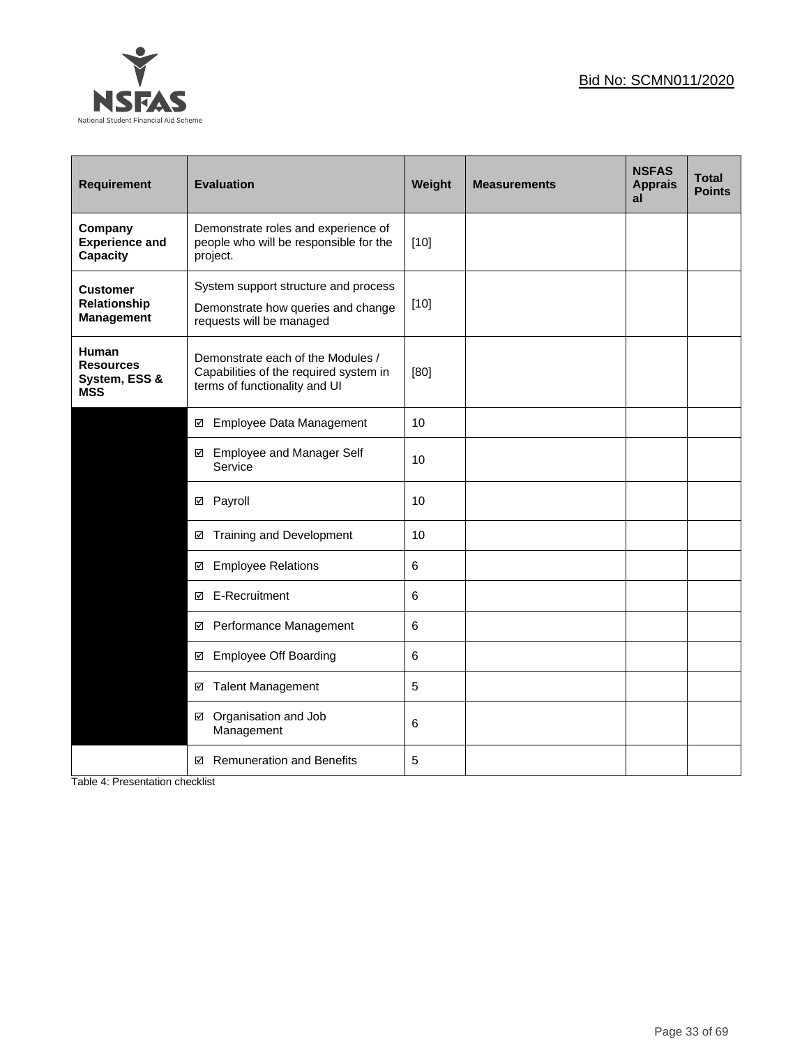Bid No: SCMN011/2020

| Requirement | Evaluation | Weight | Measurements | NSFAS Appraisal | Total Points |
|---|---|---|---|---|---|
| **Company Experience and Capacity** | Demonstrate roles and experience of people who will be responsible for the project. | [10] | | | |
| **Customer Relationship Management** | System support structure and process<br>Demonstrate how queries and change requests will be managed | [10] | | | |
| **Human Resources System, ESS & MSS** | Demonstrate each of the Modules / Capabilities of the required system in terms of functionality and UI | [80] | | | |
| | ☑ Employee Data Management | 10 | | | |
| | ☑ Employee and Manager Self Service | 10 | | | |
| | ☑ Payroll | 10 | | | |
| | ☑ Training and Development | 10 | | | |
| | ☑ Employee Relations | 6 | | | |
| | ☑ E-Recruitment | 6 | | | |
| | ☑ Performance Management | 6 | | | |
| | ☑ Employee Off Boarding | 6 | | | |
| | ☑ Talent Management | 5 | | | |
| | ☑ Organisation and Job Management | 6 | | | |
| | ☑ Remuneration and Benefits | 5 | | | |

Table 4: Presentation checklist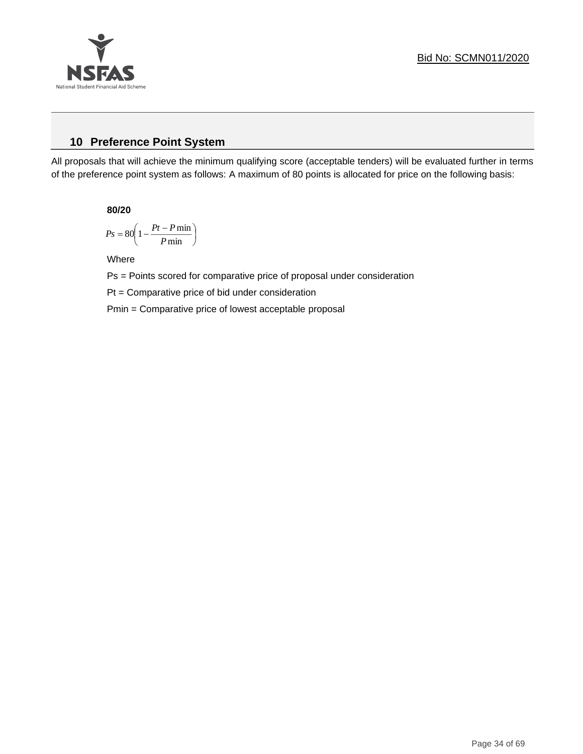## 10 Preference Point System

All proposals that will achieve the minimum qualifying score (acceptable tenders) will be evaluated further in terms of the preference point system as follows: A maximum of 80 points is allocated for price on the following basis:

**80/20**

$$Ps = 80\left(1 - \frac{Pt - P\min}{P\min}\right)$$

Where

Ps = Points scored for comparative price of proposal under consideration

Pt = Comparative price of bid under consideration

Pmin = Comparative price of lowest acceptable proposal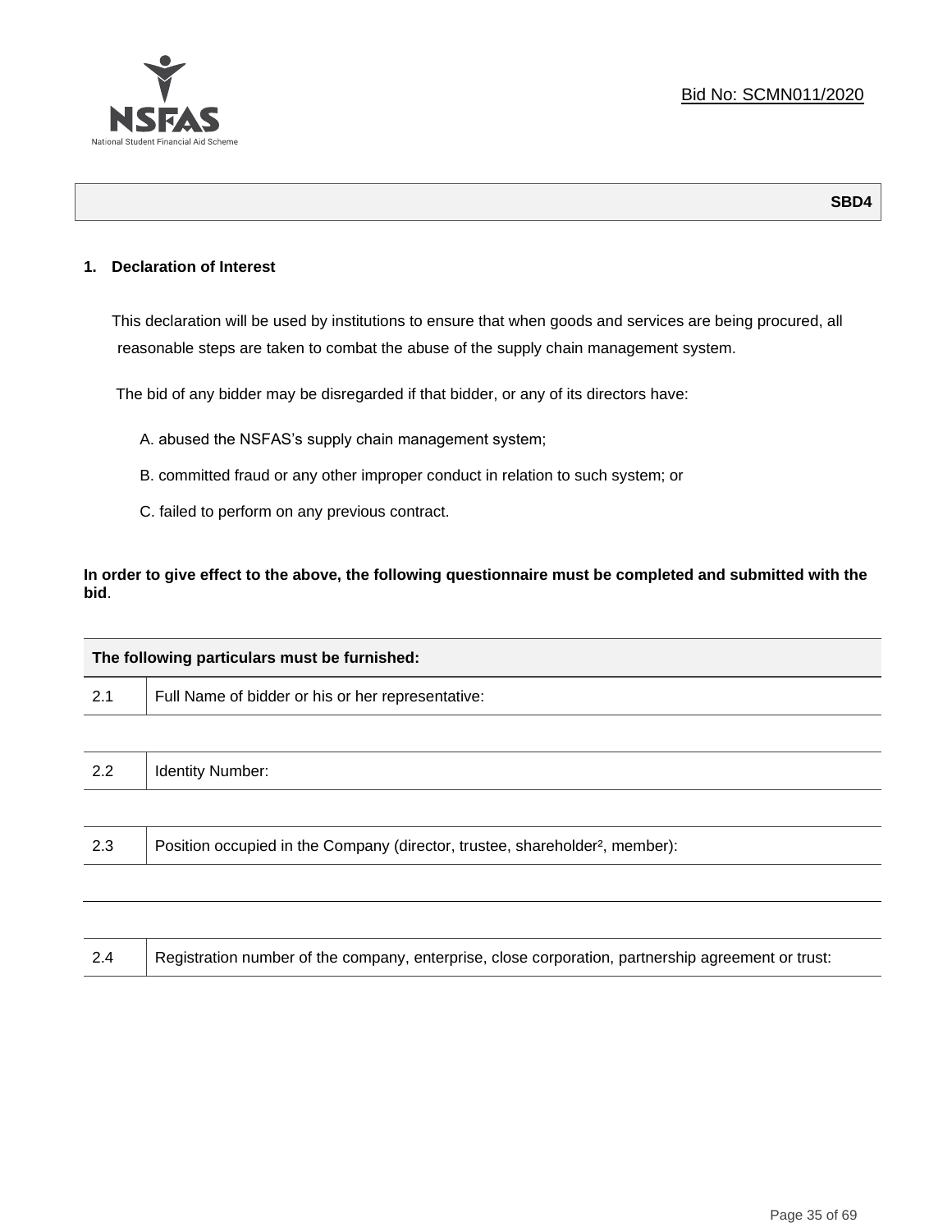Bid No: SCMN011/2020

**SBD4**

## 1. Declaration of Interest

This declaration will be used by institutions to ensure that when goods and services are being procured, all reasonable steps are taken to combat the abuse of the supply chain management system.

The bid of any bidder may be disregarded if that bidder, or any of its directors have:

A. abused the NSFAS's supply chain management system;

B. committed fraud or any other improper conduct in relation to such system; or

C. failed to perform on any previous contract.

**In order to give effect to the above, the following questionnaire must be completed and submitted with the bid**.

| The following particulars must be furnished: | |
|---|---|
| 2.1 | Full Name of bidder or his or her representative: |
| | |
| 2.2 | Identity Number: |
| | |
| 2.3 | Position occupied in the Company (director, trustee, shareholder[2], member): |
| | |
| | |
| 2.4 | Registration number of the company, enterprise, close corporation, partnership agreement or trust: |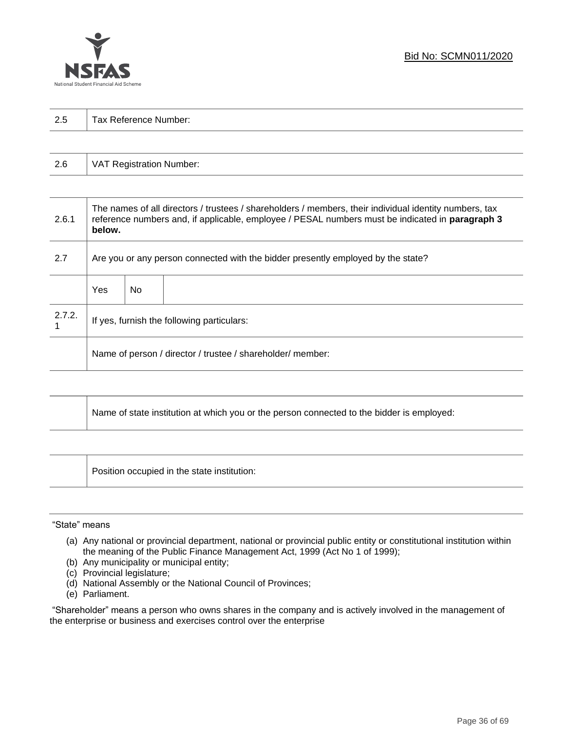| 2.5 | Tax Reference Number: |
|---|---|

| 2.6 | VAT Registration Number: |
|---|---|

| | | | |
|---|---|---|---|
| 2.6.1 | The names of all directors / trustees / shareholders / members, their individual identity numbers, tax reference numbers and, if applicable, employee / PESAL numbers must be indicated in **paragraph 3 below.** | | |
| 2.7 | Are you or any person connected with the bidder presently employed by the state? | | |
| | Yes | No | |
| 2.7.2.1 | If yes, furnish the following particulars: | | |
| | Name of person / director / trustee / shareholder/ member: | | |

| | Name of state institution at which you or the person connected to the bidder is employed: |
|---|---|

| | Position occupied in the state institution: |
|---|---|

"State" means

(a) Any national or provincial department, national or provincial public entity or constitutional institution within the meaning of the Public Finance Management Act, 1999 (Act No 1 of 1999);
(b) Any municipality or municipal entity;
(c) Provincial legislature;
(d) National Assembly or the National Council of Provinces;
(e) Parliament.

"Shareholder" means a person who owns shares in the company and is actively involved in the management of the enterprise or business and exercises control over the enterprise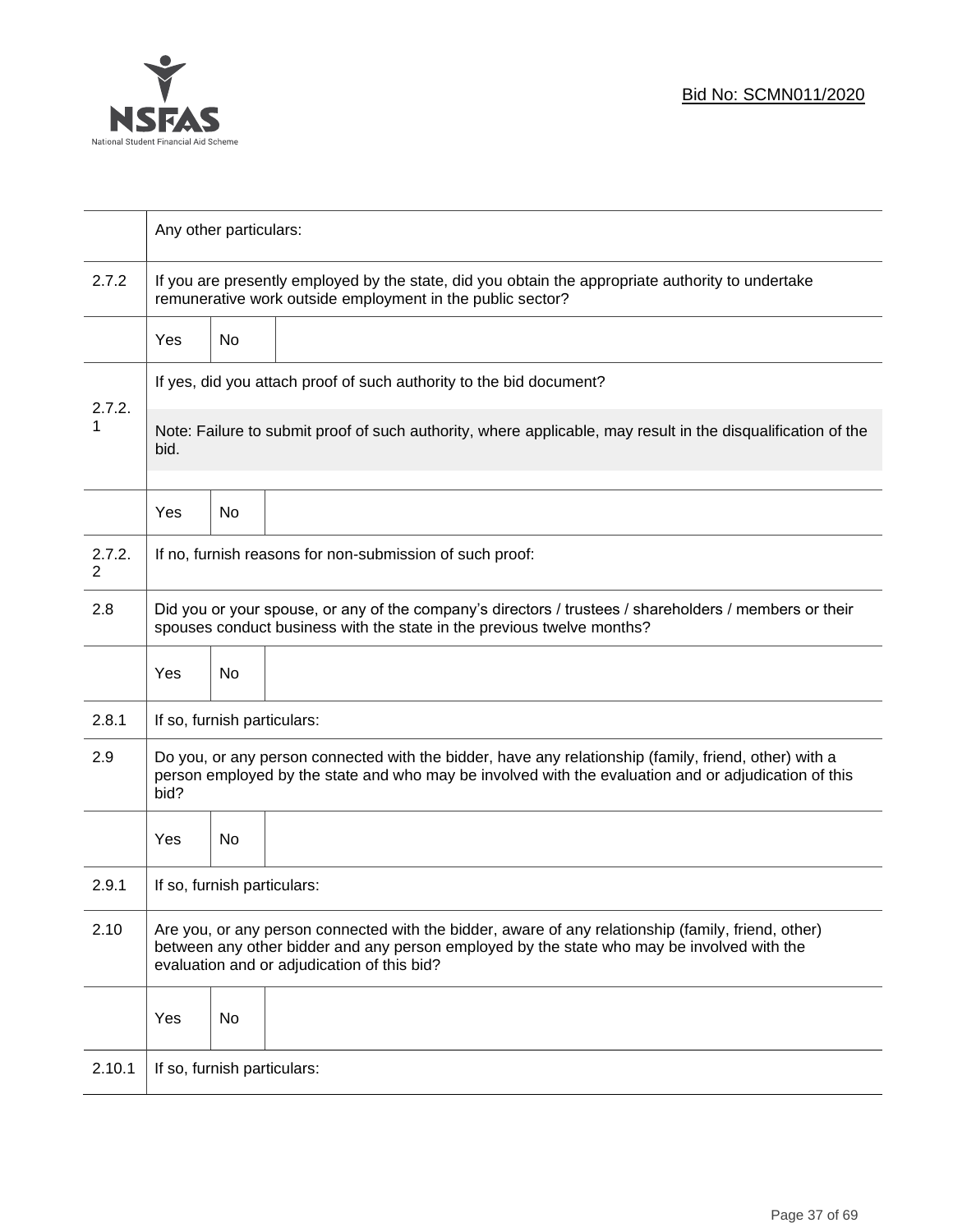| | | | |
|---|---|---|---|
| | Any other particulars: | | |
| 2.7.2 | If you are presently employed by the state, did you obtain the appropriate authority to undertake remunerative work outside employment in the public sector? | | |
| | Yes | No | |
| 2.7.2.1 | If yes, did you attach proof of such authority to the bid document?<br><br>Note: Failure to submit proof of such authority, where applicable, may result in the disqualification of the bid. | | |
| | Yes | No | |
| 2.7.2.2 | If no, furnish reasons for non-submission of such proof: | | |
| 2.8 | Did you or your spouse, or any of the company's directors / trustees / shareholders / members or their spouses conduct business with the state in the previous twelve months? | | |
| | Yes | No | |
| 2.8.1 | If so, furnish particulars: | | |
| 2.9 | Do you, or any person connected with the bidder, have any relationship (family, friend, other) with a person employed by the state and who may be involved with the evaluation and or adjudication of this bid? | | |
| | Yes | No | |
| 2.9.1 | If so, furnish particulars: | | |
| 2.10 | Are you, or any person connected with the bidder, aware of any relationship (family, friend, other) between any other bidder and any person employed by the state who may be involved with the evaluation and or adjudication of this bid? | | |
| | Yes | No | |
| 2.10.1 | If so, furnish particulars: | | |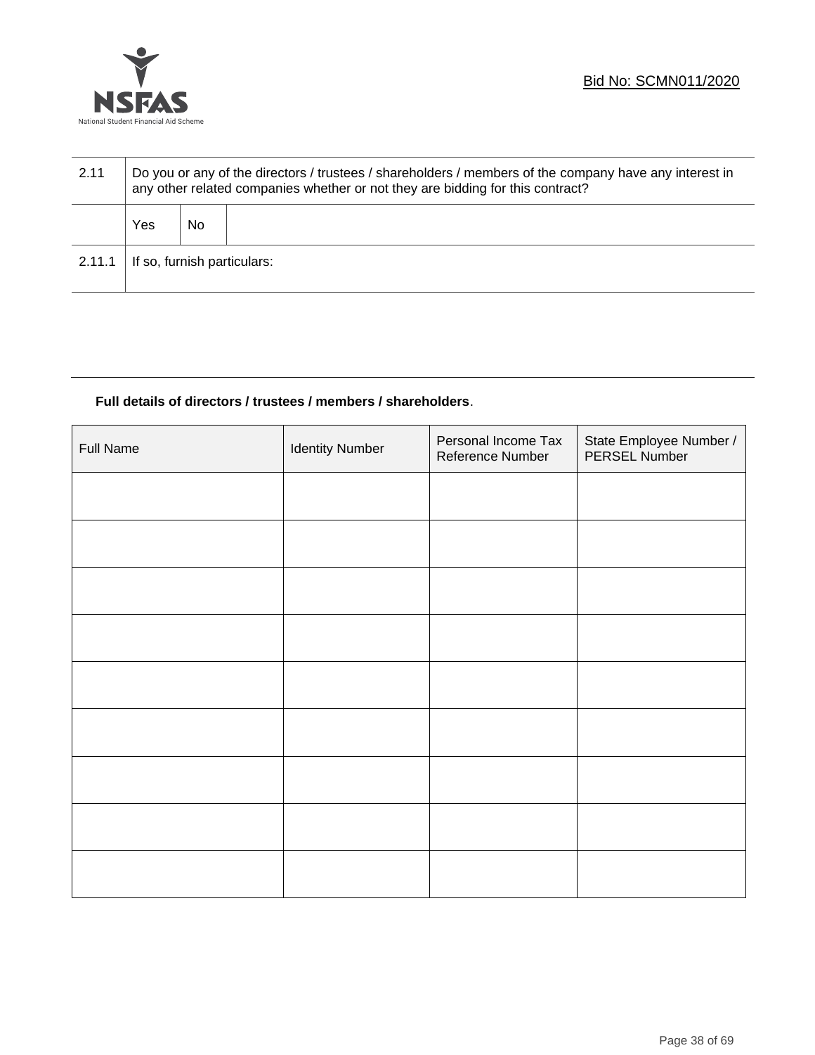| 2.11 | Do you or any of the directors / trustees / shareholders / members of the company have any interest in any other related companies whether or not they are bidding for this contract? | | |
|---|---|---|---|
| | Yes | No | |
| 2.11.1 | If so, furnish particulars: | | |

**Full details of directors / trustees / members / shareholders**.

| Full Name | Identity Number | Personal Income Tax Reference Number | State Employee Number / PERSEL Number |
|---|---|---|---|
| | | | |
| | | | |
| | | | |
| | | | |
| | | | |
| | | | |
| | | | |
| | | | |
| | | | |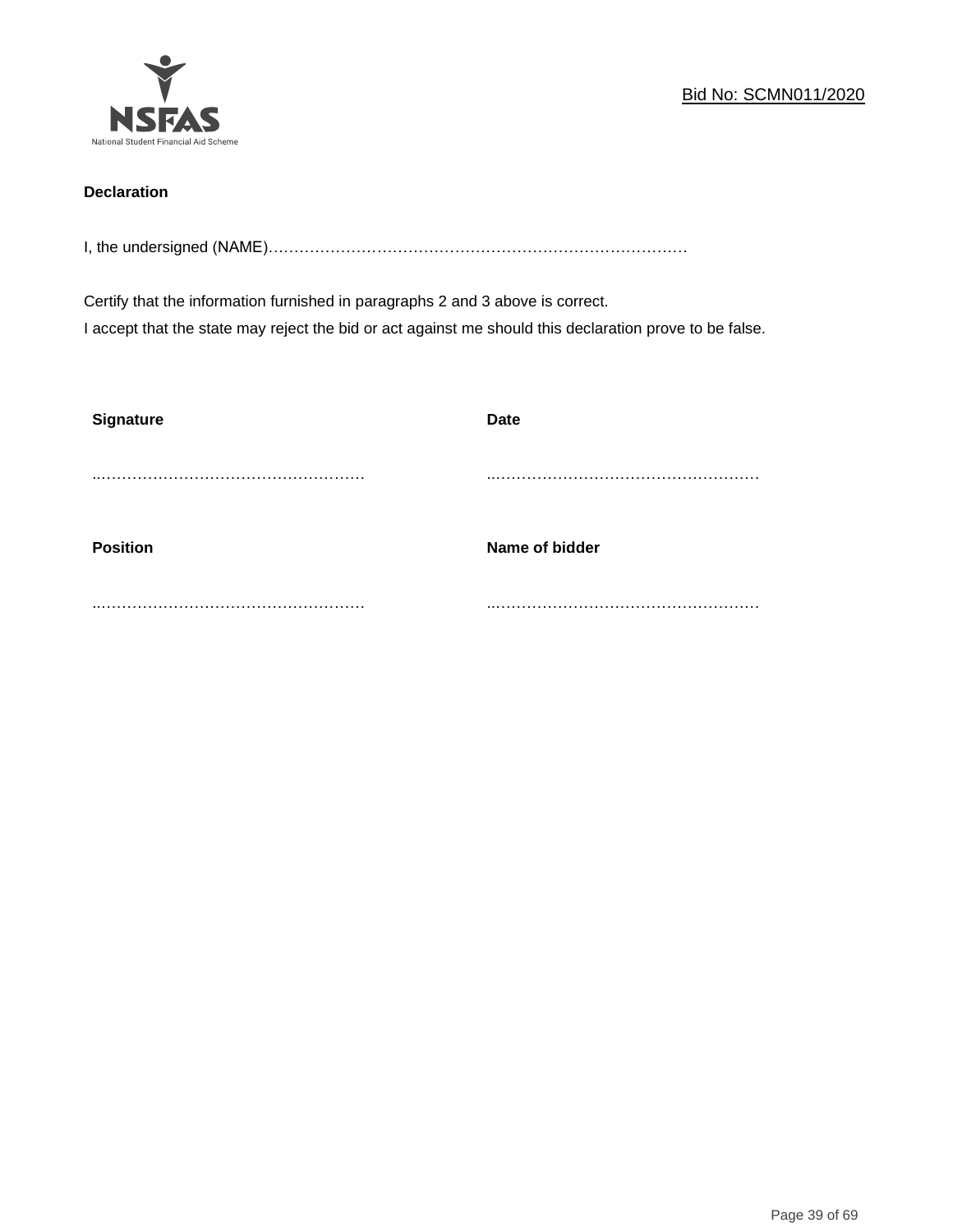Bid No: SCMN011/2020

**Declaration**

I, the undersigned (NAME)………………………………………………………………………

Certify that the information furnished in paragraphs 2 and 3 above is correct.
I accept that the state may reject the bid or act against me should this declaration prove to be false.

| **Signature** | **Date** |
|---|---|
| ..…………………………………………… | ..…………………………………………… |
| **Position** | **Name of bidder** |
| ..…………………………………………… | ..…………………………………………… |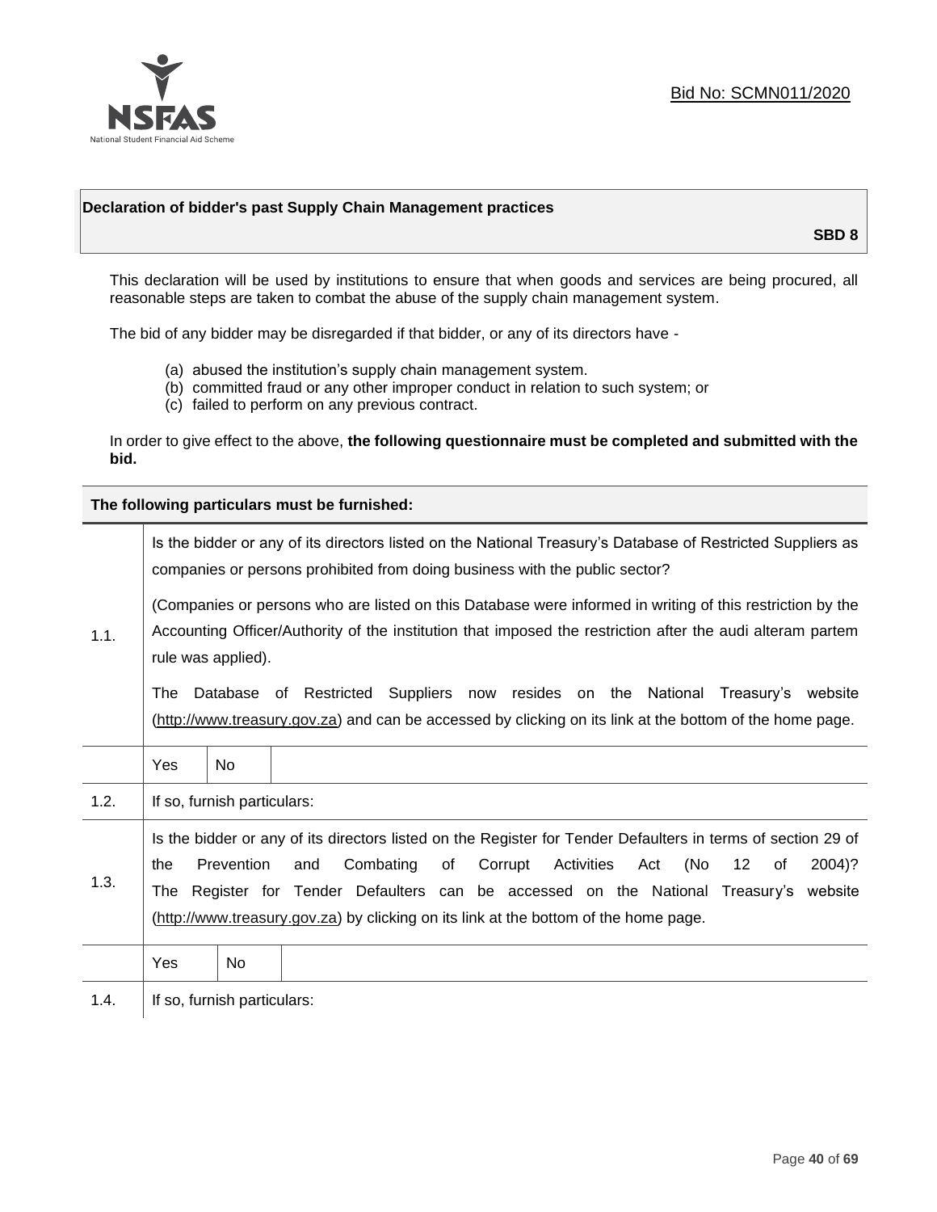Bid No: SCMN011/2020

**Declaration of bidder's past Supply Chain Management practices**

**SBD 8**

This declaration will be used by institutions to ensure that when goods and services are being procured, all reasonable steps are taken to combat the abuse of the supply chain management system.

The bid of any bidder may be disregarded if that bidder, or any of its directors have -

(a) abused the institution's supply chain management system.
(b) committed fraud or any other improper conduct in relation to such system; or
(c) failed to perform on any previous contract.

In order to give effect to the above, **the following questionnaire must be completed and submitted with the bid.**

**The following particulars must be furnished:**

| | | | |
|---|---|---|---|
| 1.1. | Is the bidder or any of its directors listed on the National Treasury's Database of Restricted Suppliers as companies or persons prohibited from doing business with the public sector?<br><br>(Companies or persons who are listed on this Database were informed in writing of this restriction by the Accounting Officer/Authority of the institution that imposed the restriction after the audi alteram partem rule was applied).<br><br>The Database of Restricted Suppliers now resides on the National Treasury's website (http://www.treasury.gov.za) and can be accessed by clicking on its link at the bottom of the home page. | | |
| | Yes | No | |
| 1.2. | If so, furnish particulars: | | |
| 1.3. | Is the bidder or any of its directors listed on the Register for Tender Defaulters in terms of section 29 of the Prevention and Combating of Corrupt Activities Act (No 12 of 2004)? The Register for Tender Defaulters can be accessed on the National Treasury's website (http://www.treasury.gov.za) by clicking on its link at the bottom of the home page. | | |
| | Yes | No | |
| 1.4. | If so, furnish particulars: | | |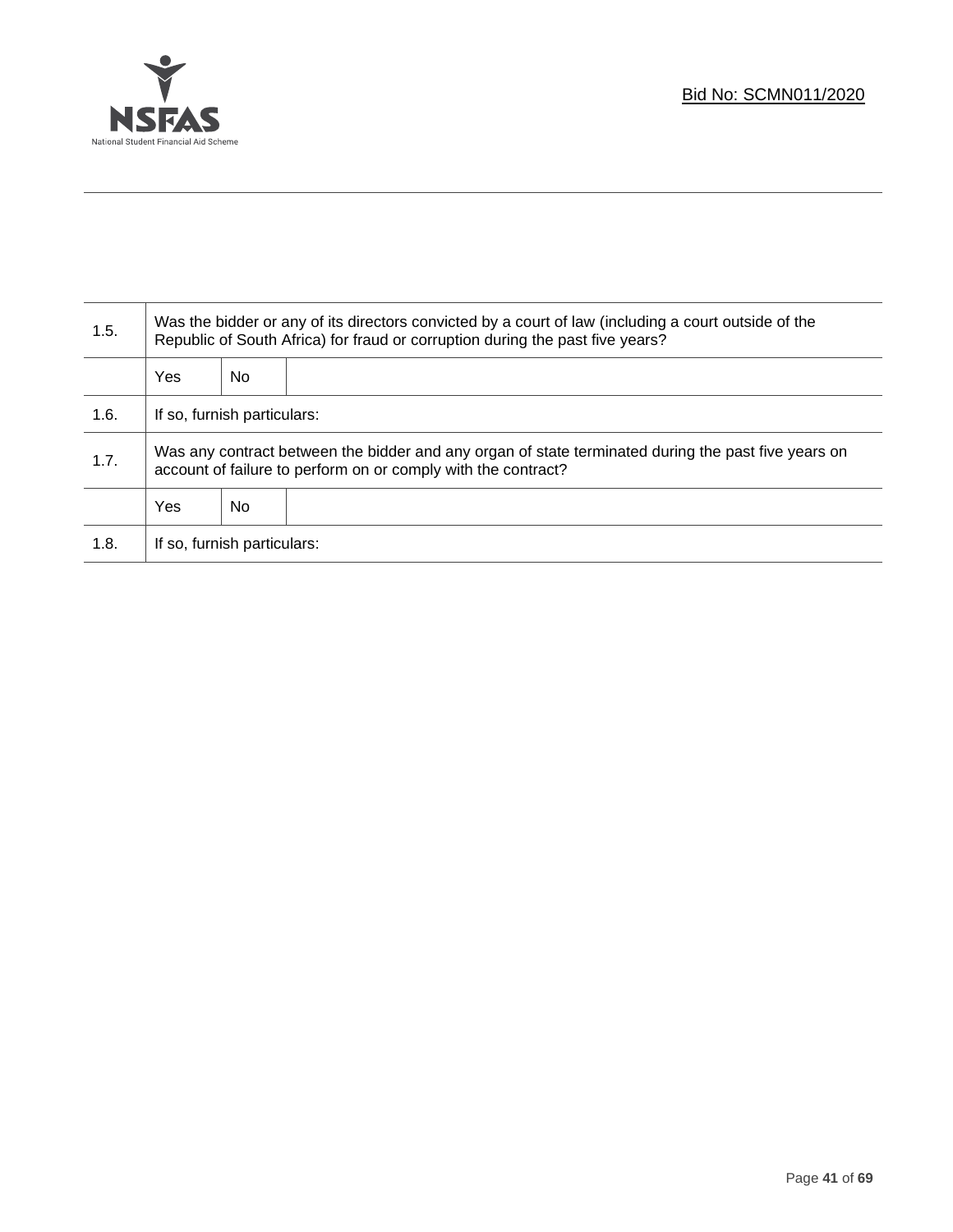| | | | |
|---|---|---|---|
| 1.5. | Was the bidder or any of its directors convicted by a court of law (including a court outside of the Republic of South Africa) for fraud or corruption during the past five years? | | |
| | Yes | No | |
| 1.6. | If so, furnish particulars: | | |
| 1.7. | Was any contract between the bidder and any organ of state terminated during the past five years on account of failure to perform on or comply with the contract? | | |
| | Yes | No | |
| 1.8. | If so, furnish particulars: | | |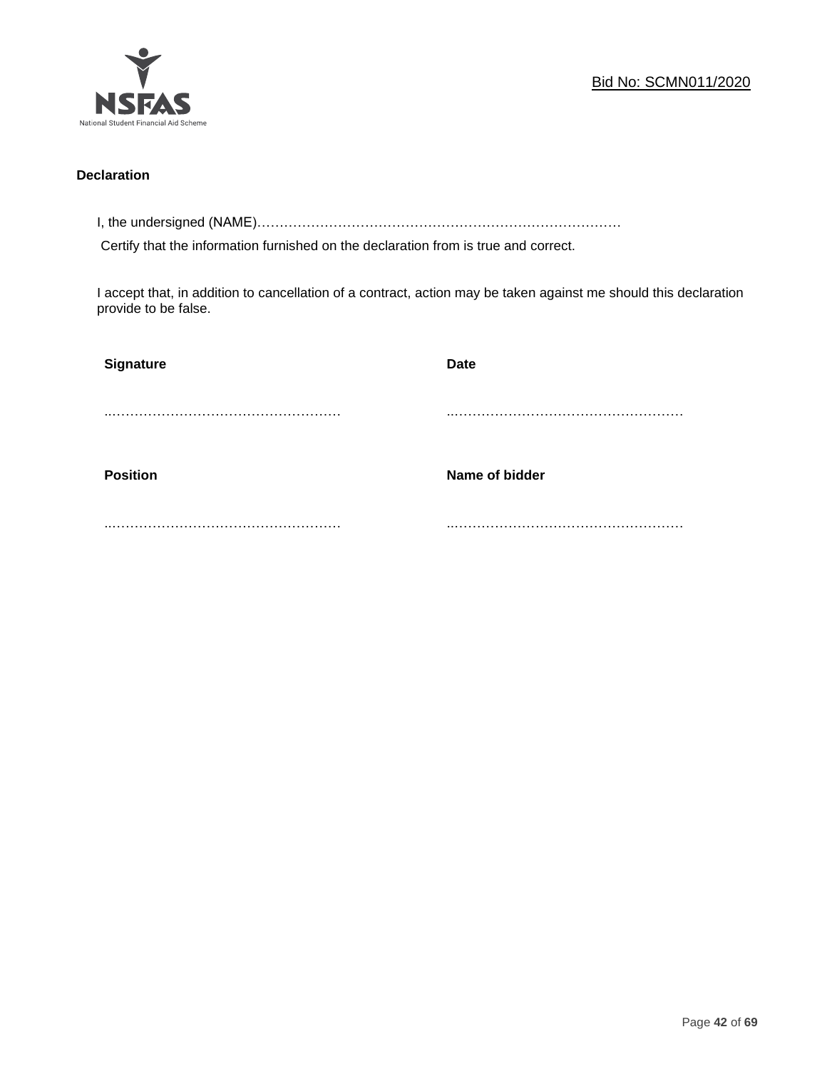Bid No: SCMN011/2020

**Declaration**

I, the undersigned (NAME)…………………………………………………………………………

Certify that the information furnished on the declaration from is true and correct.

I accept that, in addition to cancellation of a contract, action may be taken against me should this declaration provide to be false.

| **Signature** | **Date** |
|---|---|
| ……………………………………………… | ……………………………………………… |
| **Position** | **Name of bidder** |
| ……………………………………………… | ……………………………………………… |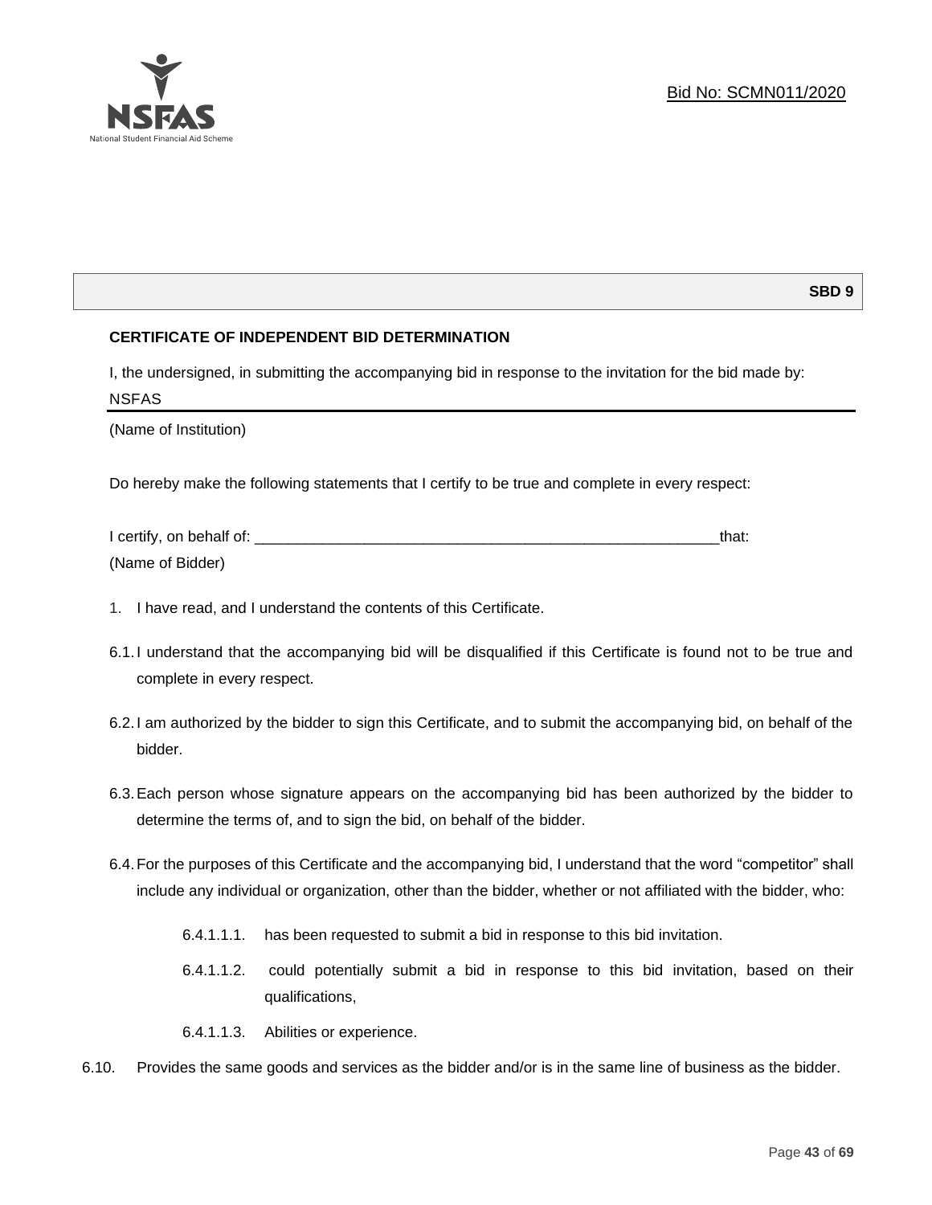Bid No: SCMN011/2020

**SBD 9**

**CERTIFICATE OF INDEPENDENT BID DETERMINATION**

I, the undersigned, in submitting the accompanying bid in response to the invitation for the bid made by:

NSFAS

(Name of Institution)

Do hereby make the following statements that I certify to be true and complete in every respect:

I certify, on behalf of: ___________________________________________________________that:

(Name of Bidder)

1. I have read, and I understand the contents of this Certificate.

6.1. I understand that the accompanying bid will be disqualified if this Certificate is found not to be true and complete in every respect.

6.2. I am authorized by the bidder to sign this Certificate, and to submit the accompanying bid, on behalf of the bidder.

6.3. Each person whose signature appears on the accompanying bid has been authorized by the bidder to determine the terms of, and to sign the bid, on behalf of the bidder.

6.4. For the purposes of this Certificate and the accompanying bid, I understand that the word "competitor" shall include any individual or organization, other than the bidder, whether or not affiliated with the bidder, who:

6.4.1.1.1. has been requested to submit a bid in response to this bid invitation.

6.4.1.1.2. could potentially submit a bid in response to this bid invitation, based on their qualifications,

6.4.1.1.3. Abilities or experience.

6.10. Provides the same goods and services as the bidder and/or is in the same line of business as the bidder.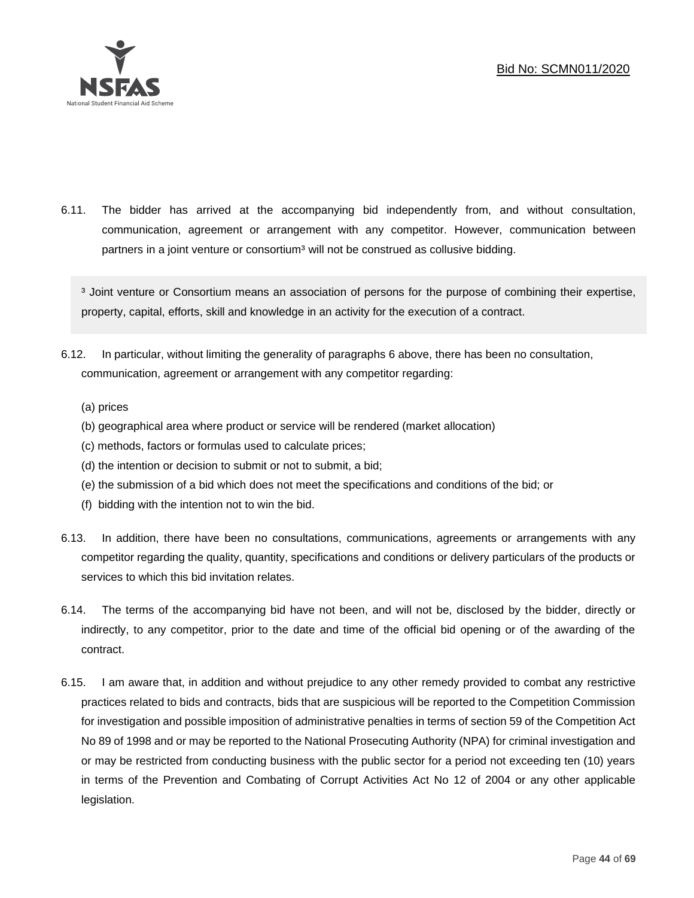6.11. The bidder has arrived at the accompanying bid independently from, and without consultation, communication, agreement or arrangement with any competitor. However, communication between partners in a joint venture or consortium[3] will not be construed as collusive bidding.

> [3] Joint venture or Consortium means an association of persons for the purpose of combining their expertise, property, capital, efforts, skill and knowledge in an activity for the execution of a contract.

6.12. In particular, without limiting the generality of paragraphs 6 above, there has been no consultation, communication, agreement or arrangement with any competitor regarding:

(a) prices
(b) geographical area where product or service will be rendered (market allocation)
(c) methods, factors or formulas used to calculate prices;
(d) the intention or decision to submit or not to submit, a bid;
(e) the submission of a bid which does not meet the specifications and conditions of the bid; or
(f) bidding with the intention not to win the bid.

6.13. In addition, there have been no consultations, communications, agreements or arrangements with any competitor regarding the quality, quantity, specifications and conditions or delivery particulars of the products or services to which this bid invitation relates.

6.14. The terms of the accompanying bid have not been, and will not be, disclosed by the bidder, directly or indirectly, to any competitor, prior to the date and time of the official bid opening or of the awarding of the contract.

6.15. I am aware that, in addition and without prejudice to any other remedy provided to combat any restrictive practices related to bids and contracts, bids that are suspicious will be reported to the Competition Commission for investigation and possible imposition of administrative penalties in terms of section 59 of the Competition Act No 89 of 1998 and or may be reported to the National Prosecuting Authority (NPA) for criminal investigation and or may be restricted from conducting business with the public sector for a period not exceeding ten (10) years in terms of the Prevention and Combating of Corrupt Activities Act No 12 of 2004 or any other applicable legislation.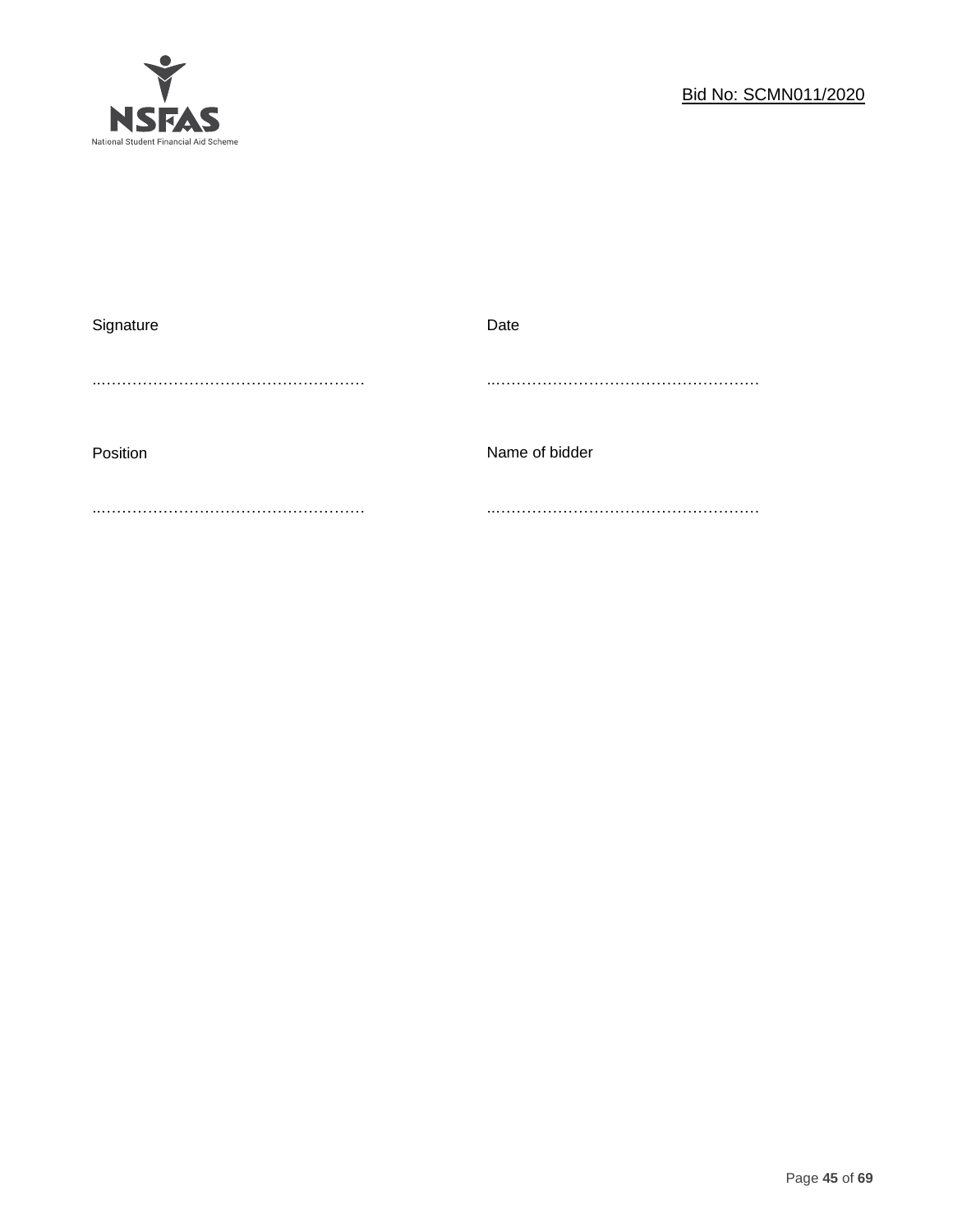| Signature | Date |
| --- | --- |
| …………………………………………… | …………………………………………… |
| Position | Name of bidder |
| …………………………………………… | …………………………………………… |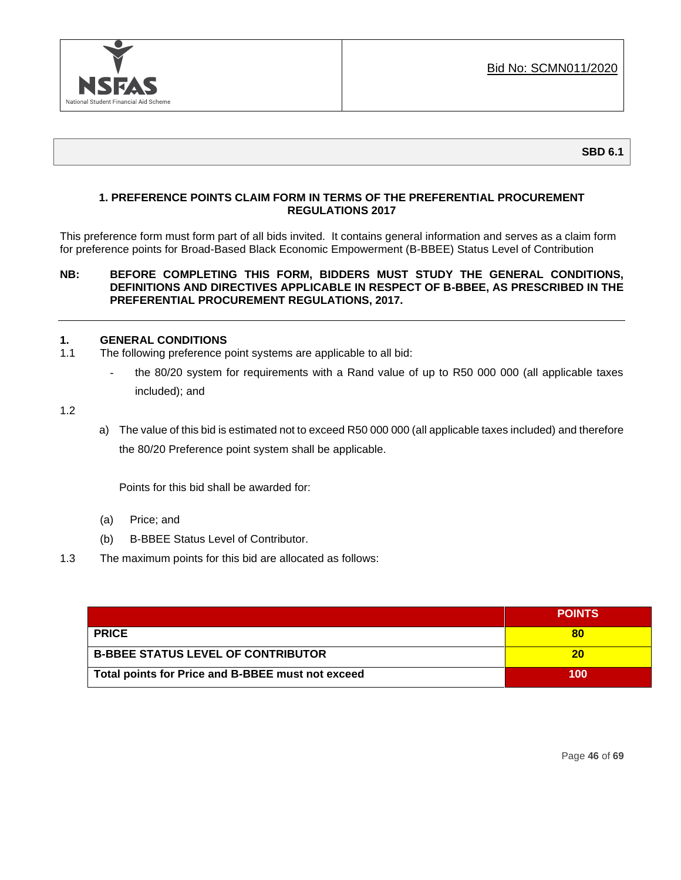NSFAS
National Student Financial Aid Scheme

Bid No: SCMN011/2020

**SBD 6.1**

## 1. PREFERENCE POINTS CLAIM FORM IN TERMS OF THE PREFERENTIAL PROCUREMENT REGULATIONS 2017

This preference form must form part of all bids invited. It contains general information and serves as a claim form for preference points for Broad-Based Black Economic Empowerment (B-BBEE) Status Level of Contribution

**NB: BEFORE COMPLETING THIS FORM, BIDDERS MUST STUDY THE GENERAL CONDITIONS, DEFINITIONS AND DIRECTIVES APPLICABLE IN RESPECT OF B-BBEE, AS PRESCRIBED IN THE PREFERENTIAL PROCUREMENT REGULATIONS, 2017.**

---

### 1. GENERAL CONDITIONS

1.1 The following preference point systems are applicable to all bid:

- the 80/20 system for requirements with a Rand value of up to R50 000 000 (all applicable taxes included); and

1.2

a) The value of this bid is estimated not to exceed R50 000 000 (all applicable taxes included) and therefore the 80/20 Preference point system shall be applicable.

Points for this bid shall be awarded for:

(a) Price; and

(b) B-BBEE Status Level of Contributor.

1.3 The maximum points for this bid are allocated as follows:

| | POINTS |
|---|---|
| **PRICE** | **80** |
| **B-BBEE STATUS LEVEL OF CONTRIBUTOR** | **20** |
| **Total points for Price and B-BBEE must not exceed** | **100** |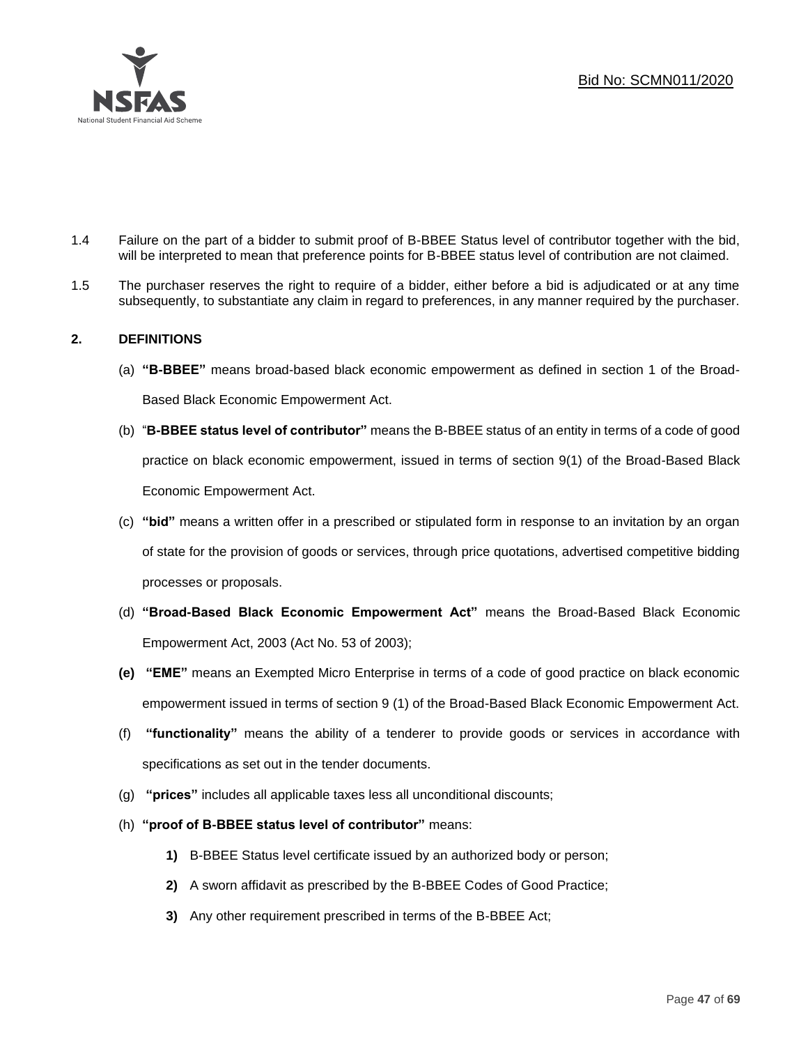1.4 Failure on the part of a bidder to submit proof of B-BBEE Status level of contributor together with the bid, will be interpreted to mean that preference points for B-BBEE status level of contribution are not claimed.

1.5 The purchaser reserves the right to require of a bidder, either before a bid is adjudicated or at any time subsequently, to substantiate any claim in regard to preferences, in any manner required by the purchaser.

## 2. DEFINITIONS

(a) **"B-BBEE"** means broad-based black economic empowerment as defined in section 1 of the Broad-Based Black Economic Empowerment Act.

(b) "**B-BBEE status level of contributor"** means the B-BBEE status of an entity in terms of a code of good practice on black economic empowerment, issued in terms of section 9(1) of the Broad-Based Black Economic Empowerment Act.

(c) **"bid"** means a written offer in a prescribed or stipulated form in response to an invitation by an organ of state for the provision of goods or services, through price quotations, advertised competitive bidding processes or proposals.

(d) **"Broad-Based Black Economic Empowerment Act"** means the Broad-Based Black Economic Empowerment Act, 2003 (Act No. 53 of 2003);

**(e)** **"EME"** means an Exempted Micro Enterprise in terms of a code of good practice on black economic empowerment issued in terms of section 9 (1) of the Broad-Based Black Economic Empowerment Act.

(f) **"functionality"** means the ability of a tenderer to provide goods or services in accordance with specifications as set out in the tender documents.

(g) **"prices"** includes all applicable taxes less all unconditional discounts;

(h) **"proof of B-BBEE status level of contributor"** means:

**1)** B-BBEE Status level certificate issued by an authorized body or person;

**2)** A sworn affidavit as prescribed by the B-BBEE Codes of Good Practice;

**3)** Any other requirement prescribed in terms of the B-BBEE Act;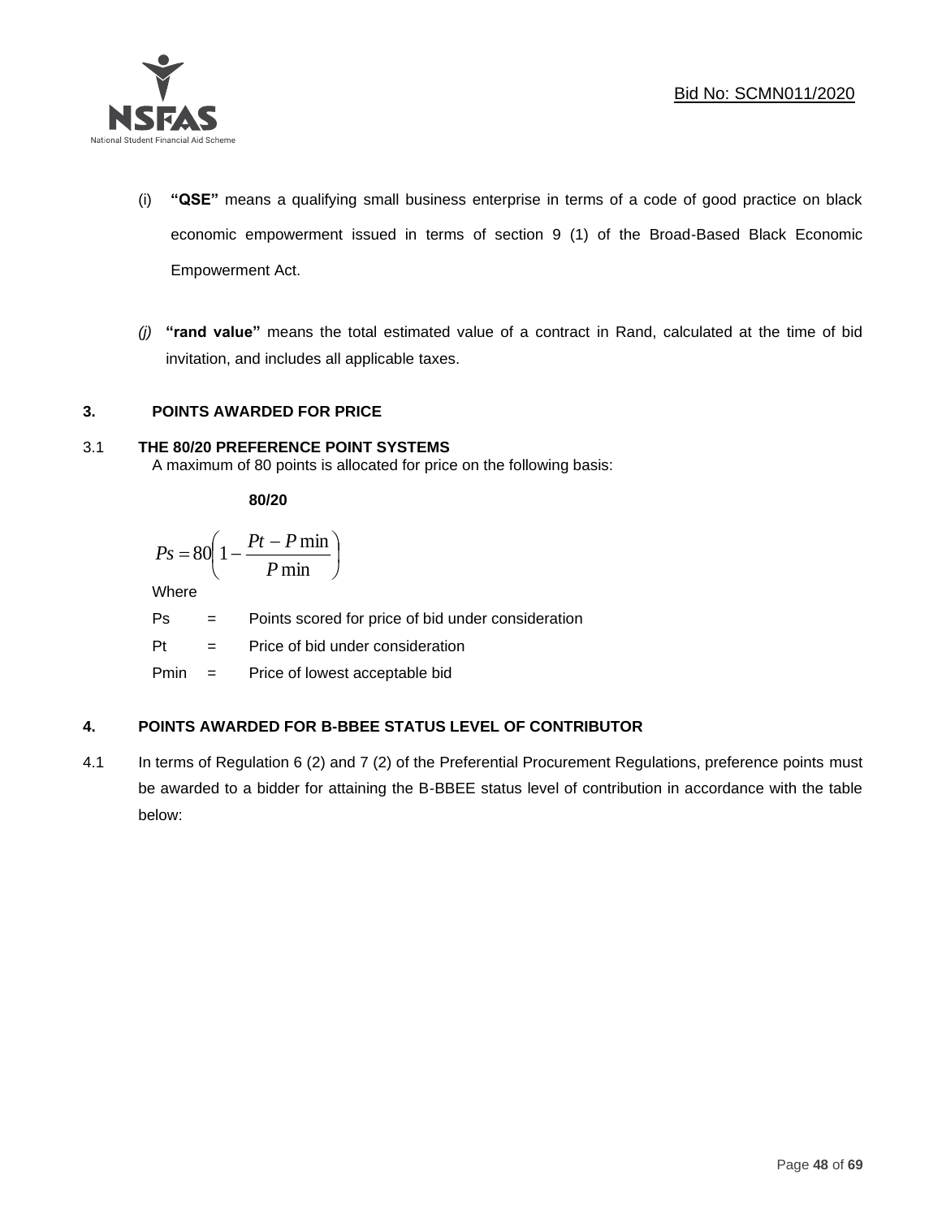(i) **"QSE"** means a qualifying small business enterprise in terms of a code of good practice on black economic empowerment issued in terms of section 9 (1) of the Broad-Based Black Economic Empowerment Act.

*(j)* **"rand value"** means the total estimated value of a contract in Rand, calculated at the time of bid invitation, and includes all applicable taxes.

## 3. POINTS AWARDED FOR PRICE

### 3.1 THE 80/20 PREFERENCE POINT SYSTEMS

A maximum of 80 points is allocated for price on the following basis:

**80/20**

$$Ps = 80\left(1 - \frac{Pt - P\min}{P\min}\right)$$

Where

Ps = Points scored for price of bid under consideration

Pt = Price of bid under consideration

Pmin = Price of lowest acceptable bid

## 4. POINTS AWARDED FOR B-BBEE STATUS LEVEL OF CONTRIBUTOR

4.1 In terms of Regulation 6 (2) and 7 (2) of the Preferential Procurement Regulations, preference points must be awarded to a bidder for attaining the B-BBEE status level of contribution in accordance with the table below: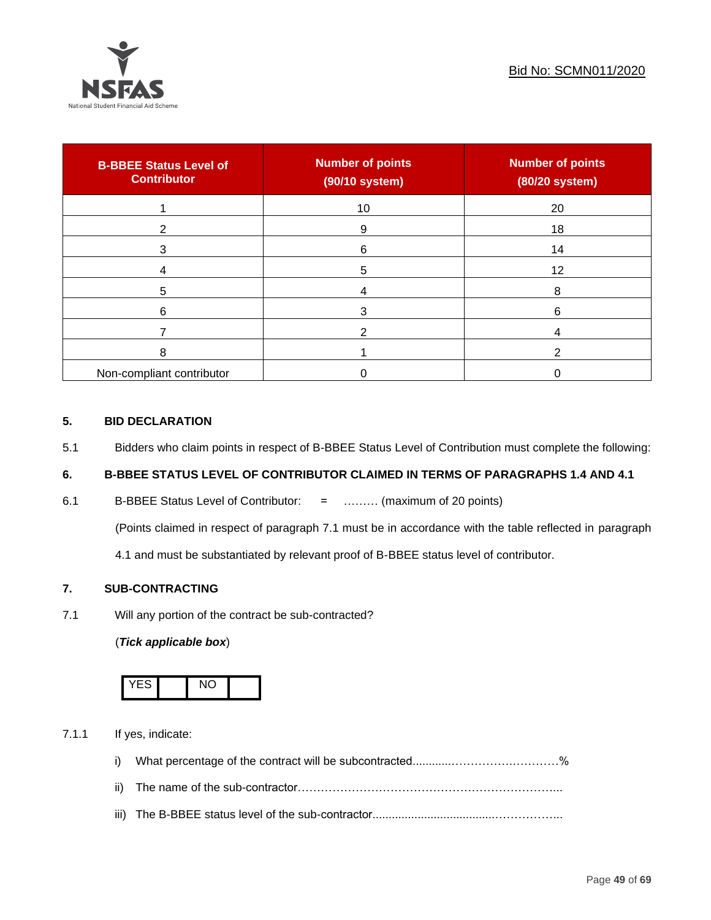| B-BBEE Status Level of Contributor | Number of points (90/10 system) | Number of points (80/20 system) |
|---|---|---|
| 1 | 10 | 20 |
| 2 | 9 | 18 |
| 3 | 6 | 14 |
| 4 | 5 | 12 |
| 5 | 4 | 8 |
| 6 | 3 | 6 |
| 7 | 2 | 4 |
| 8 | 1 | 2 |
| Non-compliant contributor | 0 | 0 |

## 5. BID DECLARATION

5.1 Bidders who claim points in respect of B-BBEE Status Level of Contribution must complete the following:

## 6. B-BBEE STATUS LEVEL OF CONTRIBUTOR CLAIMED IN TERMS OF PARAGRAPHS 1.4 AND 4.1

6.1 B-BBEE Status Level of Contributor: = ……… (maximum of 20 points)

(Points claimed in respect of paragraph 7.1 must be in accordance with the table reflected in paragraph 4.1 and must be substantiated by relevant proof of B-BBEE status level of contributor.

## 7. SUB-CONTRACTING

7.1 Will any portion of the contract be sub-contracted?

(***Tick applicable box***)

| YES | | NO | |
|---|---|---|---|

7.1.1 If yes, indicate:

i) What percentage of the contract will be subcontracted............……………….…………%

ii) The name of the sub-contractor…………………………………………………………....

iii) The B-BBEE status level of the sub-contractor......................................……………..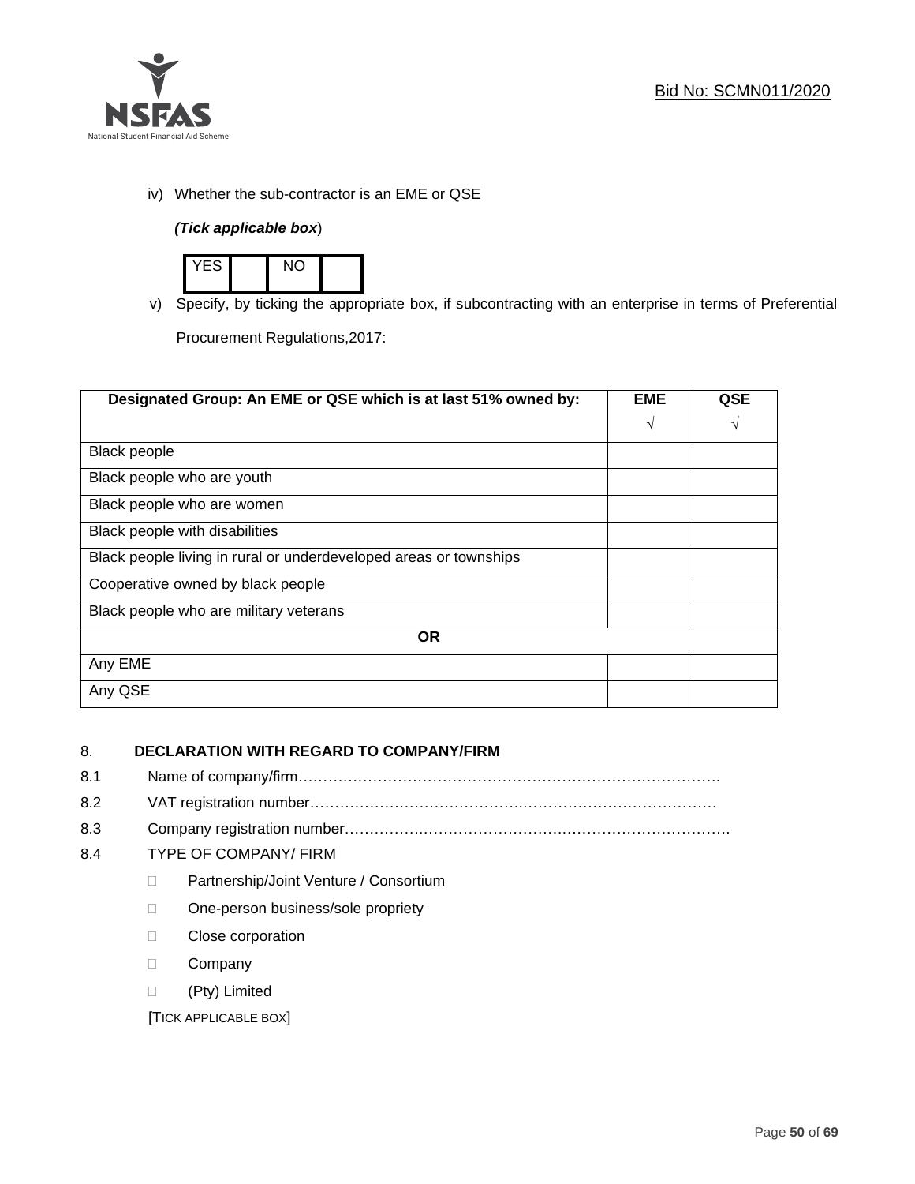iv) Whether the sub-contractor is an EME or QSE

*(Tick applicable box*)

| YES | | NO | |
|---|---|---|---|

v) Specify, by ticking the appropriate box, if subcontracting with an enterprise in terms of Preferential Procurement Regulations,2017:

| Designated Group: An EME or QSE which is at last 51% owned by: | EME √ | QSE √ |
|---|---|---|
| Black people | | |
| Black people who are youth | | |
| Black people who are women | | |
| Black people with disabilities | | |
| Black people living in rural or underdeveloped areas or townships | | |
| Cooperative owned by black people | | |
| Black people who are military veterans | | |
| **OR** | | |
| Any EME | | |
| Any QSE | | |

## 8. DECLARATION WITH REGARD TO COMPANY/FIRM

8.1 Name of company/firm……………………………………………………………………………

8.2 VAT registration number…………………………………………………………………………

8.3 Company registration number……………………………………………………………………

8.4 TYPE OF COMPANY/ FIRM

- ☐ Partnership/Joint Venture / Consortium
- ☐ One-person business/sole propriety
- ☐ Close corporation
- ☐ Company
- ☐ (Pty) Limited

[TICK APPLICABLE BOX]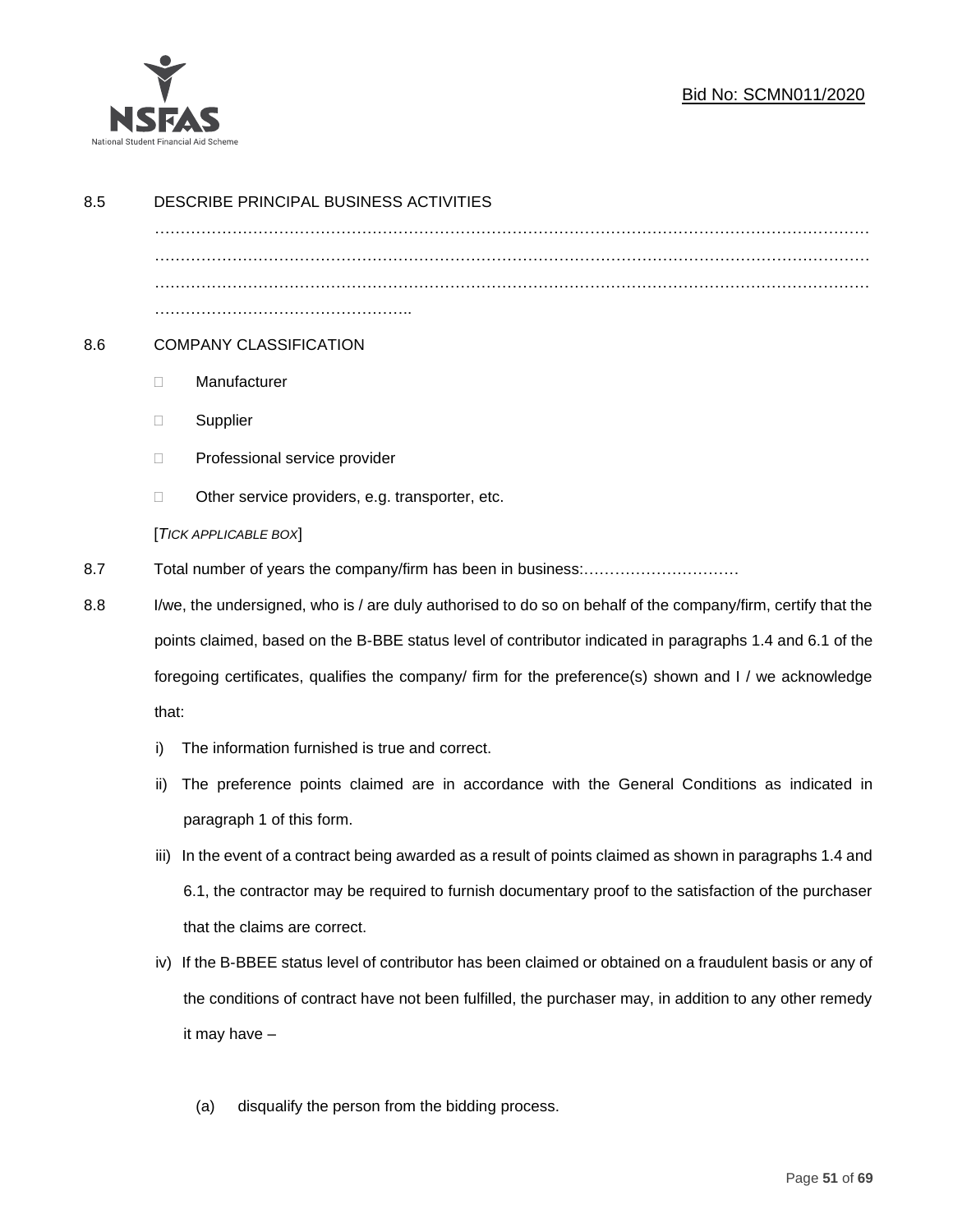8.5 DESCRIBE PRINCIPAL BUSINESS ACTIVITIES

…………………………………………………………………………………………………………………
…………………………………………………………………………………………………………………
…………………………………………………………………………………………………………………
…………………………………………..

8.6 COMPANY CLASSIFICATION

- ☐ Manufacturer
- ☐ Supplier
- ☐ Professional service provider
- ☐ Other service providers, e.g. transporter, etc.

[*TICK APPLICABLE BOX*]

8.7 Total number of years the company/firm has been in business:…………………………

8.8 I/we, the undersigned, who is / are duly authorised to do so on behalf of the company/firm, certify that the points claimed, based on the B-BBE status level of contributor indicated in paragraphs 1.4 and 6.1 of the foregoing certificates, qualifies the company/ firm for the preference(s) shown and I / we acknowledge that:

i) The information furnished is true and correct.

ii) The preference points claimed are in accordance with the General Conditions as indicated in paragraph 1 of this form.

iii) In the event of a contract being awarded as a result of points claimed as shown in paragraphs 1.4 and 6.1, the contractor may be required to furnish documentary proof to the satisfaction of the purchaser that the claims are correct.

iv) If the B-BBEE status level of contributor has been claimed or obtained on a fraudulent basis or any of the conditions of contract have not been fulfilled, the purchaser may, in addition to any other remedy it may have –

(a) disqualify the person from the bidding process.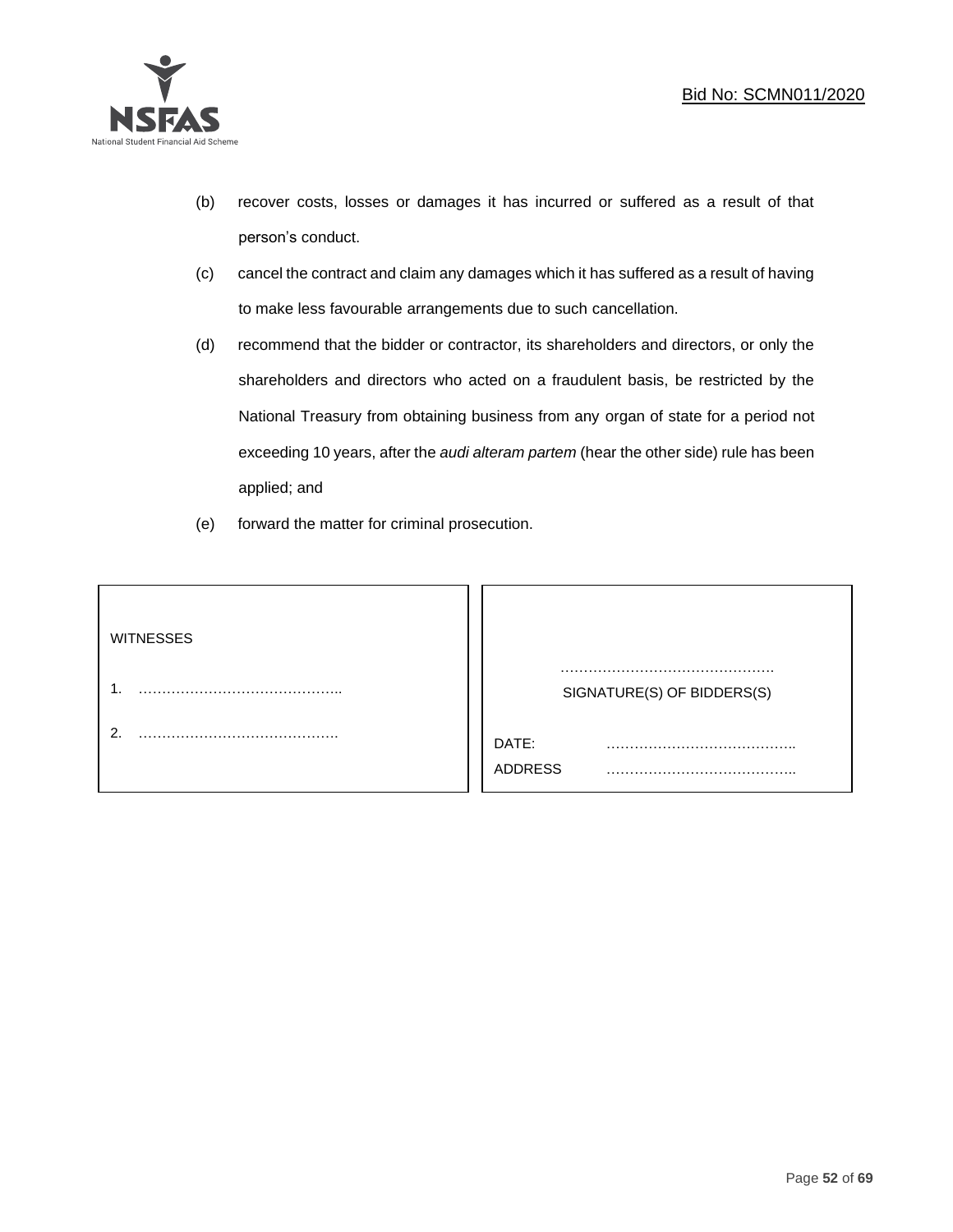(b) recover costs, losses or damages it has incurred or suffered as a result of that person's conduct.

(c) cancel the contract and claim any damages which it has suffered as a result of having to make less favourable arrangements due to such cancellation.

(d) recommend that the bidder or contractor, its shareholders and directors, or only the shareholders and directors who acted on a fraudulent basis, be restricted by the National Treasury from obtaining business from any organ of state for a period not exceeding 10 years, after the *audi alteram partem* (hear the other side) rule has been applied; and

(e) forward the matter for criminal prosecution.

| WITNESSES | |
|---|---|
| 1. …………………………………….. | ………………………………………. SIGNATURE(S) OF BIDDERS(S) |
| 2. ……………………………………. | DATE: ………………………………….. |
| | ADDRESS ………………………………….. |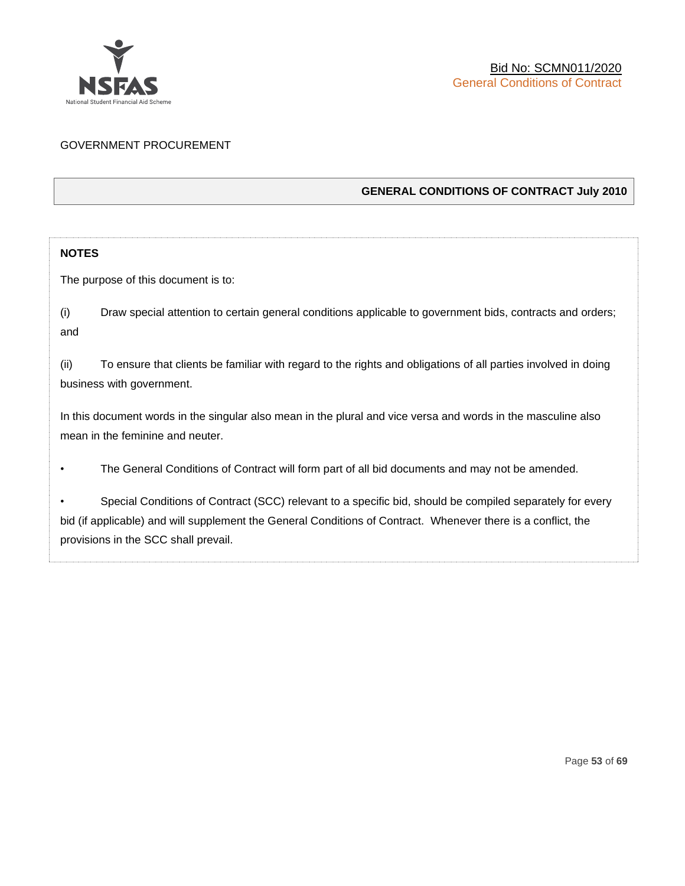GOVERNMENT PROCUREMENT

## GENERAL CONDITIONS OF CONTRACT July 2010

**NOTES**

The purpose of this document is to:

(i) Draw special attention to certain general conditions applicable to government bids, contracts and orders; and

(ii) To ensure that clients be familiar with regard to the rights and obligations of all parties involved in doing business with government.

In this document words in the singular also mean in the plural and vice versa and words in the masculine also mean in the feminine and neuter.

- The General Conditions of Contract will form part of all bid documents and may not be amended.
- Special Conditions of Contract (SCC) relevant to a specific bid, should be compiled separately for every bid (if applicable) and will supplement the General Conditions of Contract. Whenever there is a conflict, the provisions in the SCC shall prevail.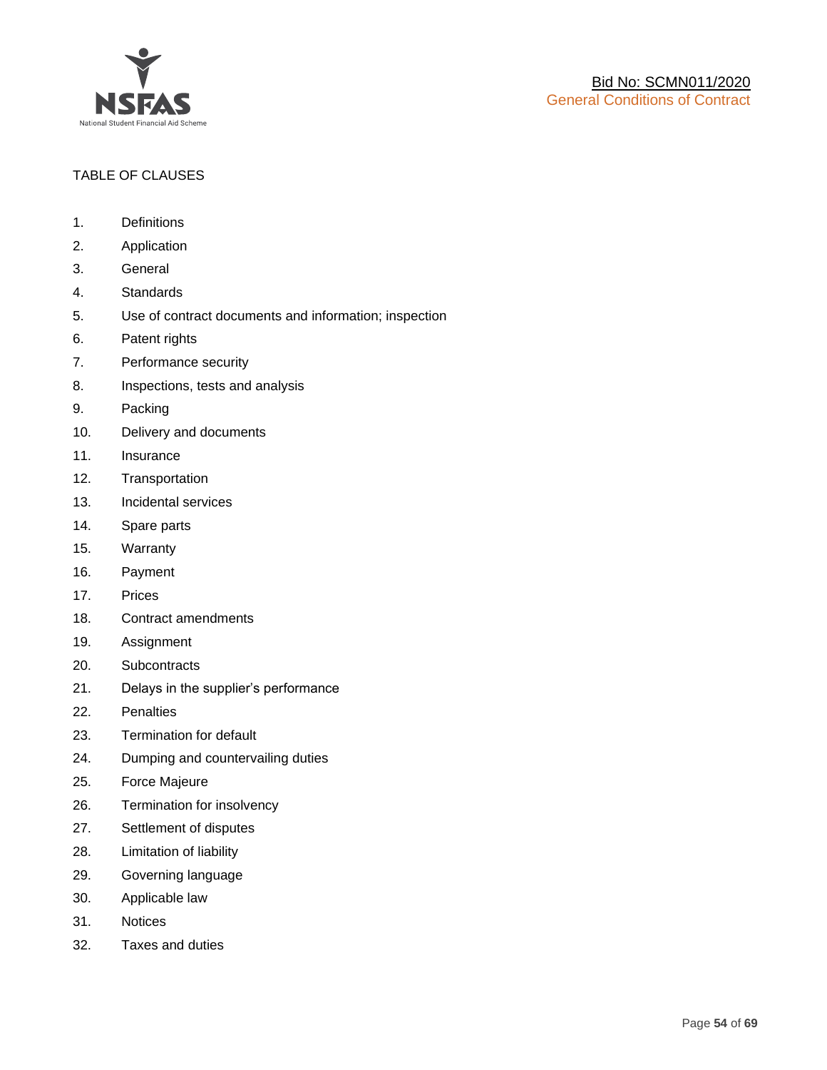TABLE OF CLAUSES

1. Definitions
2. Application
3. General
4. Standards
5. Use of contract documents and information; inspection
6. Patent rights
7. Performance security
8. Inspections, tests and analysis
9. Packing
10. Delivery and documents
11. Insurance
12. Transportation
13. Incidental services
14. Spare parts
15. Warranty
16. Payment
17. Prices
18. Contract amendments
19. Assignment
20. Subcontracts
21. Delays in the supplier's performance
22. Penalties
23. Termination for default
24. Dumping and countervailing duties
25. Force Majeure
26. Termination for insolvency
27. Settlement of disputes
28. Limitation of liability
29. Governing language
30. Applicable law
31. Notices
32. Taxes and duties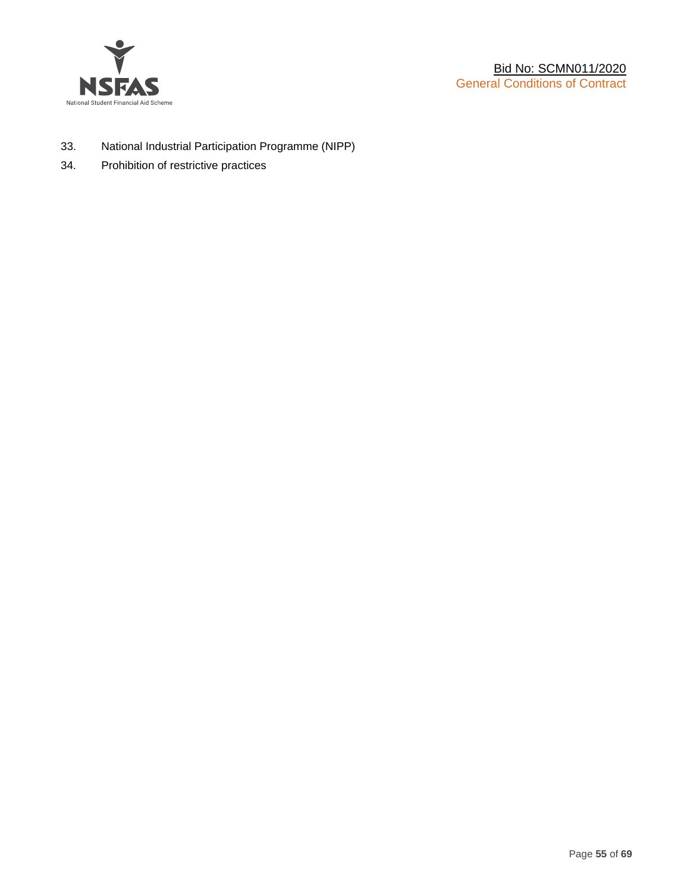33. National Industrial Participation Programme (NIPP)
34. Prohibition of restrictive practices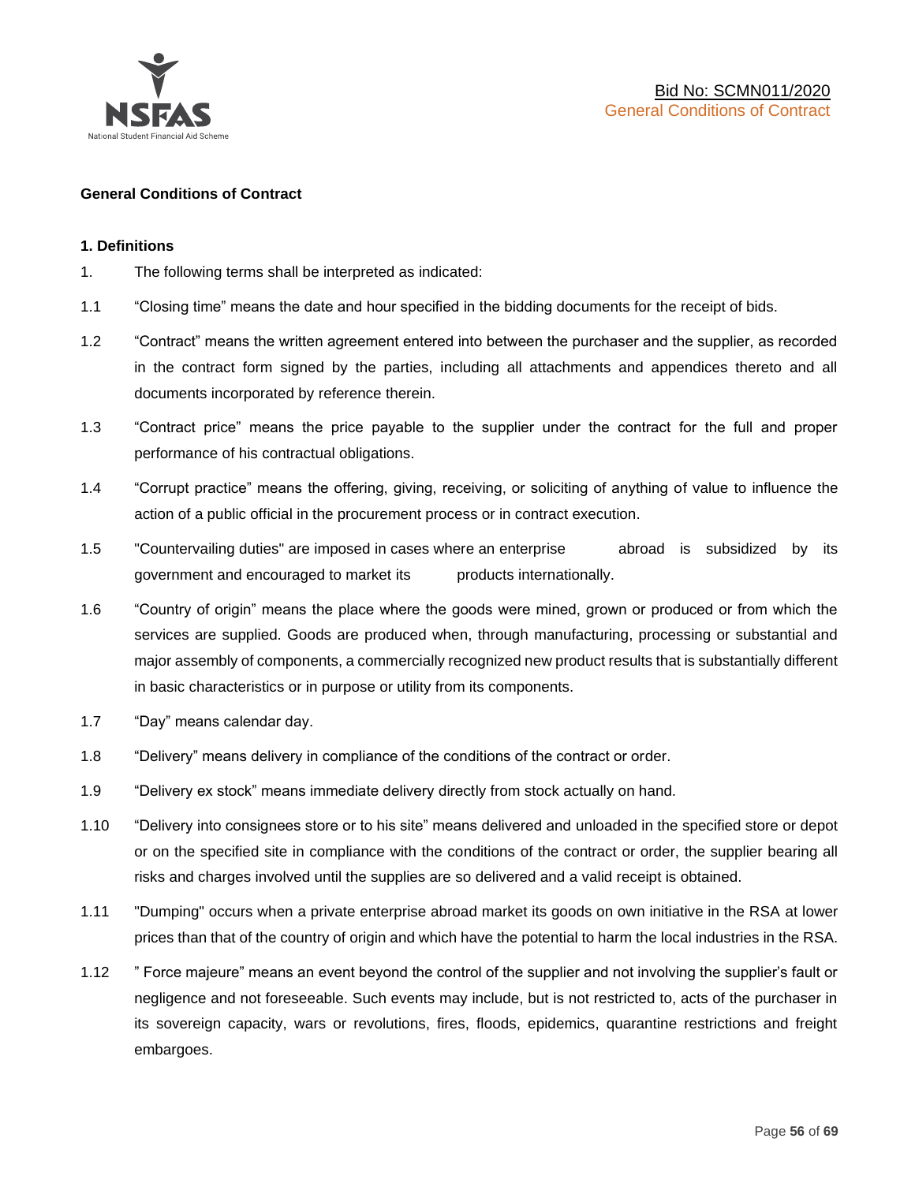**General Conditions of Contract**

**1. Definitions**

1. The following terms shall be interpreted as indicated:

1.1 "Closing time" means the date and hour specified in the bidding documents for the receipt of bids.

1.2 "Contract" means the written agreement entered into between the purchaser and the supplier, as recorded in the contract form signed by the parties, including all attachments and appendices thereto and all documents incorporated by reference therein.

1.3 "Contract price" means the price payable to the supplier under the contract for the full and proper performance of his contractual obligations.

1.4 "Corrupt practice" means the offering, giving, receiving, or soliciting of anything of value to influence the action of a public official in the procurement process or in contract execution.

1.5 "Countervailing duties" are imposed in cases where an enterprise abroad is subsidized by its government and encouraged to market its products internationally.

1.6 "Country of origin" means the place where the goods were mined, grown or produced or from which the services are supplied. Goods are produced when, through manufacturing, processing or substantial and major assembly of components, a commercially recognized new product results that is substantially different in basic characteristics or in purpose or utility from its components.

1.7 "Day" means calendar day.

1.8 "Delivery" means delivery in compliance of the conditions of the contract or order.

1.9 "Delivery ex stock" means immediate delivery directly from stock actually on hand.

1.10 "Delivery into consignees store or to his site" means delivered and unloaded in the specified store or depot or on the specified site in compliance with the conditions of the contract or order, the supplier bearing all risks and charges involved until the supplies are so delivered and a valid receipt is obtained.

1.11 "Dumping" occurs when a private enterprise abroad market its goods on own initiative in the RSA at lower prices than that of the country of origin and which have the potential to harm the local industries in the RSA.

1.12 " Force majeure" means an event beyond the control of the supplier and not involving the supplier's fault or negligence and not foreseeable. Such events may include, but is not restricted to, acts of the purchaser in its sovereign capacity, wars or revolutions, fires, floods, epidemics, quarantine restrictions and freight embargoes.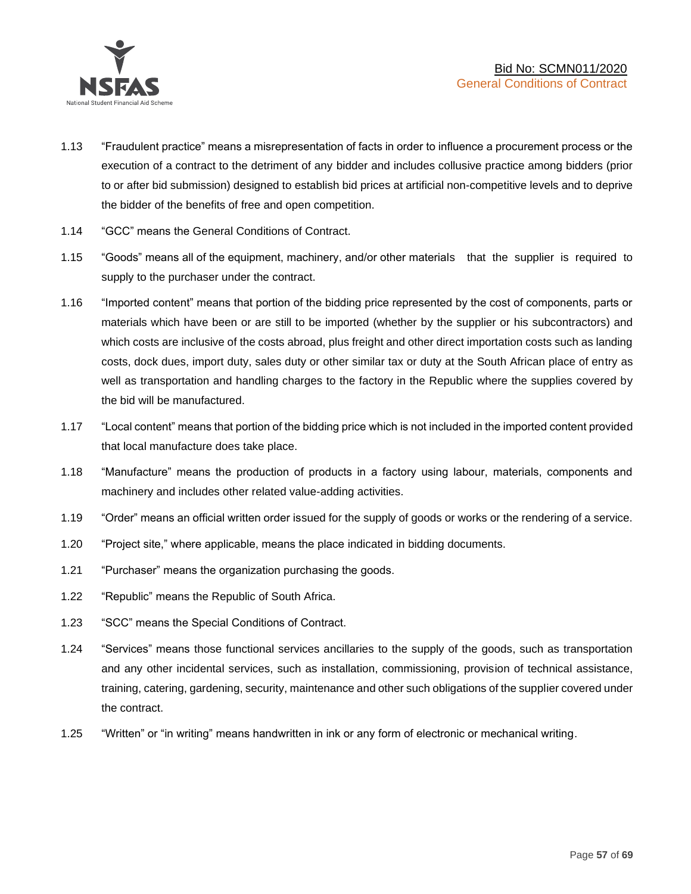1.13 "Fraudulent practice" means a misrepresentation of facts in order to influence a procurement process or the execution of a contract to the detriment of any bidder and includes collusive practice among bidders (prior to or after bid submission) designed to establish bid prices at artificial non-competitive levels and to deprive the bidder of the benefits of free and open competition.

1.14 "GCC" means the General Conditions of Contract.

1.15 "Goods" means all of the equipment, machinery, and/or other materials that the supplier is required to supply to the purchaser under the contract.

1.16 "Imported content" means that portion of the bidding price represented by the cost of components, parts or materials which have been or are still to be imported (whether by the supplier or his subcontractors) and which costs are inclusive of the costs abroad, plus freight and other direct importation costs such as landing costs, dock dues, import duty, sales duty or other similar tax or duty at the South African place of entry as well as transportation and handling charges to the factory in the Republic where the supplies covered by the bid will be manufactured.

1.17 "Local content" means that portion of the bidding price which is not included in the imported content provided that local manufacture does take place.

1.18 "Manufacture" means the production of products in a factory using labour, materials, components and machinery and includes other related value-adding activities.

1.19 "Order" means an official written order issued for the supply of goods or works or the rendering of a service.

1.20 "Project site," where applicable, means the place indicated in bidding documents.

1.21 "Purchaser" means the organization purchasing the goods.

1.22 "Republic" means the Republic of South Africa.

1.23 "SCC" means the Special Conditions of Contract.

1.24 "Services" means those functional services ancillaries to the supply of the goods, such as transportation and any other incidental services, such as installation, commissioning, provision of technical assistance, training, catering, gardening, security, maintenance and other such obligations of the supplier covered under the contract.

1.25 "Written" or "in writing" means handwritten in ink or any form of electronic or mechanical writing.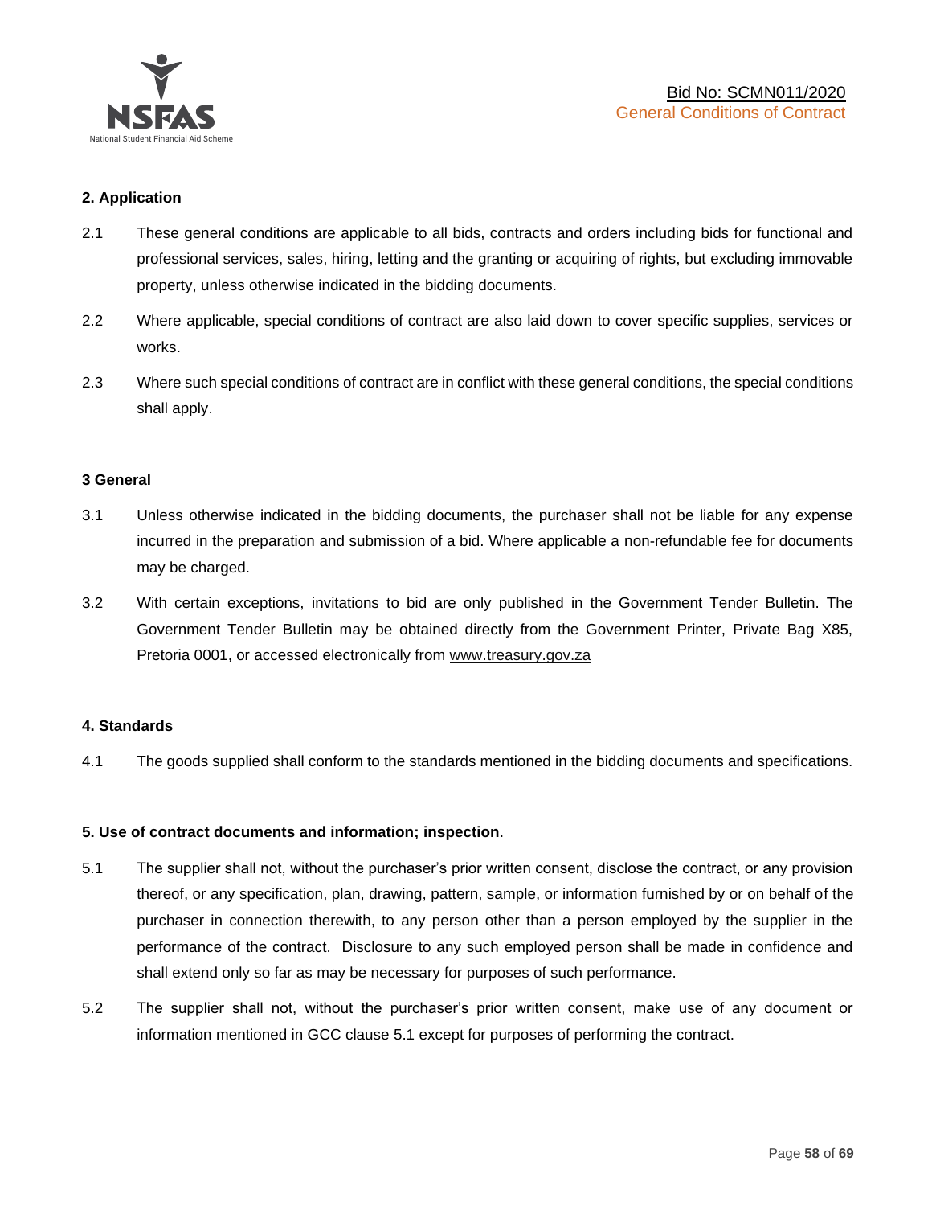### 2. Application

2.1 These general conditions are applicable to all bids, contracts and orders including bids for functional and professional services, sales, hiring, letting and the granting or acquiring of rights, but excluding immovable property, unless otherwise indicated in the bidding documents.

2.2 Where applicable, special conditions of contract are also laid down to cover specific supplies, services or works.

2.3 Where such special conditions of contract are in conflict with these general conditions, the special conditions shall apply.

### 3 General

3.1 Unless otherwise indicated in the bidding documents, the purchaser shall not be liable for any expense incurred in the preparation and submission of a bid. Where applicable a non-refundable fee for documents may be charged.

3.2 With certain exceptions, invitations to bid are only published in the Government Tender Bulletin. The Government Tender Bulletin may be obtained directly from the Government Printer, Private Bag X85, Pretoria 0001, or accessed electronically from www.treasury.gov.za

### 4. Standards

4.1 The goods supplied shall conform to the standards mentioned in the bidding documents and specifications.

### 5. Use of contract documents and information; inspection.

5.1 The supplier shall not, without the purchaser's prior written consent, disclose the contract, or any provision thereof, or any specification, plan, drawing, pattern, sample, or information furnished by or on behalf of the purchaser in connection therewith, to any person other than a person employed by the supplier in the performance of the contract. Disclosure to any such employed person shall be made in confidence and shall extend only so far as may be necessary for purposes of such performance.

5.2 The supplier shall not, without the purchaser's prior written consent, make use of any document or information mentioned in GCC clause 5.1 except for purposes of performing the contract.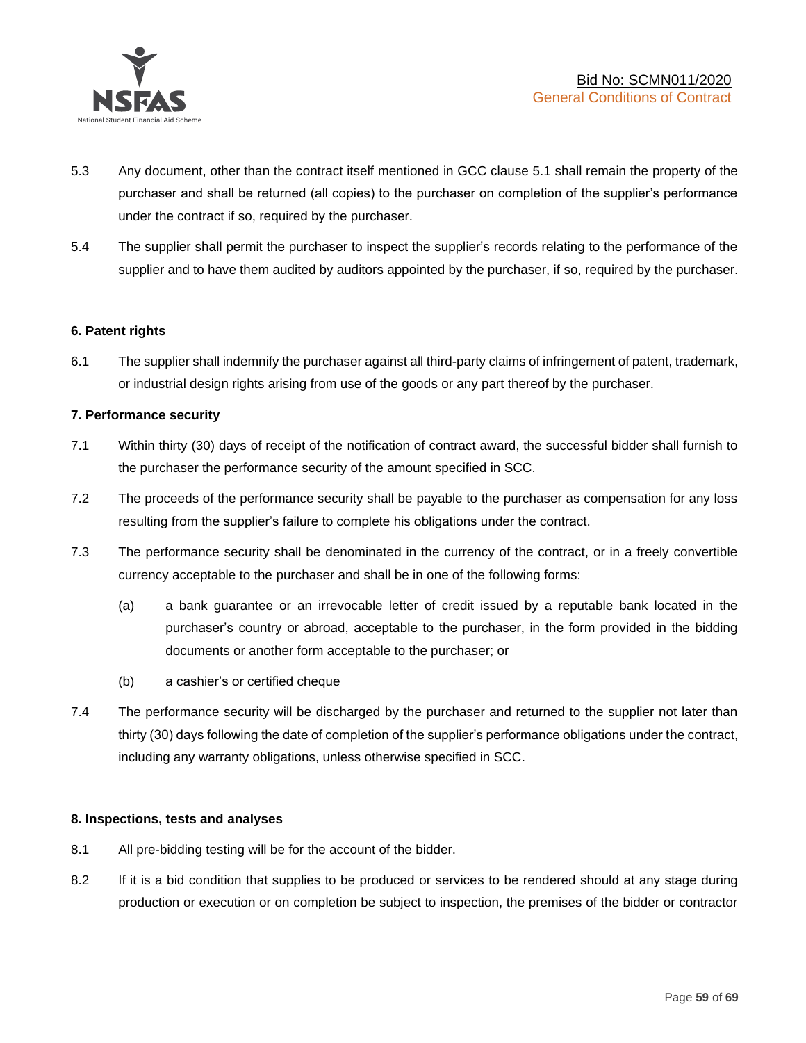5.3 Any document, other than the contract itself mentioned in GCC clause 5.1 shall remain the property of the purchaser and shall be returned (all copies) to the purchaser on completion of the supplier's performance under the contract if so, required by the purchaser.

5.4 The supplier shall permit the purchaser to inspect the supplier's records relating to the performance of the supplier and to have them audited by auditors appointed by the purchaser, if so, required by the purchaser.

**6. Patent rights**

6.1 The supplier shall indemnify the purchaser against all third-party claims of infringement of patent, trademark, or industrial design rights arising from use of the goods or any part thereof by the purchaser.

**7. Performance security**

7.1 Within thirty (30) days of receipt of the notification of contract award, the successful bidder shall furnish to the purchaser the performance security of the amount specified in SCC.

7.2 The proceeds of the performance security shall be payable to the purchaser as compensation for any loss resulting from the supplier's failure to complete his obligations under the contract.

7.3 The performance security shall be denominated in the currency of the contract, or in a freely convertible currency acceptable to the purchaser and shall be in one of the following forms:

(a) a bank guarantee or an irrevocable letter of credit issued by a reputable bank located in the purchaser's country or abroad, acceptable to the purchaser, in the form provided in the bidding documents or another form acceptable to the purchaser; or

(b) a cashier's or certified cheque

7.4 The performance security will be discharged by the purchaser and returned to the supplier not later than thirty (30) days following the date of completion of the supplier's performance obligations under the contract, including any warranty obligations, unless otherwise specified in SCC.

**8. Inspections, tests and analyses**

8.1 All pre-bidding testing will be for the account of the bidder.

8.2 If it is a bid condition that supplies to be produced or services to be rendered should at any stage during production or execution or on completion be subject to inspection, the premises of the bidder or contractor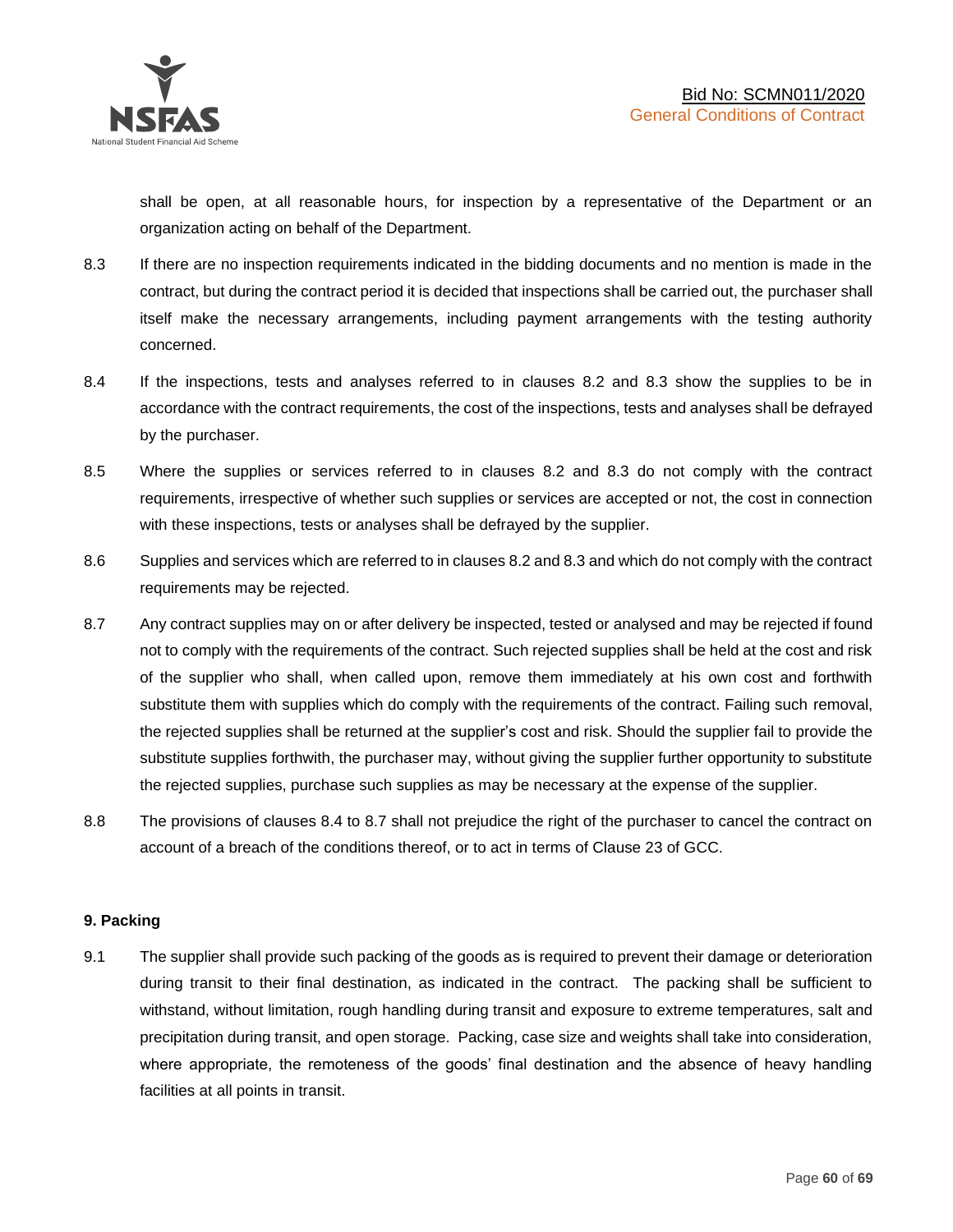shall be open, at all reasonable hours, for inspection by a representative of the Department or an organization acting on behalf of the Department.

8.3 If there are no inspection requirements indicated in the bidding documents and no mention is made in the contract, but during the contract period it is decided that inspections shall be carried out, the purchaser shall itself make the necessary arrangements, including payment arrangements with the testing authority concerned.

8.4 If the inspections, tests and analyses referred to in clauses 8.2 and 8.3 show the supplies to be in accordance with the contract requirements, the cost of the inspections, tests and analyses shall be defrayed by the purchaser.

8.5 Where the supplies or services referred to in clauses 8.2 and 8.3 do not comply with the contract requirements, irrespective of whether such supplies or services are accepted or not, the cost in connection with these inspections, tests or analyses shall be defrayed by the supplier.

8.6 Supplies and services which are referred to in clauses 8.2 and 8.3 and which do not comply with the contract requirements may be rejected.

8.7 Any contract supplies may on or after delivery be inspected, tested or analysed and may be rejected if found not to comply with the requirements of the contract. Such rejected supplies shall be held at the cost and risk of the supplier who shall, when called upon, remove them immediately at his own cost and forthwith substitute them with supplies which do comply with the requirements of the contract. Failing such removal, the rejected supplies shall be returned at the supplier's cost and risk. Should the supplier fail to provide the substitute supplies forthwith, the purchaser may, without giving the supplier further opportunity to substitute the rejected supplies, purchase such supplies as may be necessary at the expense of the supplier.

8.8 The provisions of clauses 8.4 to 8.7 shall not prejudice the right of the purchaser to cancel the contract on account of a breach of the conditions thereof, or to act in terms of Clause 23 of GCC.

**9. Packing**

9.1 The supplier shall provide such packing of the goods as is required to prevent their damage or deterioration during transit to their final destination, as indicated in the contract. The packing shall be sufficient to withstand, without limitation, rough handling during transit and exposure to extreme temperatures, salt and precipitation during transit, and open storage. Packing, case size and weights shall take into consideration, where appropriate, the remoteness of the goods' final destination and the absence of heavy handling facilities at all points in transit.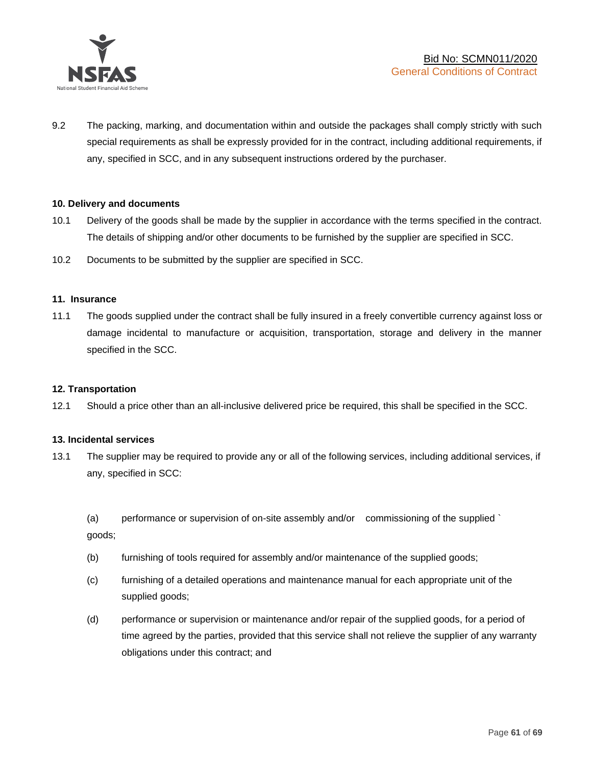9.2 The packing, marking, and documentation within and outside the packages shall comply strictly with such special requirements as shall be expressly provided for in the contract, including additional requirements, if any, specified in SCC, and in any subsequent instructions ordered by the purchaser.

**10. Delivery and documents**

10.1 Delivery of the goods shall be made by the supplier in accordance with the terms specified in the contract. The details of shipping and/or other documents to be furnished by the supplier are specified in SCC.

10.2 Documents to be submitted by the supplier are specified in SCC.

**11. Insurance**

11.1 The goods supplied under the contract shall be fully insured in a freely convertible currency against loss or damage incidental to manufacture or acquisition, transportation, storage and delivery in the manner specified in the SCC.

**12. Transportation**

12.1 Should a price other than an all-inclusive delivered price be required, this shall be specified in the SCC.

**13. Incidental services**

13.1 The supplier may be required to provide any or all of the following services, including additional services, if any, specified in SCC:

(a) performance or supervision of on-site assembly and/or commissioning of the supplied ` goods;

(b) furnishing of tools required for assembly and/or maintenance of the supplied goods;

(c) furnishing of a detailed operations and maintenance manual for each appropriate unit of the supplied goods;

(d) performance or supervision or maintenance and/or repair of the supplied goods, for a period of time agreed by the parties, provided that this service shall not relieve the supplier of any warranty obligations under this contract; and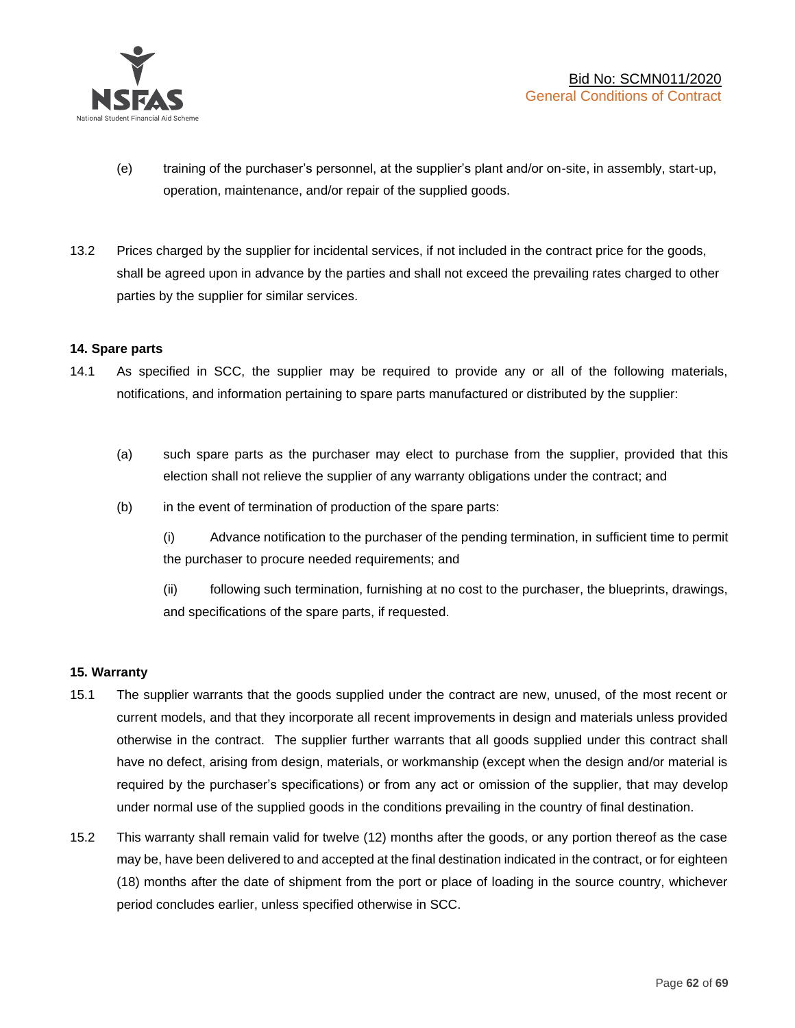(e) training of the purchaser's personnel, at the supplier's plant and/or on-site, in assembly, start-up, operation, maintenance, and/or repair of the supplied goods.

13.2 Prices charged by the supplier for incidental services, if not included in the contract price for the goods, shall be agreed upon in advance by the parties and shall not exceed the prevailing rates charged to other parties by the supplier for similar services.

**14. Spare parts**

14.1 As specified in SCC, the supplier may be required to provide any or all of the following materials, notifications, and information pertaining to spare parts manufactured or distributed by the supplier:

(a) such spare parts as the purchaser may elect to purchase from the supplier, provided that this election shall not relieve the supplier of any warranty obligations under the contract; and

(b) in the event of termination of production of the spare parts:

(i) Advance notification to the purchaser of the pending termination, in sufficient time to permit the purchaser to procure needed requirements; and

(ii) following such termination, furnishing at no cost to the purchaser, the blueprints, drawings, and specifications of the spare parts, if requested.

**15. Warranty**

15.1 The supplier warrants that the goods supplied under the contract are new, unused, of the most recent or current models, and that they incorporate all recent improvements in design and materials unless provided otherwise in the contract. The supplier further warrants that all goods supplied under this contract shall have no defect, arising from design, materials, or workmanship (except when the design and/or material is required by the purchaser's specifications) or from any act or omission of the supplier, that may develop under normal use of the supplied goods in the conditions prevailing in the country of final destination.

15.2 This warranty shall remain valid for twelve (12) months after the goods, or any portion thereof as the case may be, have been delivered to and accepted at the final destination indicated in the contract, or for eighteen (18) months after the date of shipment from the port or place of loading in the source country, whichever period concludes earlier, unless specified otherwise in SCC.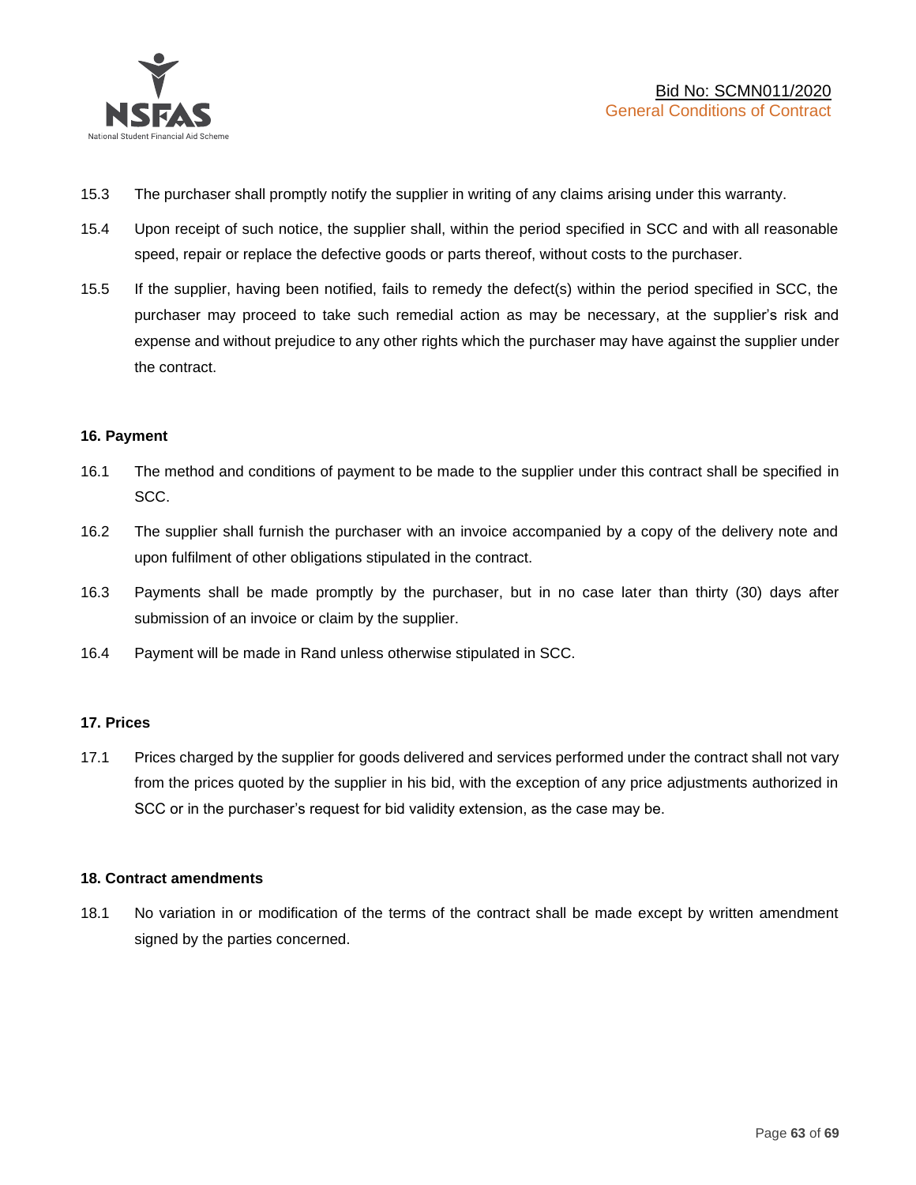15.3 The purchaser shall promptly notify the supplier in writing of any claims arising under this warranty.

15.4 Upon receipt of such notice, the supplier shall, within the period specified in SCC and with all reasonable speed, repair or replace the defective goods or parts thereof, without costs to the purchaser.

15.5 If the supplier, having been notified, fails to remedy the defect(s) within the period specified in SCC, the purchaser may proceed to take such remedial action as may be necessary, at the supplier's risk and expense and without prejudice to any other rights which the purchaser may have against the supplier under the contract.

**16. Payment**

16.1 The method and conditions of payment to be made to the supplier under this contract shall be specified in SCC.

16.2 The supplier shall furnish the purchaser with an invoice accompanied by a copy of the delivery note and upon fulfilment of other obligations stipulated in the contract.

16.3 Payments shall be made promptly by the purchaser, but in no case later than thirty (30) days after submission of an invoice or claim by the supplier.

16.4 Payment will be made in Rand unless otherwise stipulated in SCC.

**17. Prices**

17.1 Prices charged by the supplier for goods delivered and services performed under the contract shall not vary from the prices quoted by the supplier in his bid, with the exception of any price adjustments authorized in SCC or in the purchaser's request for bid validity extension, as the case may be.

**18. Contract amendments**

18.1 No variation in or modification of the terms of the contract shall be made except by written amendment signed by the parties concerned.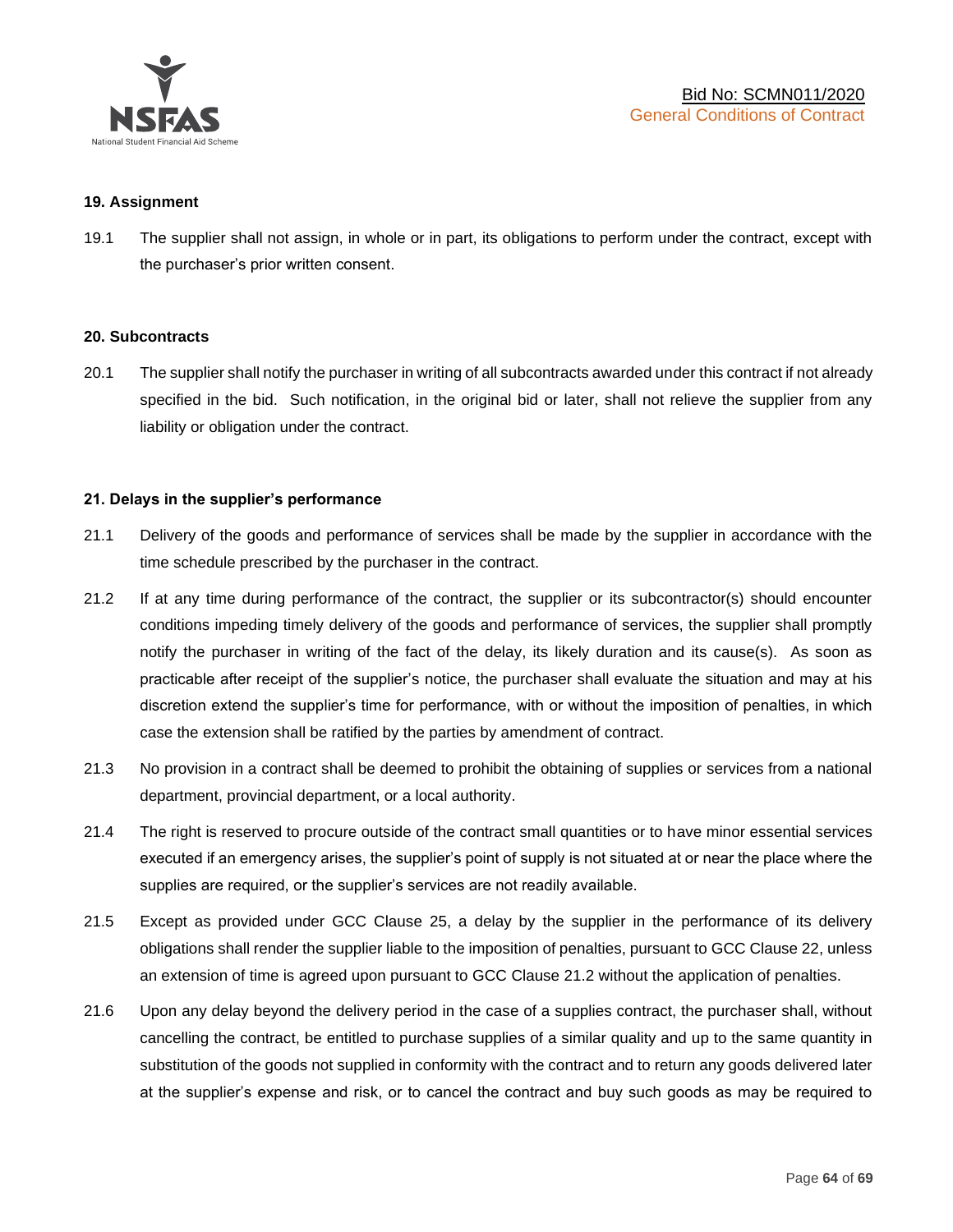## 19. Assignment

19.1 The supplier shall not assign, in whole or in part, its obligations to perform under the contract, except with the purchaser's prior written consent.

## 20. Subcontracts

20.1 The supplier shall notify the purchaser in writing of all subcontracts awarded under this contract if not already specified in the bid. Such notification, in the original bid or later, shall not relieve the supplier from any liability or obligation under the contract.

## 21. Delays in the supplier's performance

21.1 Delivery of the goods and performance of services shall be made by the supplier in accordance with the time schedule prescribed by the purchaser in the contract.

21.2 If at any time during performance of the contract, the supplier or its subcontractor(s) should encounter conditions impeding timely delivery of the goods and performance of services, the supplier shall promptly notify the purchaser in writing of the fact of the delay, its likely duration and its cause(s). As soon as practicable after receipt of the supplier's notice, the purchaser shall evaluate the situation and may at his discretion extend the supplier's time for performance, with or without the imposition of penalties, in which case the extension shall be ratified by the parties by amendment of contract.

21.3 No provision in a contract shall be deemed to prohibit the obtaining of supplies or services from a national department, provincial department, or a local authority.

21.4 The right is reserved to procure outside of the contract small quantities or to have minor essential services executed if an emergency arises, the supplier's point of supply is not situated at or near the place where the supplies are required, or the supplier's services are not readily available.

21.5 Except as provided under GCC Clause 25, a delay by the supplier in the performance of its delivery obligations shall render the supplier liable to the imposition of penalties, pursuant to GCC Clause 22, unless an extension of time is agreed upon pursuant to GCC Clause 21.2 without the application of penalties.

21.6 Upon any delay beyond the delivery period in the case of a supplies contract, the purchaser shall, without cancelling the contract, be entitled to purchase supplies of a similar quality and up to the same quantity in substitution of the goods not supplied in conformity with the contract and to return any goods delivered later at the supplier's expense and risk, or to cancel the contract and buy such goods as may be required to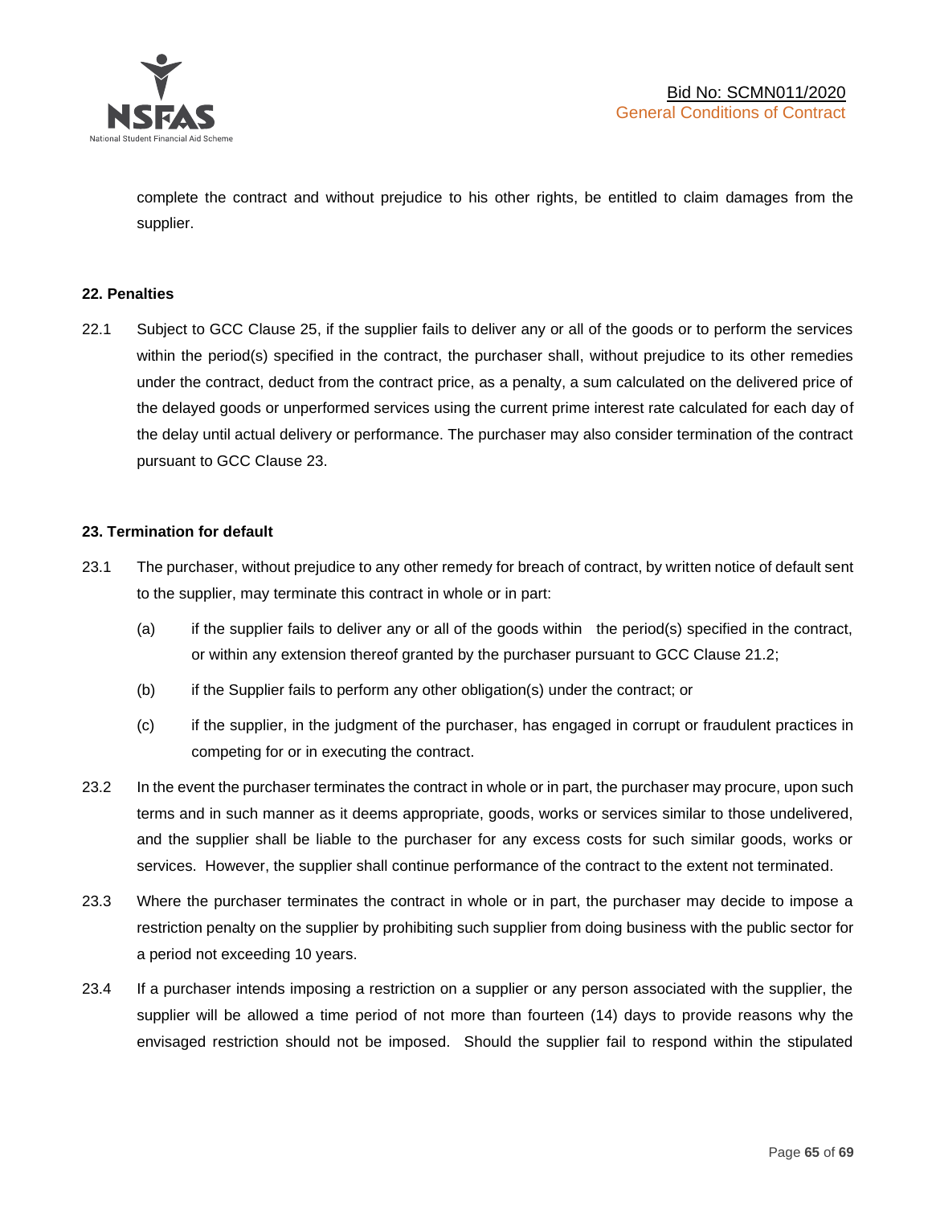complete the contract and without prejudice to his other rights, be entitled to claim damages from the supplier.

**22. Penalties**

22.1 Subject to GCC Clause 25, if the supplier fails to deliver any or all of the goods or to perform the services within the period(s) specified in the contract, the purchaser shall, without prejudice to its other remedies under the contract, deduct from the contract price, as a penalty, a sum calculated on the delivered price of the delayed goods or unperformed services using the current prime interest rate calculated for each day of the delay until actual delivery or performance. The purchaser may also consider termination of the contract pursuant to GCC Clause 23.

**23. Termination for default**

23.1 The purchaser, without prejudice to any other remedy for breach of contract, by written notice of default sent to the supplier, may terminate this contract in whole or in part:

(a) if the supplier fails to deliver any or all of the goods within the period(s) specified in the contract, or within any extension thereof granted by the purchaser pursuant to GCC Clause 21.2;

(b) if the Supplier fails to perform any other obligation(s) under the contract; or

(c) if the supplier, in the judgment of the purchaser, has engaged in corrupt or fraudulent practices in competing for or in executing the contract.

23.2 In the event the purchaser terminates the contract in whole or in part, the purchaser may procure, upon such terms and in such manner as it deems appropriate, goods, works or services similar to those undelivered, and the supplier shall be liable to the purchaser for any excess costs for such similar goods, works or services. However, the supplier shall continue performance of the contract to the extent not terminated.

23.3 Where the purchaser terminates the contract in whole or in part, the purchaser may decide to impose a restriction penalty on the supplier by prohibiting such supplier from doing business with the public sector for a period not exceeding 10 years.

23.4 If a purchaser intends imposing a restriction on a supplier or any person associated with the supplier, the supplier will be allowed a time period of not more than fourteen (14) days to provide reasons why the envisaged restriction should not be imposed. Should the supplier fail to respond within the stipulated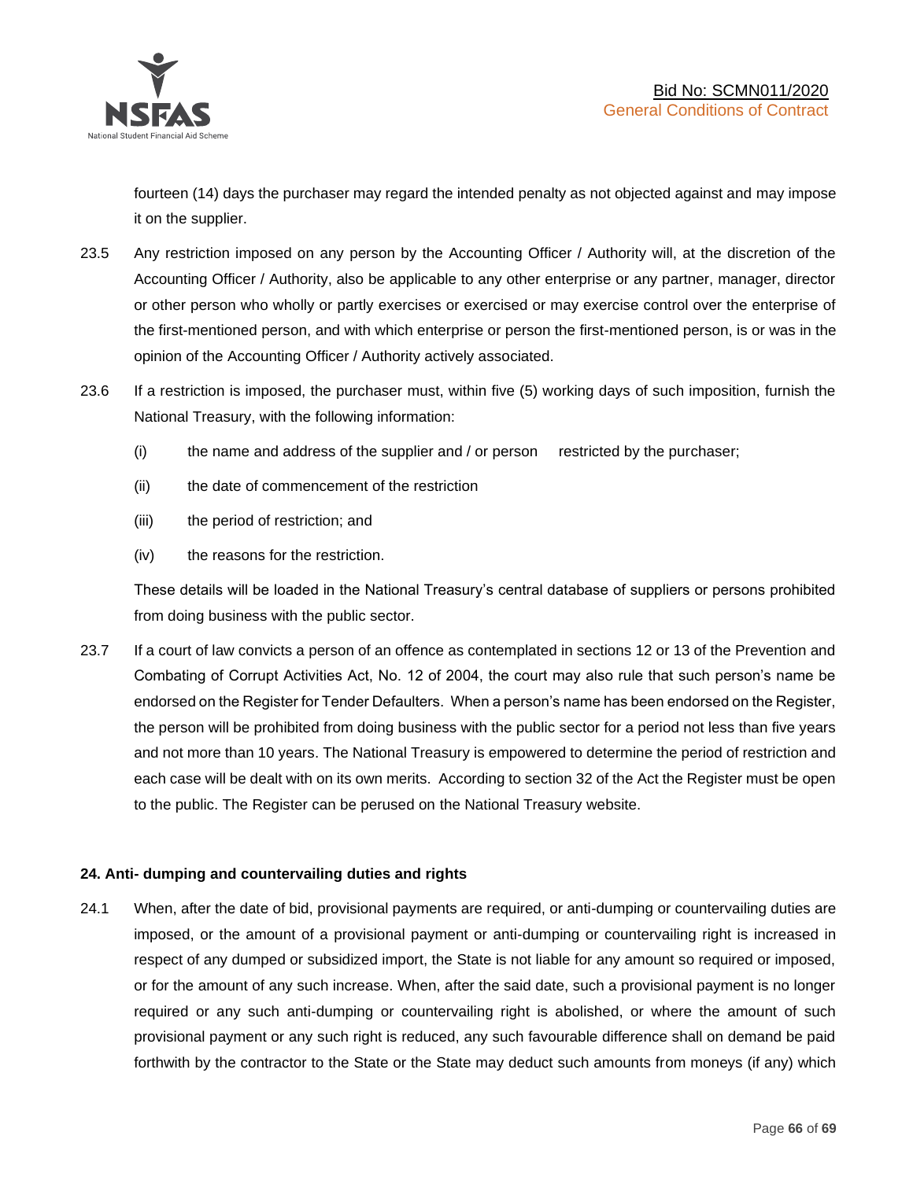fourteen (14) days the purchaser may regard the intended penalty as not objected against and may impose it on the supplier.

23.5 Any restriction imposed on any person by the Accounting Officer / Authority will, at the discretion of the Accounting Officer / Authority, also be applicable to any other enterprise or any partner, manager, director or other person who wholly or partly exercises or exercised or may exercise control over the enterprise of the first-mentioned person, and with which enterprise or person the first-mentioned person, is or was in the opinion of the Accounting Officer / Authority actively associated.

23.6 If a restriction is imposed, the purchaser must, within five (5) working days of such imposition, furnish the National Treasury, with the following information:

(i) the name and address of the supplier and / or person restricted by the purchaser;

(ii) the date of commencement of the restriction

(iii) the period of restriction; and

(iv) the reasons for the restriction.

These details will be loaded in the National Treasury's central database of suppliers or persons prohibited from doing business with the public sector.

23.7 If a court of law convicts a person of an offence as contemplated in sections 12 or 13 of the Prevention and Combating of Corrupt Activities Act, No. 12 of 2004, the court may also rule that such person's name be endorsed on the Register for Tender Defaulters. When a person's name has been endorsed on the Register, the person will be prohibited from doing business with the public sector for a period not less than five years and not more than 10 years. The National Treasury is empowered to determine the period of restriction and each case will be dealt with on its own merits. According to section 32 of the Act the Register must be open to the public. The Register can be perused on the National Treasury website.

**24. Anti- dumping and countervailing duties and rights**

24.1 When, after the date of bid, provisional payments are required, or anti-dumping or countervailing duties are imposed, or the amount of a provisional payment or anti-dumping or countervailing right is increased in respect of any dumped or subsidized import, the State is not liable for any amount so required or imposed, or for the amount of any such increase. When, after the said date, such a provisional payment is no longer required or any such anti-dumping or countervailing right is abolished, or where the amount of such provisional payment or any such right is reduced, any such favourable difference shall on demand be paid forthwith by the contractor to the State or the State may deduct such amounts from moneys (if any) which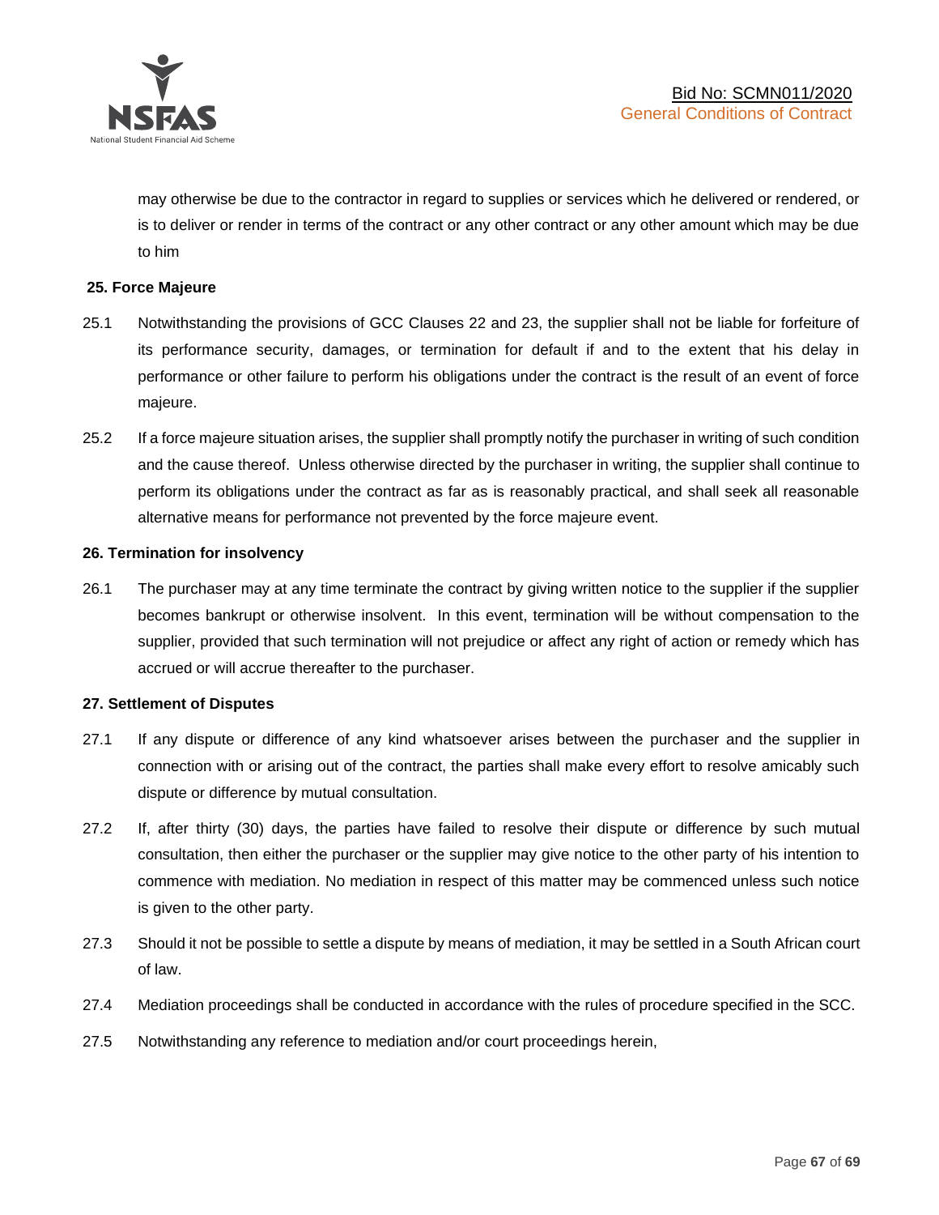may otherwise be due to the contractor in regard to supplies or services which he delivered or rendered, or is to deliver or render in terms of the contract or any other contract or any other amount which may be due to him

**25. Force Majeure**

25.1 Notwithstanding the provisions of GCC Clauses 22 and 23, the supplier shall not be liable for forfeiture of its performance security, damages, or termination for default if and to the extent that his delay in performance or other failure to perform his obligations under the contract is the result of an event of force majeure.

25.2 If a force majeure situation arises, the supplier shall promptly notify the purchaser in writing of such condition and the cause thereof. Unless otherwise directed by the purchaser in writing, the supplier shall continue to perform its obligations under the contract as far as is reasonably practical, and shall seek all reasonable alternative means for performance not prevented by the force majeure event.

**26. Termination for insolvency**

26.1 The purchaser may at any time terminate the contract by giving written notice to the supplier if the supplier becomes bankrupt or otherwise insolvent. In this event, termination will be without compensation to the supplier, provided that such termination will not prejudice or affect any right of action or remedy which has accrued or will accrue thereafter to the purchaser.

**27. Settlement of Disputes**

27.1 If any dispute or difference of any kind whatsoever arises between the purchaser and the supplier in connection with or arising out of the contract, the parties shall make every effort to resolve amicably such dispute or difference by mutual consultation.

27.2 If, after thirty (30) days, the parties have failed to resolve their dispute or difference by such mutual consultation, then either the purchaser or the supplier may give notice to the other party of his intention to commence with mediation. No mediation in respect of this matter may be commenced unless such notice is given to the other party.

27.3 Should it not be possible to settle a dispute by means of mediation, it may be settled in a South African court of law.

27.4 Mediation proceedings shall be conducted in accordance with the rules of procedure specified in the SCC.

27.5 Notwithstanding any reference to mediation and/or court proceedings herein,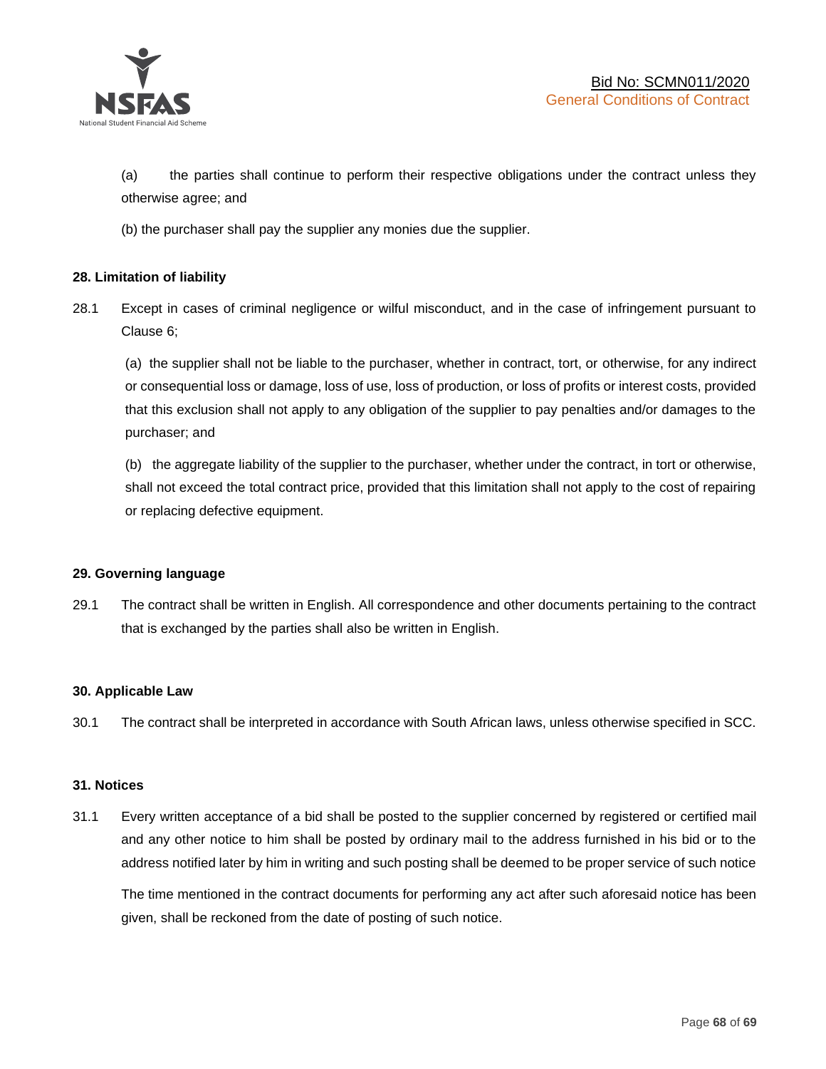(a) the parties shall continue to perform their respective obligations under the contract unless they otherwise agree; and

(b) the purchaser shall pay the supplier any monies due the supplier.

**28. Limitation of liability**

28.1 Except in cases of criminal negligence or wilful misconduct, and in the case of infringement pursuant to Clause 6;

(a) the supplier shall not be liable to the purchaser, whether in contract, tort, or otherwise, for any indirect or consequential loss or damage, loss of use, loss of production, or loss of profits or interest costs, provided that this exclusion shall not apply to any obligation of the supplier to pay penalties and/or damages to the purchaser; and

(b) the aggregate liability of the supplier to the purchaser, whether under the contract, in tort or otherwise, shall not exceed the total contract price, provided that this limitation shall not apply to the cost of repairing or replacing defective equipment.

**29. Governing language**

29.1 The contract shall be written in English. All correspondence and other documents pertaining to the contract that is exchanged by the parties shall also be written in English.

**30. Applicable Law**

30.1 The contract shall be interpreted in accordance with South African laws, unless otherwise specified in SCC.

**31. Notices**

31.1 Every written acceptance of a bid shall be posted to the supplier concerned by registered or certified mail and any other notice to him shall be posted by ordinary mail to the address furnished in his bid or to the address notified later by him in writing and such posting shall be deemed to be proper service of such notice

The time mentioned in the contract documents for performing any act after such aforesaid notice has been given, shall be reckoned from the date of posting of such notice.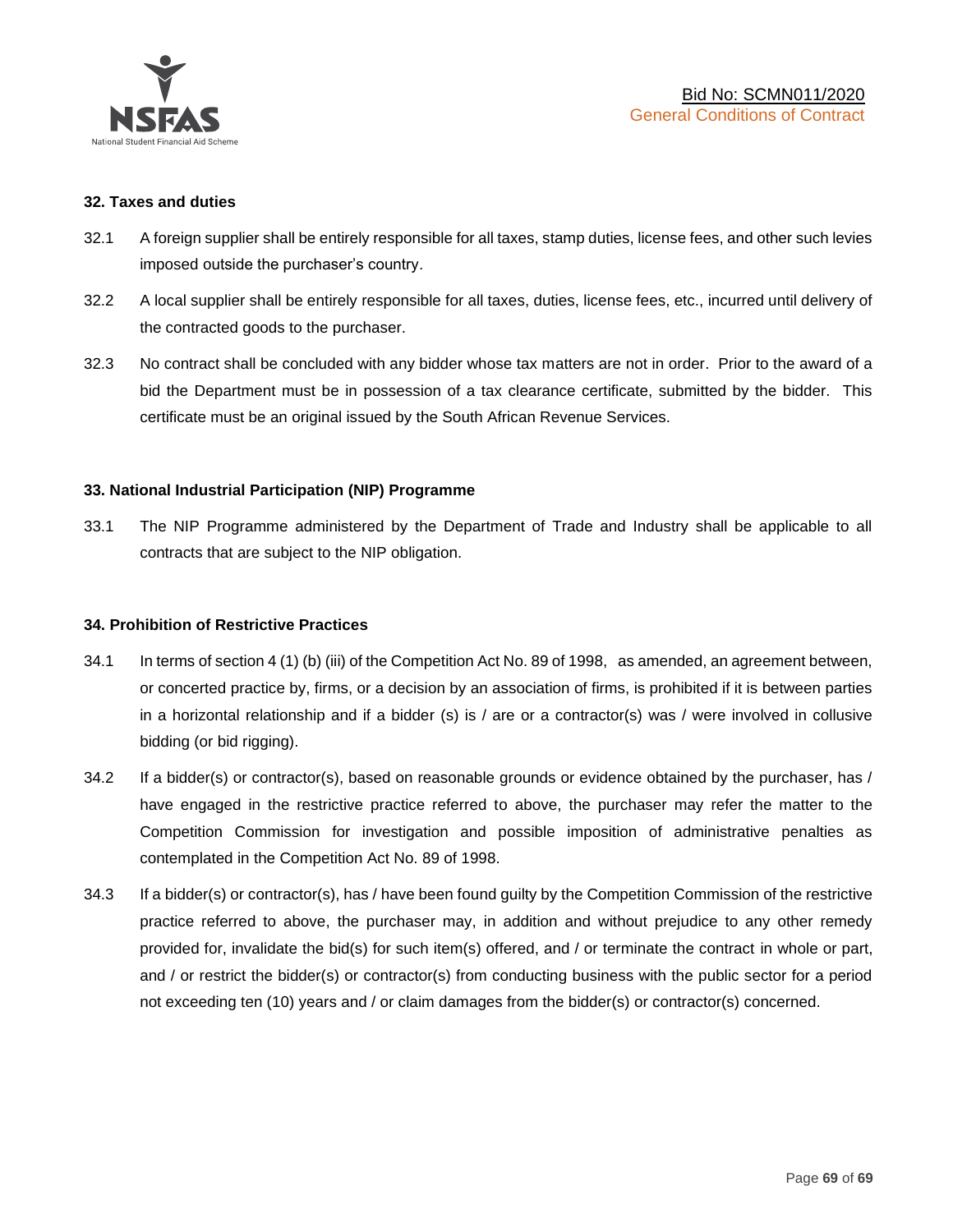### 32. Taxes and duties

32.1 A foreign supplier shall be entirely responsible for all taxes, stamp duties, license fees, and other such levies imposed outside the purchaser's country.

32.2 A local supplier shall be entirely responsible for all taxes, duties, license fees, etc., incurred until delivery of the contracted goods to the purchaser.

32.3 No contract shall be concluded with any bidder whose tax matters are not in order. Prior to the award of a bid the Department must be in possession of a tax clearance certificate, submitted by the bidder. This certificate must be an original issued by the South African Revenue Services.

### 33. National Industrial Participation (NIP) Programme

33.1 The NIP Programme administered by the Department of Trade and Industry shall be applicable to all contracts that are subject to the NIP obligation.

### 34. Prohibition of Restrictive Practices

34.1 In terms of section 4 (1) (b) (iii) of the Competition Act No. 89 of 1998, as amended, an agreement between, or concerted practice by, firms, or a decision by an association of firms, is prohibited if it is between parties in a horizontal relationship and if a bidder (s) is / are or a contractor(s) was / were involved in collusive bidding (or bid rigging).

34.2 If a bidder(s) or contractor(s), based on reasonable grounds or evidence obtained by the purchaser, has / have engaged in the restrictive practice referred to above, the purchaser may refer the matter to the Competition Commission for investigation and possible imposition of administrative penalties as contemplated in the Competition Act No. 89 of 1998.

34.3 If a bidder(s) or contractor(s), has / have been found guilty by the Competition Commission of the restrictive practice referred to above, the purchaser may, in addition and without prejudice to any other remedy provided for, invalidate the bid(s) for such item(s) offered, and / or terminate the contract in whole or part, and / or restrict the bidder(s) or contractor(s) from conducting business with the public sector for a period not exceeding ten (10) years and / or claim damages from the bidder(s) or contractor(s) concerned.